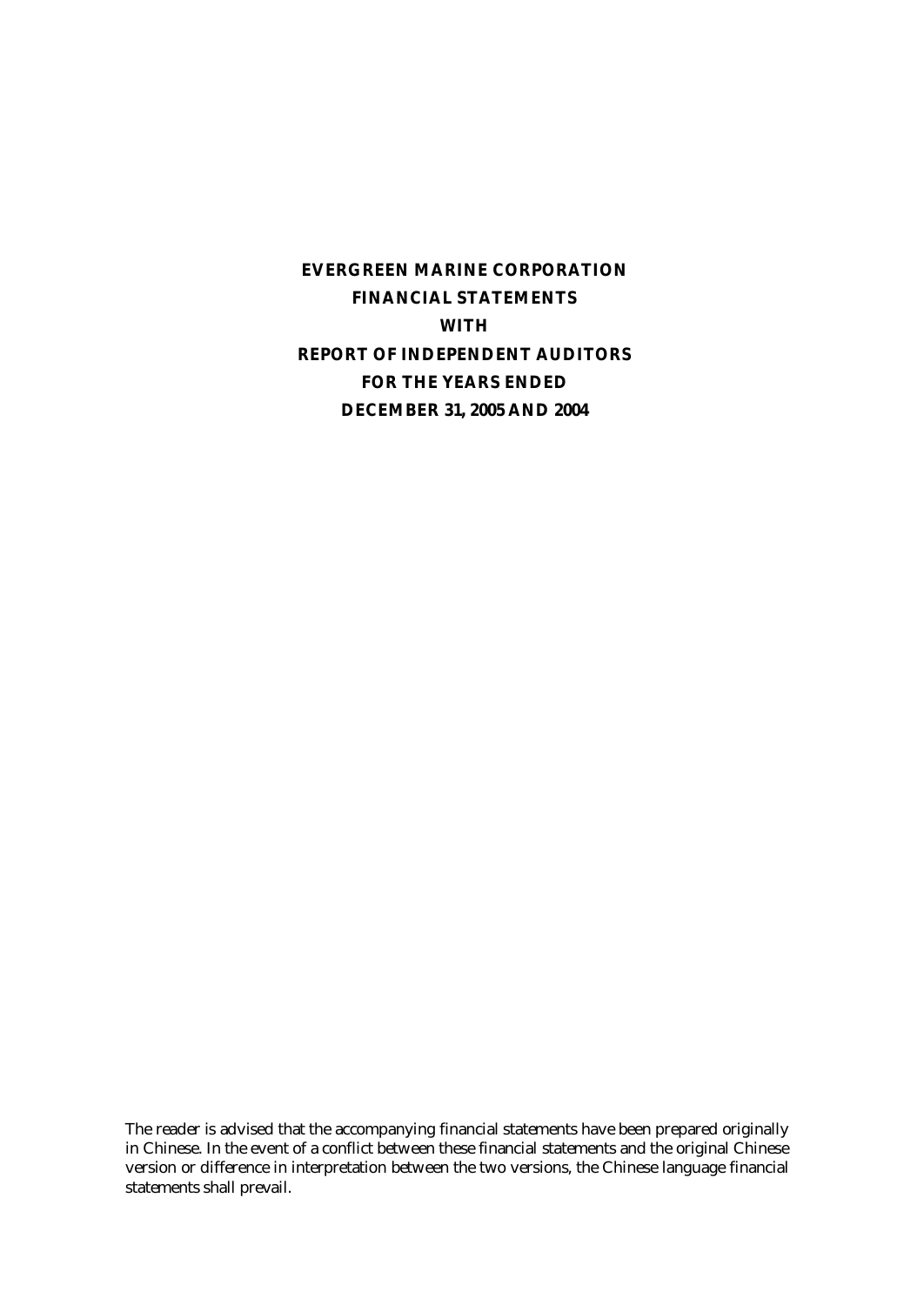# EVERGREEN MARINE CORPORATION
# FINANCIAL STATEMENTS
# WITH
# REPORT OF INDEPENDENT AUDITORS
# FOR THE YEARS ENDED
# DECEMBER 31, 2005 AND 2004

The reader is advised that the accompanying financial statements have been prepared originally in Chinese. In the event of a conflict between these financial statements and the original Chinese version or difference in interpretation between the two versions, the Chinese language financial statements shall prevail.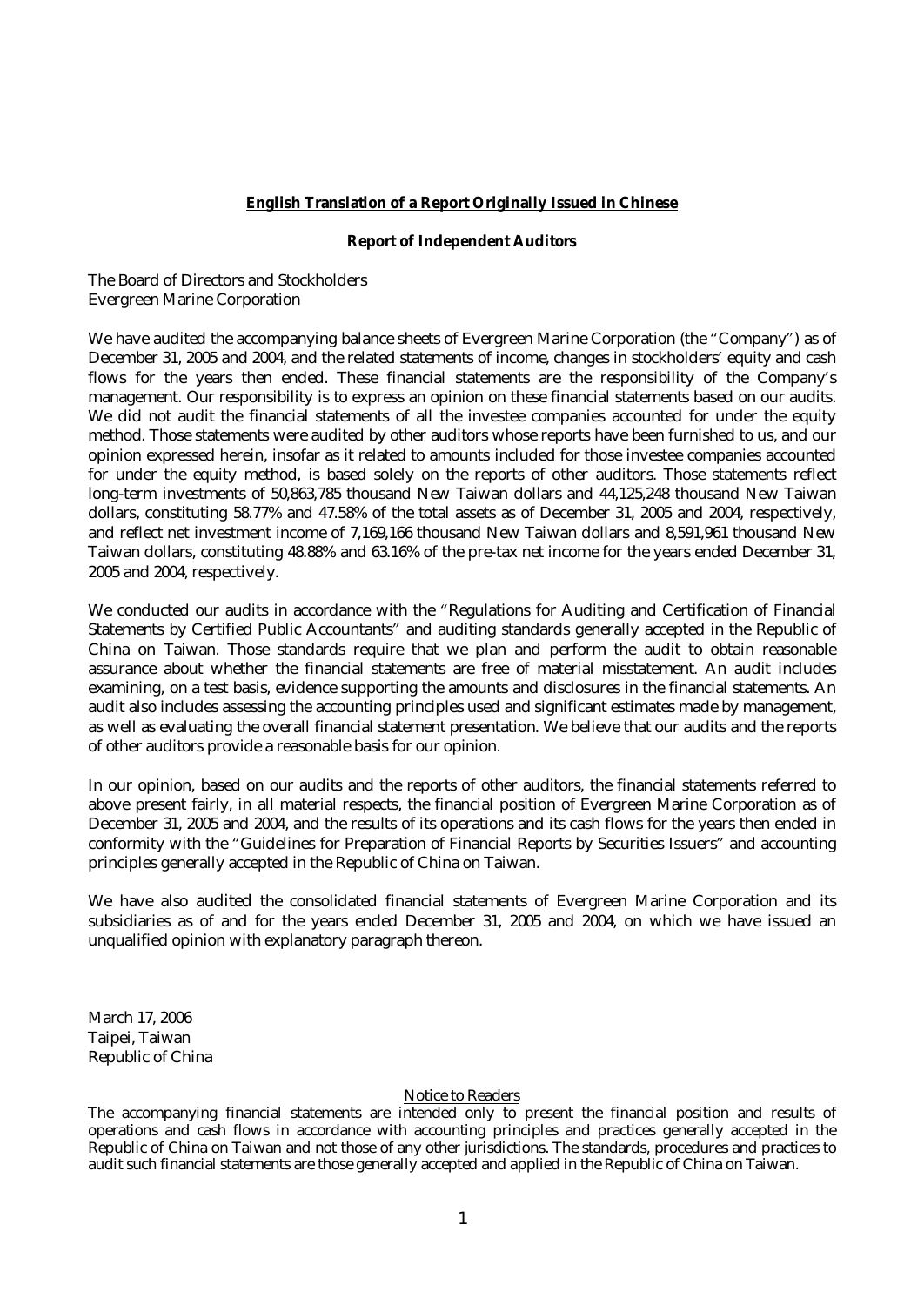**English Translation of a Report Originally Issued in Chinese**

**Report of Independent Auditors**

The Board of Directors and Stockholders
Evergreen Marine Corporation

We have audited the accompanying balance sheets of Evergreen Marine Corporation (the "Company") as of December 31, 2005 and 2004, and the related statements of income, changes in stockholders' equity and cash flows for the years then ended. These financial statements are the responsibility of the Company's management. Our responsibility is to express an opinion on these financial statements based on our audits. We did not audit the financial statements of all the investee companies accounted for under the equity method. Those statements were audited by other auditors whose reports have been furnished to us, and our opinion expressed herein, insofar as it related to amounts included for those investee companies accounted for under the equity method, is based solely on the reports of other auditors. Those statements reflect long-term investments of 50,863,785 thousand New Taiwan dollars and 44,125,248 thousand New Taiwan dollars, constituting 58.77% and 47.58% of the total assets as of December 31, 2005 and 2004, respectively, and reflect net investment income of 7,169,166 thousand New Taiwan dollars and 8,591,961 thousand New Taiwan dollars, constituting 48.88% and 63.16% of the pre-tax net income for the years ended December 31, 2005 and 2004, respectively.

We conducted our audits in accordance with the "Regulations for Auditing and Certification of Financial Statements by Certified Public Accountants" and auditing standards generally accepted in the Republic of China on Taiwan. Those standards require that we plan and perform the audit to obtain reasonable assurance about whether the financial statements are free of material misstatement. An audit includes examining, on a test basis, evidence supporting the amounts and disclosures in the financial statements. An audit also includes assessing the accounting principles used and significant estimates made by management, as well as evaluating the overall financial statement presentation. We believe that our audits and the reports of other auditors provide a reasonable basis for our opinion.

In our opinion, based on our audits and the reports of other auditors, the financial statements referred to above present fairly, in all material respects, the financial position of Evergreen Marine Corporation as of December 31, 2005 and 2004, and the results of its operations and its cash flows for the years then ended in conformity with the "Guidelines for Preparation of Financial Reports by Securities Issuers" and accounting principles generally accepted in the Republic of China on Taiwan.

We have also audited the consolidated financial statements of Evergreen Marine Corporation and its subsidiaries as of and for the years ended December 31, 2005 and 2004, on which we have issued an unqualified opinion with explanatory paragraph thereon.

March 17, 2006
Taipei, Taiwan
Republic of China

Notice to Readers

The accompanying financial statements are intended only to present the financial position and results of operations and cash flows in accordance with accounting principles and practices generally accepted in the Republic of China on Taiwan and not those of any other jurisdictions. The standards, procedures and practices to audit such financial statements are those generally accepted and applied in the Republic of China on Taiwan.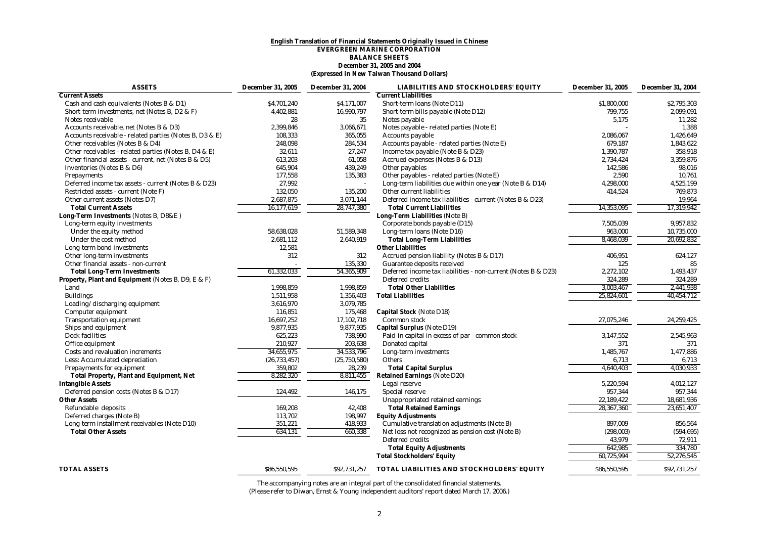**English Translation of Financial Statements Originally Issued in Chinese**

**EVERGREEN MARINE CORPORATION**

**BALANCE SHEETS**

**December 31, 2005 and 2004**

**(Expressed in New Taiwan Thousand Dollars)**

| ASSETS | December 31, 2005 | December 31, 2004 |
|---|---|---|
| **Current Assets** | | |
| Cash and cash equivalents (Notes B & D1) | $4,701,240 | $4,171,007 |
| Short-term investments, net (Notes B, D2 & F) | 4,402,881 | 16,990,797 |
| Notes receivable | 28 | 35 |
| Accounts receivable, net (Notes B & D3) | 2,399,846 | 3,066,671 |
| Accounts receivable - related parties (Notes B, D3 & E) | 108,333 | 365,055 |
| Other receivables (Notes B & D4) | 248,098 | 284,534 |
| Other receivables - related parties (Notes B, D4 & E) | 32,611 | 27,247 |
| Other financial assets - current, net (Notes B & D5) | 613,203 | 61,058 |
| Inventories (Notes B & D6) | 645,904 | 439,249 |
| Prepayments | 177,558 | 135,383 |
| Deferred income tax assets - current (Notes B & D23) | 27,992 | - |
| Restricted assets - current (Note F) | 132,050 | 135,200 |
| Other current assets (Notes D7) | 2,687,875 | 3,071,144 |
| **Total Current Assets** | 16,177,619 | 28,747,380 |
| **Long-Term Investments** (Notes B, D8&E ) | | |
| Long-term equity investments | | |
| Under the equity method | 58,638,028 | 51,589,348 |
| Under the cost method | 2,681,112 | 2,640,919 |
| Long-term bond investments | 12,581 | - |
| Other long-term investments | 312 | 312 |
| Other financial assets - non-current | - | 135,330 |
| **Total Long-Term Investments** | 61,332,033 | 54,365,909 |
| **Property, Plant and Equipment** (Notes B, D9, E & F) | | |
| Land | 1,998,859 | 1,998,859 |
| Buildings | 1,511,958 | 1,356,403 |
| Loading/discharging equipment | 3,616,970 | 3,079,785 |
| Computer equipment | 116,851 | 175,468 |
| Transportation equipment | 16,697,252 | 17,102,718 |
| Ships and equipment | 9,877,935 | 9,877,935 |
| Dock facilities | 625,223 | 738,990 |
| Office equipment | 210,927 | 203,638 |
| Costs and revaluation increments | 34,655,975 | 34,533,796 |
| Less: Accumulated depreciation | (26,733,457) | (25,750,580) |
| Prepayments for equipment | 359,802 | 28,239 |
| **Total Property, Plant and Equipment, Net** | 8,282,320 | 8,811,455 |
| **Intangible Assets** | | |
| Deferred pension costs (Notes B & D17) | 124,492 | 146,175 |
| **Other Assets** | | |
| Refundable deposits | 169,208 | 42,408 |
| Deferred charges (Note B) | 113,702 | 198,997 |
| Long-term installment receivables (Note D10) | 351,221 | 418,933 |
| **Total Other Assets** | 634,131 | 660,338 |
| **TOTAL ASSETS** | $86,550,595 | $92,731,257 |

| LIABILITIES AND STOCKHOLDERS' EQUITY | December 31, 2005 | December 31, 2004 |
|---|---|---|
| **Current Liabilities** | | |
| Short-term loans (Note D11) | $1,800,000 | $2,795,303 |
| Short-term bills payable (Note D12) | 799,755 | 2,099,091 |
| Notes payable | 5,175 | 11,282 |
| Notes payable - related parties (Note E) | - | 1,388 |
| Accounts payable | 2,086,067 | 1,426,649 |
| Accounts payable - related parties (Note E) | 679,187 | 1,843,622 |
| Income tax payable (Note B & D23) | 1,390,787 | 358,918 |
| Accrued expenses (Notes B & D13) | 2,734,424 | 3,359,876 |
| Other payables | 142,586 | 98,016 |
| Other payables - related parties (Note E) | 2,590 | 10,761 |
| Long-term liabilities due within one year (Note B & D14) | 4,298,000 | 4,525,199 |
| Other current liabilities | 414,524 | 769,873 |
| Deferred income tax liabilities - current (Notes B & D23) | - | 19,964 |
| **Total Current Liabilities** | 14,353,095 | 17,319,942 |
| **Long-Term Liabilities** (Note B) | | |
| Corporate bonds payable (D15) | 7,505,039 | 9,957,832 |
| Long-term loans (Note D16) | 963,000 | 10,735,000 |
| **Total Long-Term Liabilities** | 8,468,039 | 20,692,832 |
| **Other Liabilities** | | |
| Accrued pension liability (Notes B & D17) | 406,951 | 624,127 |
| Guarantee deposits received | 125 | 85 |
| Deferred income tax liabilities - non-current (Notes B & D23) | 2,272,102 | 1,493,437 |
| Deferred credits | 324,289 | 324,289 |
| **Total Other Liabilities** | 3,003,467 | 2,441,938 |
| **Total Liabilities** | 25,824,601 | 40,454,712 |
| **Capital Stock** (Note D18) | | |
| Common stock | 27,075,246 | 24,259,425 |
| **Capital Surplus** (Note D19) | | |
| Paid-in capital in excess of par - common stock | 3,147,552 | 2,545,963 |
| Donated capital | 371 | 371 |
| Long-term investments | 1,485,767 | 1,477,886 |
| Others | 6,713 | 6,713 |
| **Total Capital Surplus** | 4,640,403 | 4,030,933 |
| **Retained Earnings** (Note D20) | | |
| Legal reserve | 5,220,594 | 4,012,127 |
| Special reserve | 957,344 | 957,344 |
| Unappropriated retained earnings | 22,189,422 | 18,681,936 |
| **Total Retained Earnings** | 28,367,360 | 23,651,407 |
| **Equity Adjustments** | | |
| Cumulative translation adjustments (Note B) | 897,009 | 856,564 |
| Net loss not recognized as pension cost (Note B) | (298,003) | (594,695) |
| Deferred credits | 43,979 | 72,911 |
| **Total Equity Adjustments** | 642,985 | 334,780 |
| **Total Stockholders' Equity** | 60,725,994 | 52,276,545 |
| **TOTAL LIABILITIES AND STOCKHOLDERS' EQUITY** | $86,550,595 | $92,731,257 |

The accompanying notes are an integral part of the consolidated financial statements.
(Please refer to Diwan, Ernst & Young independent auditors' report dated March 17, 2006.)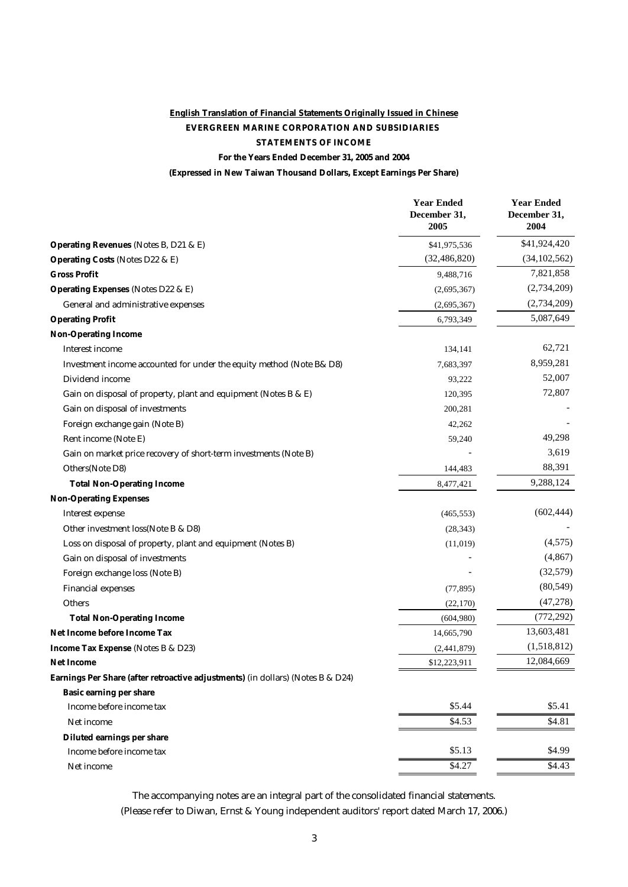**English Translation of Financial Statements Originally Issued in Chinese**

**EVERGREEN MARINE CORPORATION AND SUBSIDIARIES**

**STATEMENTS OF INCOME**

**For the Years Ended December 31, 2005 and 2004**

**(Expressed in New Taiwan Thousand Dollars, Except Earnings Per Share)**

| | Year Ended December 31, 2005 | Year Ended December 31, 2004 |
|---|---|---|
| **Operating Revenues** (Notes B, D21 & E) | \$41,975,536 | \$41,924,420 |
| **Operating Costs** (Notes D22 & E) | (32,486,820) | (34,102,562) |
| **Gross Profit** | 9,488,716 | 7,821,858 |
| **Operating Expenses** (Notes D22 & E) | (2,695,367) | (2,734,209) |
| General and administrative expenses | (2,695,367) | (2,734,209) |
| **Operating Profit** | 6,793,349 | 5,087,649 |
| **Non-Operating Income** | | |
| Interest income | 134,141 | 62,721 |
| Investment income accounted for under the equity method (Note B& D8) | 7,683,397 | 8,959,281 |
| Dividend income | 93,222 | 52,007 |
| Gain on disposal of property, plant and equipment (Notes B & E) | 120,395 | 72,807 |
| Gain on disposal of investments | 200,281 | - |
| Foreign exchange gain (Note B) | 42,262 | - |
| Rent income (Note E) | 59,240 | 49,298 |
| Gain on market price recovery of short-term investments (Note B) | - | 3,619 |
| Others(Note D8) | 144,483 | 88,391 |
| **Total Non-Operating Income** | 8,477,421 | 9,288,124 |
| **Non-Operating Expenses** | | |
| Interest expense | (465,553) | (602,444) |
| Other investment loss(Note B & D8) | (28,343) | - |
| Loss on disposal of property, plant and equipment (Notes B) | (11,019) | (4,575) |
| Gain on disposal of investments | - | (4,867) |
| Foreign exchange loss (Note B) | - | (32,579) |
| Financial expenses | (77,895) | (80,549) |
| Others | (22,170) | (47,278) |
| **Total Non-Operating Income** | (604,980) | (772,292) |
| **Net Income before Income Tax** | 14,665,790 | 13,603,481 |
| **Income Tax Expense** (Notes B & D23) | (2,441,879) | (1,518,812) |
| **Net Income** | \$12,223,911 | 12,084,669 |
| **Earnings Per Share (after retroactive adjustments)** (in dollars) (Notes B & D24) | | |
| **Basic earning per share** | | |
| Income before income tax | \$5.44 | \$5.41 |
| Net income | \$4.53 | \$4.81 |
| **Diluted earnings per share** | | |
| Income before income tax | \$5.13 | \$4.99 |
| Net income | \$4.27 | \$4.43 |

The accompanying notes are an integral part of the consolidated financial statements.

(Please refer to Diwan, Ernst & Young independent auditors' report dated March 17, 2006.)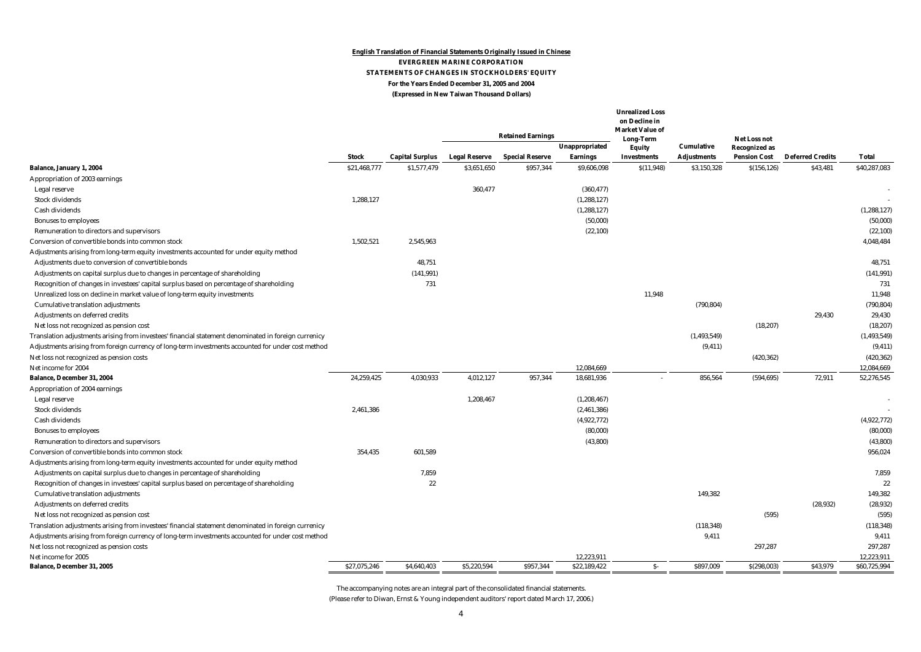**English Translation of Financial Statements Originally Issued in Chinese**

**EVERGREEN MARINE CORPORATION**

**STATEMENTS OF CHANGES IN STOCKHOLDERS' EQUITY**

**For the Years Ended December 31, 2005 and 2004**

**(Expressed in New Taiwan Thousand Dollars)**

| | | | Retained Earnings | | | Unrealized Loss on Decline in Market Value of Long-Term Equity Investments | | | | |
|---|---|---|---|---|---|---|---|---|---|---|
| | Stock | Capital Surplus | Legal Reserve | Special Reserve | Unappropriated Earnings | | Cumulative Adjustments | Net Loss not Recognized as Pension Cost | Deferred Credits | Total |
| **Balance, January 1, 2004** | $21,468,777 | $1,577,479 | $3,651,650 | $957,344 | $9,606,098 | $(11,948) | $3,150,328 | $(156,126) | $43,481 | $40,287,083 |
| Appropriation of 2003 earnings | | | | | | | | | | |
| Legal reserve | | | 360,477 | | (360,477) | | | | | - |
| Stock dividends | 1,288,127 | | | | (1,288,127) | | | | | - |
| Cash dividends | | | | | (1,288,127) | | | | | (1,288,127) |
| Bonuses to employees | | | | | (50,000) | | | | | (50,000) |
| Remuneration to directors and supervisors | | | | | (22,100) | | | | | (22,100) |
| Conversion of convertible bonds into common stock | 1,502,521 | 2,545,963 | | | | | | | | 4,048,484 |
| Adjustments arising from long-term equity investments accounted for under equity method | | | | | | | | | | |
| Adjustments due to conversion of convertible bonds | | 48,751 | | | | | | | | 48,751 |
| Adjustments on capital surplus due to changes in percentage of shareholding | | (141,991) | | | | | | | | (141,991) |
| Recognition of changes in investees' capital surplus based on percentage of shareholding | | 731 | | | | | | | | 731 |
| Unrealized loss on decline in market value of long-term equity investments | | | | | | 11,948 | | | | 11,948 |
| Cumulative translation adjustments | | | | | | | (790,804) | | | (790,804) |
| Adjustments on deferred credits | | | | | | | | | 29,430 | 29,430 |
| Net loss not recognized as pension cost | | | | | | | | (18,207) | | (18,207) |
| Translation adjustments arising from investees' financial statement denominated in foreign currency | | | | | | | (1,493,549) | | | (1,493,549) |
| Adjustments arising from foreign currency of long-term investments accounted for under cost method | | | | | | | (9,411) | | | (9,411) |
| Net loss not recognized as pension costs | | | | | | | | (420,362) | | (420,362) |
| Net income for 2004 | | | | | 12,084,669 | | | | | 12,084,669 |
| **Balance, December 31, 2004** | 24,259,425 | 4,030,933 | 4,012,127 | 957,344 | 18,681,936 | - | 856,564 | (594,695) | 72,911 | 52,276,545 |
| Appropriation of 2004 earnings | | | | | | | | | | |
| Legal reserve | | | 1,208,467 | | (1,208,467) | | | | | - |
| Stock dividends | 2,461,386 | | | | (2,461,386) | | | | | - |
| Cash dividends | | | | | (4,922,772) | | | | | (4,922,772) |
| Bonuses to employees | | | | | (80,000) | | | | | (80,000) |
| Remuneration to directors and supervisors | | | | | (43,800) | | | | | (43,800) |
| Conversion of convertible bonds into common stock | 354,435 | 601,589 | | | | | | | | 956,024 |
| Adjustments arising from long-term equity investments accounted for under equity method | | | | | | | | | | |
| Adjustments on capital surplus due to changes in percentage of shareholding | | 7,859 | | | | | | | | 7,859 |
| Recognition of changes in investees' capital surplus based on percentage of shareholding | | 22 | | | | | | | | 22 |
| Cumulative translation adjustments | | | | | | | 149,382 | | | 149,382 |
| Adjustments on deferred credits | | | | | | | | | (28,932) | (28,932) |
| Net loss not recognized as pension cost | | | | | | | | (595) | | (595) |
| Translation adjustments arising from investees' financial statement denominated in foreign currency | | | | | | | (118,348) | | | (118,348) |
| Adjustments arising from foreign currency of long-term investments accounted for under cost method | | | | | | | 9,411 | | | 9,411 |
| Net loss not recognized as pension costs | | | | | | | | 297,287 | | 297,287 |
| Net income for 2005 | | | | | 12,223,911 | | | | | 12,223,911 |
| **Balance, December 31, 2005** | $27,075,246 | $4,640,403 | $5,220,594 | $957,344 | $22,189,422 | $- | $897,009 | $(298,003) | $43,979 | $60,725,994 |

The accompanying notes are an integral part of the consolidated financial statements.

(Please refer to Diwan, Ernst & Young independent auditors' report dated March 17, 2006.)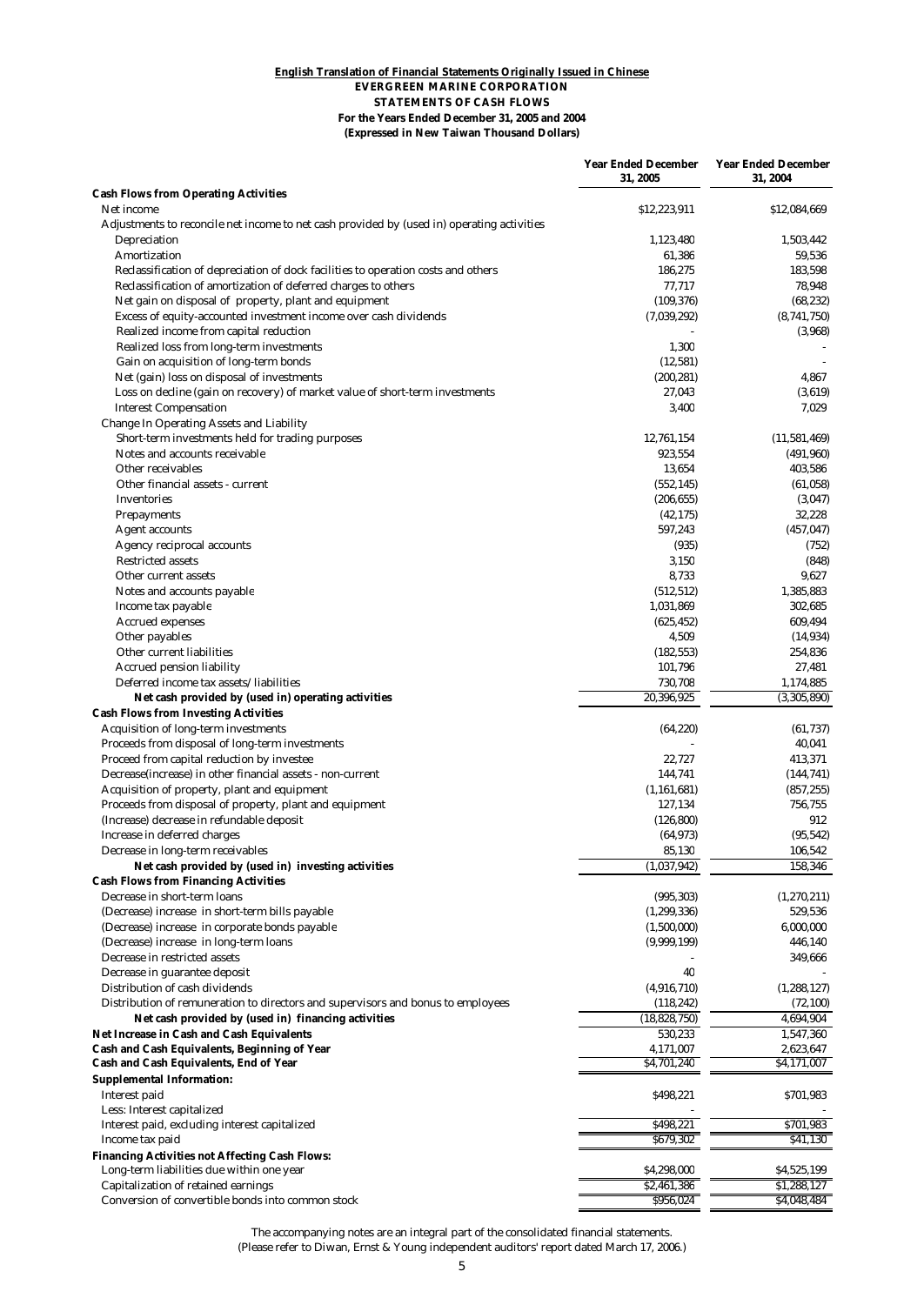**English Translation of Financial Statements Originally Issued in Chinese**

**EVERGREEN MARINE CORPORATION**

**STATEMENTS OF CASH FLOWS**

**For the Years Ended December 31, 2005 and 2004**

**(Expressed in New Taiwan Thousand Dollars)**

| | Year Ended December 31, 2005 | Year Ended December 31, 2004 |
|---|---|---|
| **Cash Flows from Operating Activities** | | |
| Net income | $12,223,911 | $12,084,669 |
| Adjustments to reconcile net income to net cash provided by (used in) operating activities | | |
| Depreciation | 1,123,480 | 1,503,442 |
| Amortization | 61,386 | 59,536 |
| Reclassification of depreciation of dock facilities to operation costs and others | 186,275 | 183,598 |
| Reclassification of amortization of deferred charges to others | 77,717 | 78,948 |
| Net gain on disposal of property, plant and equipment | (109,376) | (68,232) |
| Excess of equity-accounted investment income over cash dividends | (7,039,292) | (8,741,750) |
| Realized income from capital reduction | - | (3,968) |
| Realized loss from long-term investments | 1,300 | - |
| Gain on acquisition of long-term bonds | (12,581) | - |
| Net (gain) loss on disposal of investments | (200,281) | 4,867 |
| Loss on decline (gain on recovery) of market value of short-term investments | 27,043 | (3,619) |
| Interest Compensation | 3,400 | 7,029 |
| Change In Operating Assets and Liability | | |
| Short-term investments held for trading purposes | 12,761,154 | (11,581,469) |
| Notes and accounts receivable | 923,554 | (491,960) |
| Other receivables | 13,654 | 403,586 |
| Other financial assets - current | (552,145) | (61,058) |
| Inventories | (206,655) | (3,047) |
| Prepayments | (42,175) | 32,228 |
| Agent accounts | 597,243 | (457,047) |
| Agency reciprocal accounts | (935) | (752) |
| Restricted assets | 3,150 | (848) |
| Other current assets | 8,733 | 9,627 |
| Notes and accounts payable | (512,512) | 1,385,883 |
| Income tax payable | 1,031,869 | 302,685 |
| Accrued expenses | (625,452) | 609,494 |
| Other payables | 4,509 | (14,934) |
| Other current liabilities | (182,553) | 254,836 |
| Accrued pension liability | 101,796 | 27,481 |
| Deferred income tax assets/liabilities | 730,708 | 1,174,885 |
| **Net cash provided by (used in) operating activities** | 20,396,925 | (3,305,890) |
| **Cash Flows from Investing Activities** | | |
| Acquisition of long-term investments | (64,220) | (61,737) |
| Proceeds from disposal of long-term investments | - | 40,041 |
| Proceed from capital reduction by investee | 22,727 | 413,371 |
| Decrease(increase) in other financial assets - non-current | 144,741 | (144,741) |
| Acquisition of property, plant and equipment | (1,161,681) | (857,255) |
| Proceeds from disposal of property, plant and equipment | 127,134 | 756,755 |
| (Increase) decrease in refundable deposit | (126,800) | 912 |
| Increase in deferred charges | (64,973) | (95,542) |
| Decrease in long-term receivables | 85,130 | 106,542 |
| **Net cash provided by (used in) investing activities** | (1,037,942) | 158,346 |
| **Cash Flows from Financing Activities** | | |
| Decrease in short-term loans | (995,303) | (1,270,211) |
| (Decrease) increase in short-term bills payable | (1,299,336) | 529,536 |
| (Decrease) increase in corporate bonds payable | (1,500,000) | 6,000,000 |
| (Decrease) increase in long-term loans | (9,999,199) | 446,140 |
| Decrease in restricted assets | - | 349,666 |
| Decrease in guarantee deposit | 40 | - |
| Distribution of cash dividends | (4,916,710) | (1,288,127) |
| Distribution of remuneration to directors and supervisors and bonus to employees | (118,242) | (72,100) |
| **Net cash provided by (used in) financing activities** | (18,828,750) | 4,694,904 |
| **Net Increase in Cash and Cash Equivalents** | 530,233 | 1,547,360 |
| **Cash and Cash Equivalents, Beginning of Year** | 4,171,007 | 2,623,647 |
| **Cash and Cash Equivalents, End of Year** | $4,701,240 | $4,171,007 |
| **Supplemental Information:** | | |
| Interest paid | $498,221 | $701,983 |
| Less: Interest capitalized | - | - |
| Interest paid, excluding interest capitalized | $498,221 | $701,983 |
| Income tax paid | $679,302 | $41,130 |
| **Financing Activities not Affecting Cash Flows:** | | |
| Long-term liabilities due within one year | $4,298,000 | $4,525,199 |
| Capitalization of retained earnings | $2,461,386 | $1,288,127 |
| Conversion of convertible bonds into common stock | $956,024 | $4,048,484 |

The accompanying notes are an integral part of the consolidated financial statements.
(Please refer to Diwan, Ernst & Young independent auditors' report dated March 17, 2006.)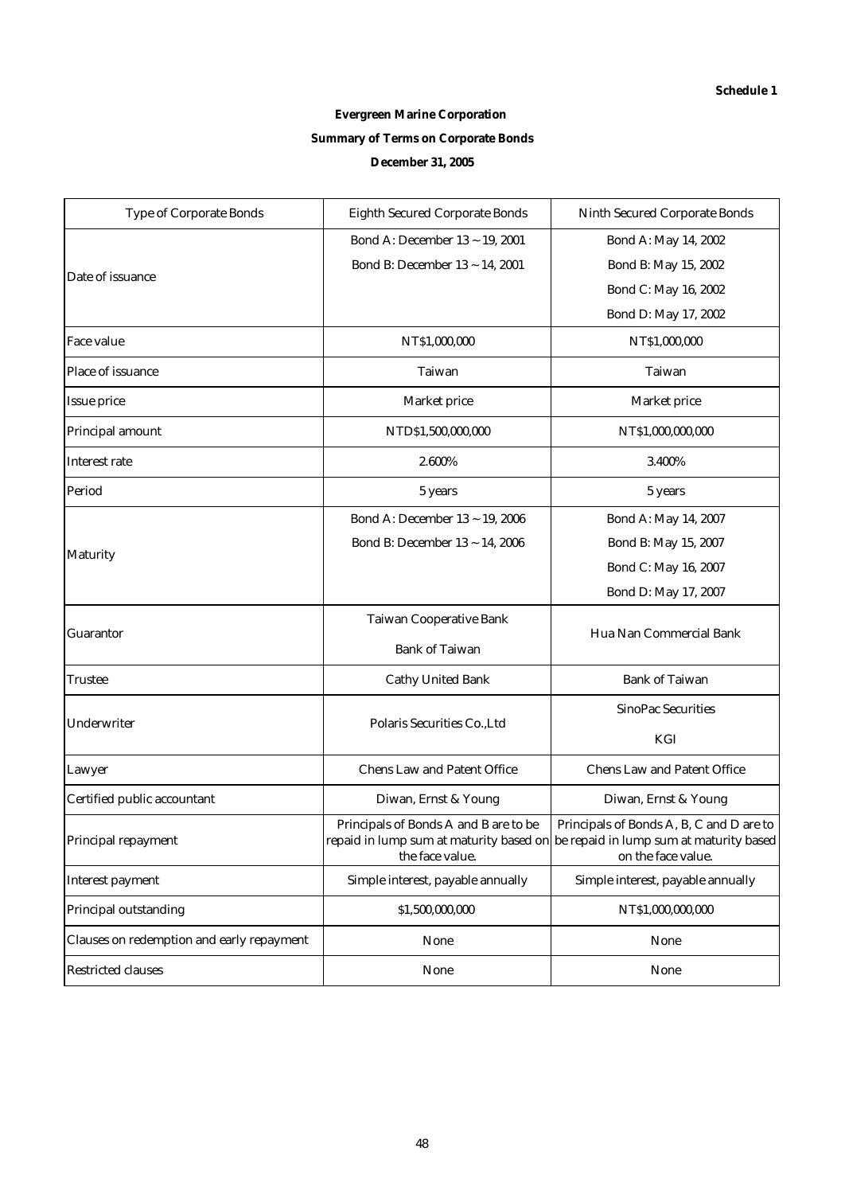**Schedule 1**

**Evergreen Marine Corporation**

**Summary of Terms on Corporate Bonds**

**December 31, 2005**

| Type of Corporate Bonds | Eighth Secured Corporate Bonds | Ninth Secured Corporate Bonds |
|---|---|---|
| Date of issuance | Bond A: December 13 ~ 19, 2001<br>Bond B: December 13 ~ 14, 2001 | Bond A: May 14, 2002<br>Bond B: May 15, 2002<br>Bond C: May 16, 2002<br>Bond D: May 17, 2002 |
| Face value | NT$1,000,000 | NT$1,000,000 |
| Place of issuance | Taiwan | Taiwan |
| Issue price | Market price | Market price |
| Principal amount | NTD$1,500,000,000 | NT$1,000,000,000 |
| Interest rate | 2.600% | 3.400% |
| Period | 5 years | 5 years |
| Maturity | Bond A: December 13 ~ 19, 2006<br>Bond B: December 13 ~ 14, 2006 | Bond A: May 14, 2007<br>Bond B: May 15, 2007<br>Bond C: May 16, 2007<br>Bond D: May 17, 2007 |
| Guarantor | Taiwan Cooperative Bank<br>Bank of Taiwan | Hua Nan Commercial Bank |
| Trustee | Cathy United Bank | Bank of Taiwan |
| Underwriter | Polaris Securities Co.,Ltd | SinoPac Securities<br>KGI |
| Lawyer | Chens Law and Patent Office | Chens Law and Patent Office |
| Certified public accountant | Diwan, Ernst & Young | Diwan, Ernst & Young |
| Principal repayment | Principals of Bonds A and B are to be repaid in lump sum at maturity based on the face value. | Principals of Bonds A, B, C and D are to be repaid in lump sum at maturity based on the face value. |
| Interest payment | Simple interest, payable annually | Simple interest, payable annually |
| Principal outstanding | $1,500,000,000 | NT$1,000,000,000 |
| Clauses on redemption and early repayment | None | None |
| Restricted clauses | None | None |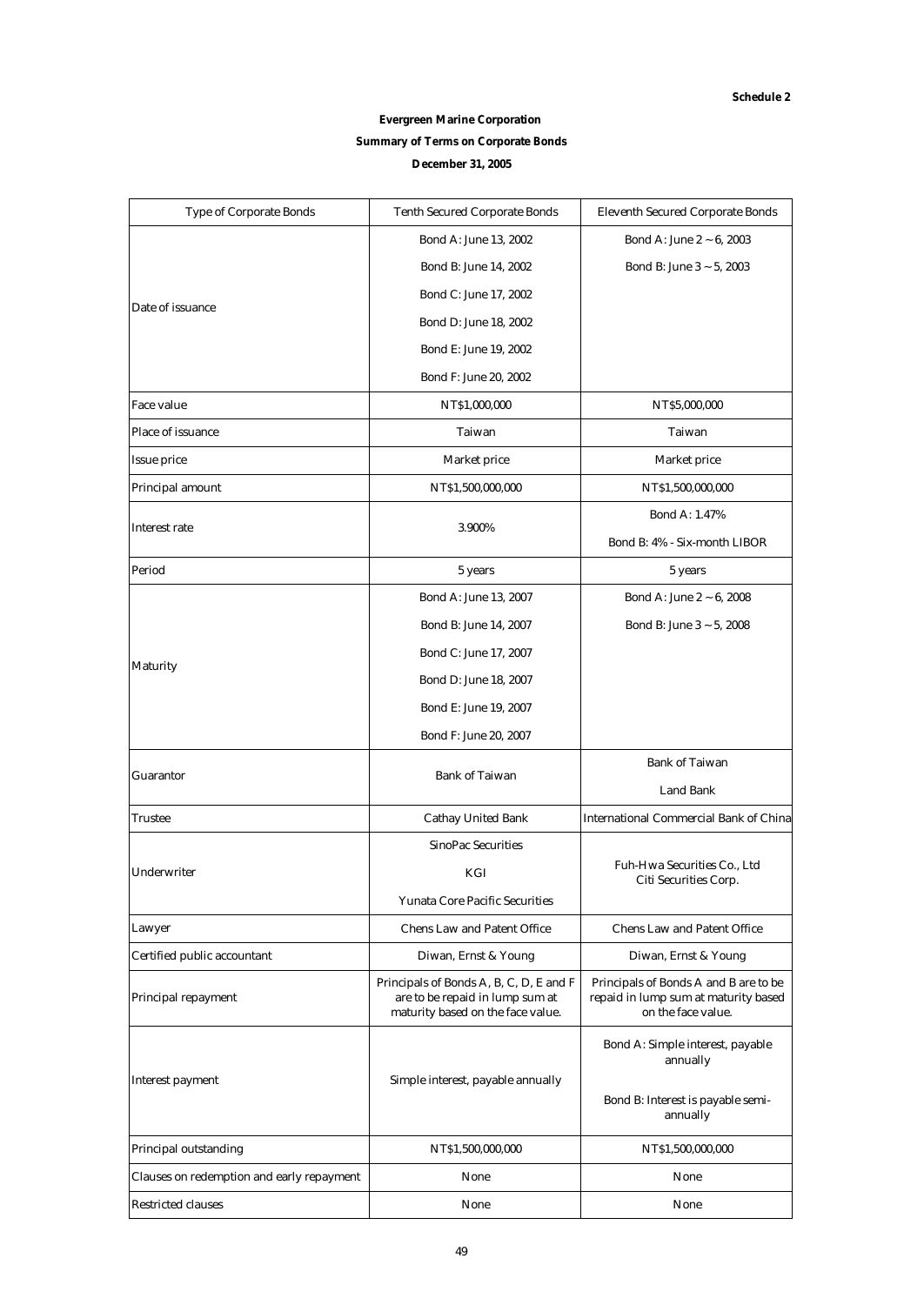**Schedule 2**

**Evergreen Marine Corporation**

**Summary of Terms on Corporate Bonds**

**December 31, 2005**

| Type of Corporate Bonds | Tenth Secured Corporate Bonds | Eleventh Secured Corporate Bonds |
|---|---|---|
| Date of issuance | Bond A: June 13, 2002<br>Bond B: June 14, 2002<br>Bond C: June 17, 2002<br>Bond D: June 18, 2002<br>Bond E: June 19, 2002<br>Bond F: June 20, 2002 | Bond A: June 2 ~ 6, 2003<br>Bond B: June 3 ~ 5, 2003 |
| Face value | NT$1,000,000 | NT$5,000,000 |
| Place of issuance | Taiwan | Taiwan |
| Issue price | Market price | Market price |
| Principal amount | NT$1,500,000,000 | NT$1,500,000,000 |
| Interest rate | 3.900% | Bond A: 1.47%<br>Bond B: 4% - Six-month LIBOR |
| Period | 5 years | 5 years |
| Maturity | Bond A: June 13, 2007<br>Bond B: June 14, 2007<br>Bond C: June 17, 2007<br>Bond D: June 18, 2007<br>Bond E: June 19, 2007<br>Bond F: June 20, 2007 | Bond A: June 2 ~ 6, 2008<br>Bond B: June 3 ~ 5, 2008 |
| Guarantor | Bank of Taiwan | Bank of Taiwan<br>Land Bank |
| Trustee | Cathay United Bank | International Commercial Bank of China |
| Underwriter | SinoPac Securities<br>KGI<br>Yunata Core Pacific Securities | Fuh-Hwa Securities Co., Ltd<br>Citi Securities Corp. |
| Lawyer | Chens Law and Patent Office | Chens Law and Patent Office |
| Certified public accountant | Diwan, Ernst & Young | Diwan, Ernst & Young |
| Principal repayment | Principals of Bonds A, B, C, D, E and F are to be repaid in lump sum at maturity based on the face value. | Principals of Bonds A and B are to be repaid in lump sum at maturity based on the face value. |
| Interest payment | Simple interest, payable annually | Bond A: Simple interest, payable annually<br>Bond B: Interest is payable semi-annually |
| Principal outstanding | NT$1,500,000,000 | NT$1,500,000,000 |
| Clauses on redemption and early repayment | None | None |
| Restricted clauses | None | None |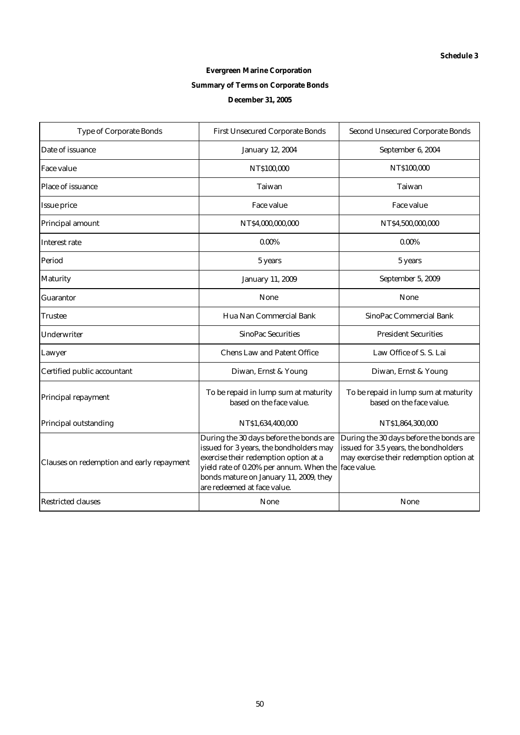**Schedule 3**

**Evergreen Marine Corporation**

**Summary of Terms on Corporate Bonds**

**December 31, 2005**

| Type of Corporate Bonds | First Unsecured Corporate Bonds | Second Unsecured Corporate Bonds |
|---|---|---|
| Date of issuance | January 12, 2004 | September 6, 2004 |
| Face value | NT$100,000 | NT$100,000 |
| Place of issuance | Taiwan | Taiwan |
| Issue price | Face value | Face value |
| Principal amount | NT$4,000,000,000 | NT$4,500,000,000 |
| Interest rate | 0.00% | 0.00% |
| Period | 5 years | 5 years |
| Maturity | January 11, 2009 | September 5, 2009 |
| Guarantor | None | None |
| Trustee | Hua Nan Commercial Bank | SinoPac Commercial Bank |
| Underwriter | SinoPac Securities | President Securities |
| Lawyer | Chens Law and Patent Office | Law Office of S. S. Lai |
| Certified public accountant | Diwan, Ernst & Young | Diwan, Ernst & Young |
| Principal repayment | To be repaid in lump sum at maturity based on the face value. | To be repaid in lump sum at maturity based on the face value. |
| Principal outstanding | NT$1,634,400,000 | NT$1,864,300,000 |
| Clauses on redemption and early repayment | During the 30 days before the bonds are issued for 3 years, the bondholders may exercise their redemption option at a yield rate of 0.20% per annum. When the bonds mature on January 11, 2009, they are redeemed at face value. | During the 30 days before the bonds are issued for 3.5 years, the bondholders may exercise their redemption option at face value. |
| Restricted clauses | None | None |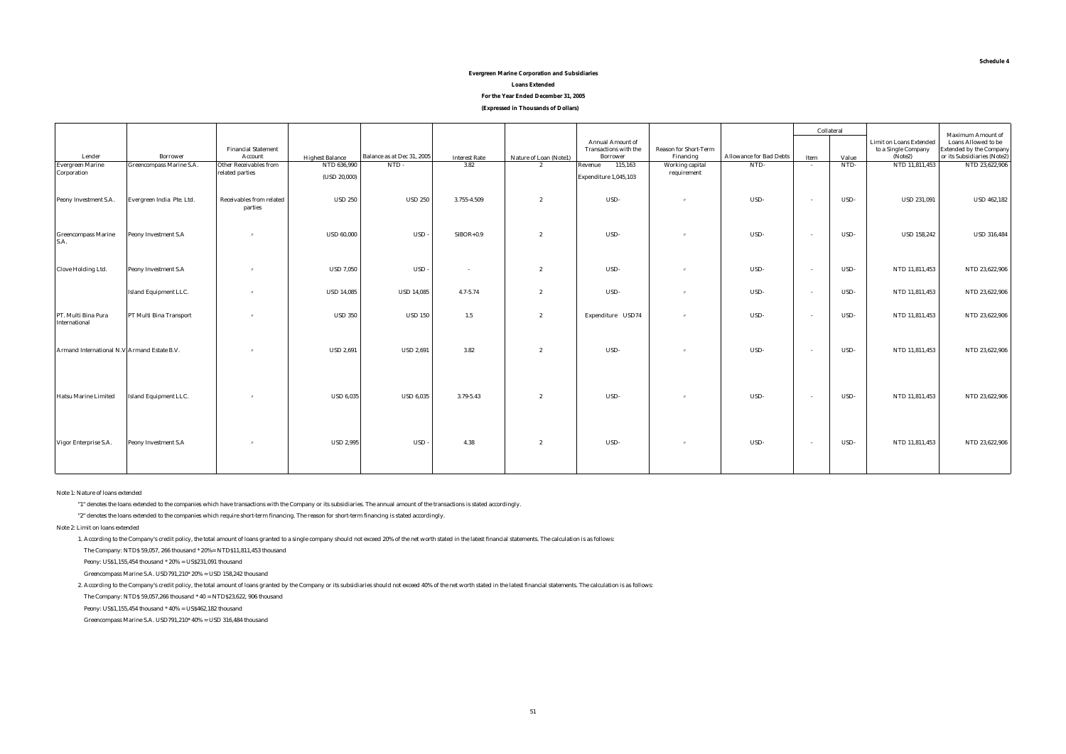Schedule 4

**Evergreen Marine Corporation and Subsidiaries**

**Loans Extended**

**For the Year Ended December 31, 2005**

**(Expressed in Thousands of Dollars)**

| Lender | Borrower | Financial Statement Account | Highest Balance | Balance as at Dec 31, 2005 | Interest Rate | Nature of Loan (Note1) | Annual Amount of Transactions with the Borrower | Reason for Short-Term Financing | Allowance for Bad Debts | Collateral | | Limit on Loans Extended to a Single Company (Note2) | Maximum Amount of Loans Allowed to be Extended by the Company or its Subsidiaries (Note2) |
|---|---|---|---|---|---|---|---|---|---|---|---|---|---|
| | | | | | | | | | | Item | Value | | |
| Evergreen Marine Corporation | Greencompass Marine S.A. | Other Receivables from related parties | NTD 636,990 (USD 20,000) | NTD - | 3.82 | 2 | Revenue 115,163 Expenditure 1,045,103 | Working capital requirement | NTD- | - | NTD- | NTD 11,811,453 | NTD 23,622,906 |
| Peony Investment S.A. | Evergreen India Pte. Ltd. | Receivables from related parties | USD 250 | USD 250 | 3.755-4.509 | 2 | USD- | 〃 | USD- | - | USD- | USD 231,091 | USD 462,182 |
| Greencompass Marine S.A. | Peony Investment S.A | 〃 | USD 60,000 | USD - | SIBOR+0.9 | 2 | USD- | 〃 | USD- | - | USD- | USD 158,242 | USD 316,484 |
| Clove Holding Ltd. | Peony Investment S.A | 〃 | USD 7,050 | USD - | - | 2 | USD- | 〃 | USD- | - | USD- | NTD 11,811,453 | NTD 23,622,906 |
| | Island Equipment LLC. | 〃 | USD 14,085 | USD 14,085 | 4.7-5.74 | 2 | USD- | 〃 | USD- | - | USD- | NTD 11,811,453 | NTD 23,622,906 |
| PT. Multi Bina Pura International | PT Multi Bina Transport | 〃 | USD 350 | USD 150 | 1.5 | 2 | Expenditure USD74 | 〃 | USD- | - | USD- | NTD 11,811,453 | NTD 23,622,906 |
| Armand International N.V | Armand Estate B.V. | 〃 | USD 2,691 | USD 2,691 | 3.82 | 2 | USD- | 〃 | USD- | - | USD- | NTD 11,811,453 | NTD 23,622,906 |
| Hatsu Marine Limited | Island Equipment LLC. | 〃 | USD 6,035 | USD 6,035 | 3.79-5.43 | 2 | USD- | 〃 | USD- | - | USD- | NTD 11,811,453 | NTD 23,622,906 |
| Vigor Enterprise S.A. | Peony Investment S.A | 〃 | USD 2,995 | USD - | 4.38 | 2 | USD- | 〃 | USD- | - | USD- | NTD 11,811,453 | NTD 23,622,906 |

Note 1: Nature of loans extended

"1" denotes the loans extended to the companies which have transactions with the Company or its subsidiaries. The annual amount of the transactions is stated accordingly.

"2" denotes the loans extended to the companies which require short-term financing. The reason for short-term financing is stated accordingly.

Note 2: Limit on loans extended

1. According to the Company's credit policy, the total amount of loans granted to a single company should not exceed 20% of the net worth stated in the latest financial statements. The calculation is as follows:

The Company: NTD$ 59,057, 266 thousand * 20%= NTD$11,811,453 thousand

Peony: US$1,155,454 thousand * 20% = US$231,091 thousand

Greencompass Marine S.A. USD791,210* 20% = USD 158,242 thousand

2. According to the Company's credit policy, the total amount of loans granted by the Company or its subsidiaries should not exceed 40% of the net worth stated in the latest financial statements. The calculation is as follows:

The Company: NTD$ 59,057,266 thousand * 40 = NTD$23,622, 906 thousand

Peony: US$1,155,454 thousand * 40% = US$462,182 thousand

Greencompass Marine S.A. USD791,210* 40% = USD 316,484 thousand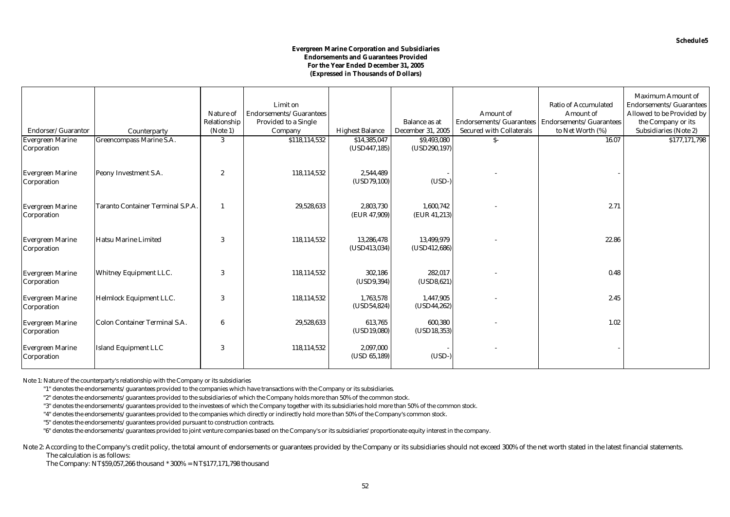Schedule5

**Evergreen Marine Corporation and Subsidiaries**
**Endorsements and Guarantees Provided**
**For the Year Ended December 31, 2005**
**(Expressed in Thousands of Dollars)**

| Endorser/Guarantor | Counterparty | Nature of Relationship (Note 1) | Limit on Endorsements/Guarantees Provided to a Single Company | Highest Balance | Balance as at December 31, 2005 | Amount of Endorsements/Guarantees Secured with Collaterals | Ratio of Accumulated Amount of Endorsements/Guarantees to Net Worth (%) | Maximum Amount of Endorsements/Guarantees Allowed to be Provided by the Company or its Subsidiaries (Note 2) |
|---|---|---|---|---|---|---|---|---|
| Evergreen Marine Corporation | Greencompass Marine S.A. | 3 | $118,114,532 | $14,385,047 (USD447,185) | $9,493,080 (USD290,197) | $- | 16.07 | $177,171,798 |
| Evergreen Marine Corporation | Peony Investment S.A. | 2 | 118,114,532 | 2,544,489 (USD79,100) | - (USD-) | - | - | |
| Evergreen Marine Corporation | Taranto Container Terminal S.P.A. | 1 | 29,528,633 | 2,803,730 (EUR 47,909) | 1,600,742 (EUR 41,213) | - | 2.71 | |
| Evergreen Marine Corporation | Hatsu Marine Limited | 3 | 118,114,532 | 13,286,478 (USD413,034) | 13,499,979 (USD412,686) | - | 22.86 | |
| Evergreen Marine Corporation | Whitney Equipment LLC. | 3 | 118,114,532 | 302,186 (USD9,394) | 282,017 (USD8,621) | - | 0.48 | |
| Evergreen Marine Corporation | Helmlock Equipment LLC. | 3 | 118,114,532 | 1,763,578 (USD54,824) | 1,447,905 (USD44,262) | - | 2.45 | |
| Evergreen Marine Corporation | Colon Container Terminal S.A. | 6 | 29,528,633 | 613,765 (USD19,080) | 600,380 (USD18,353) | - | 1.02 | |
| Evergreen Marine Corporation | Island Equipment LLC | 3 | 118,114,532 | 2,097,000 (USD 65,189) | - (USD-) | - | - | |

Note 1: Nature of the counterparty's relationship with the Company or its subsidiaries

"1" denotes the endorsements/guarantees provided to the companies which have transactions with the Company or its subsidiaries.

"2" denotes the endorsements/guarantees provided to the subsidiaries of which the Company holds more than 50% of the common stock.

"3" denotes the endorsements/guarantees provided to the investees of which the Company together with its subsidiaries hold more than 50% of the common stock.

"4" denotes the endorsements/guarantees provided to the companies which directly or indirectly hold more than 50% of the Company's common stock.

"5" denotes the endorsements/guarantees provided pursuant to construction contracts.

"6" denotes the endorsements/guarantees provided to joint venture companies based on the Company's or its subsidiaries' proportionate equity interest in the company.

Note 2: According to the Company's credit policy, the total amount of endorsements or guarantees provided by the Company or its subsidiaries should not exceed 300% of the net worth stated in the latest financial statements.
The calculation is as follows:
The Company: NT$59,057,266 thousand * 300% = NT$177,171,798 thousand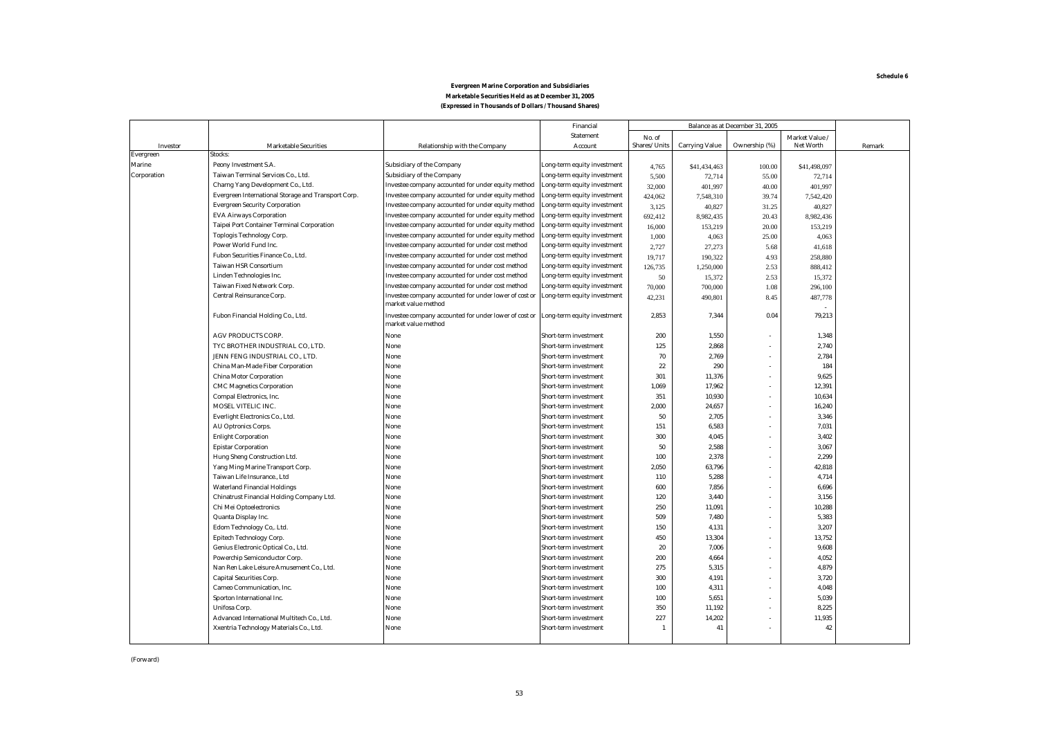Schedule 6

**Evergreen Marine Corporation and Subsidiaries**
**Marketable Securities Held as at December 31, 2005**
**(Expressed in Thousands of Dollars / Thousand Shares)**

| Investor | Marketable Securities | Relationship with the Company | Financial Statement Account | Balance as at December 31, 2005 | | | | Remark |
|---|---|---|---|---|---|---|---|---|
| | | | | No. of Shares/ Units | Carrying Value | Ownership (%) | Market Value / Net Worth | |
| Evergreen Marine Corporation | Stocks: | | | | | | | |
| | Peony Investment S.A. | Subsidiary of the Company | Long-term equity investment | 4,765 | $41,434,463 | 100.00 | $41,498,097 | |
| | Taiwan Terminal Services Co., Ltd. | Subsidiary of the Company | Long-term equity investment | 5,500 | 72,714 | 55.00 | 72,714 | |
| | Charng Yang Development Co., Ltd. | Investee company accounted for under equity method | Long-term equity investment | 32,000 | 401,997 | 40.00 | 401,997 | |
| | Evergreen International Storage and Transport Corp. | Investee company accounted for under equity method | Long-term equity investment | 424,062 | 7,548,310 | 39.74 | 7,542,420 | |
| | Evergreen Security Corporation | Investee company accounted for under equity method | Long-term equity investment | 3,125 | 40,827 | 31.25 | 40,827 | |
| | EVA Airways Corporation | Investee company accounted for under equity method | Long-term equity investment | 692,412 | 8,982,435 | 20.43 | 8,982,436 | |
| | Taipei Port Container Terminal Corporation | Investee company accounted for under equity method | Long-term equity investment | 16,000 | 153,219 | 20.00 | 153,219 | |
| | Toplogis Technology Corp. | Investee company accounted for under equity method | Long-term equity investment | 1,000 | 4,063 | 25.00 | 4,063 | |
| | Power World Fund Inc. | Investee company accounted for under cost method | Long-term equity investment | 2,727 | 27,273 | 5.68 | 41,618 | |
| | Fubon Securities Finance Co., Ltd. | Investee company accounted for under cost method | Long-term equity investment | 19,717 | 190,322 | 4.93 | 258,880 | |
| | Taiwan HSR Consortium | Investee company accounted for under cost method | Long-term equity investment | 126,735 | 1,250,000 | 2.53 | 888,412 | |
| | Linden Technologies Inc. | Investee company accounted for under cost method | Long-term equity investment | 50 | 15,372 | 2.53 | 15,372 | |
| | Taiwan Fixed Network Corp. | Investee company accounted for under cost method | Long-term equity investment | 70,000 | 700,000 | 1.08 | 296,100 | |
| | Central Reinsurance Corp. | Investee company accounted for under lower of cost or market value method | Long-term equity investment | 42,231 | 490,801 | 8.45 | 487,778 | |
| | Fubon Financial Holding Co., Ltd. | Investee company accounted for under lower of cost or market value method | Long-term equity investment | 2,853 | 7,344 | 0.04 | 79,213 | |
| | AGV PRODUCTS CORP. | None | Short-term investment | 200 | 1,550 | - | 1,348 | |
| | TYC BROTHER INDUSTRIAL CO, LTD. | None | Short-term investment | 125 | 2,868 | - | 2,740 | |
| | JENN FENG INDUSTRIAL CO., LTD. | None | Short-term investment | 70 | 2,769 | - | 2,784 | |
| | China Man-Made Fiber Corporation | None | Short-term investment | 22 | 290 | - | 184 | |
| | China Motor Corporation | None | Short-term investment | 301 | 11,376 | - | 9,625 | |
| | CMC Magnetics Corporation | None | Short-term investment | 1,069 | 17,962 | - | 12,391 | |
| | Compal Electronics, Inc. | None | Short-term investment | 351 | 10,930 | - | 10,634 | |
| | MOSEL VITELIC INC. | None | Short-term investment | 2,000 | 24,657 | - | 16,240 | |
| | Everlight Electronics Co., Ltd. | None | Short-term investment | 50 | 2,705 | - | 3,346 | |
| | AU Optronics Corps. | None | Short-term investment | 151 | 6,583 | - | 7,031 | |
| | Enlight Corporation | None | Short-term investment | 300 | 4,045 | - | 3,402 | |
| | Epistar Corporation | None | Short-term investment | 50 | 2,588 | - | 3,067 | |
| | Hung Sheng Construction Ltd. | None | Short-term investment | 100 | 2,378 | - | 2,299 | |
| | Yang Ming Marine Transport Corp. | None | Short-term investment | 2,050 | 63,796 | - | 42,818 | |
| | Taiwan Life Insurance., Ltd | None | Short-term investment | 110 | 5,288 | - | 4,714 | |
| | Waterland Financial Holdings | None | Short-term investment | 600 | 7,856 | - | 6,696 | |
| | Chinatrust Financial Holding Company Ltd. | None | Short-term investment | 120 | 3,440 | - | 3,156 | |
| | Chi Mei Optoelectronics | None | Short-term investment | 250 | 11,091 | - | 10,288 | |
| | Quanta Display Inc. | None | Short-term investment | 509 | 7,480 | - | 5,383 | |
| | Edom Technology Co,. Ltd. | None | Short-term investment | 150 | 4,131 | - | 3,207 | |
| | Epitech Technology Corp. | None | Short-term investment | 450 | 13,304 | - | 13,752 | |
| | Genius Electronic Optical Co., Ltd. | None | Short-term investment | 20 | 7,006 | - | 9,608 | |
| | Powerchip Semiconductor Corp. | None | Short-term investment | 200 | 4,664 | - | 4,052 | |
| | Nan Ren Lake Leisure Amusement Co., Ltd. | None | Short-term investment | 275 | 5,315 | - | 4,879 | |
| | Capital Securities Corp. | None | Short-term investment | 300 | 4,191 | - | 3,720 | |
| | Cameo Communication, Inc. | None | Short-term investment | 100 | 4,311 | - | 4,048 | |
| | Sporton International Inc. | None | Short-term investment | 100 | 5,651 | - | 5,039 | |
| | Unifosa Corp. | None | Short-term investment | 350 | 11,192 | - | 8,225 | |
| | Advanced International Multitech Co., Ltd. | None | Short-term investment | 227 | 14,202 | - | 11,935 | |
| | Xxentria Technology Materials Co., Ltd. | None | Short-term investment | 1 | 41 | - | 42 | |

(Forward)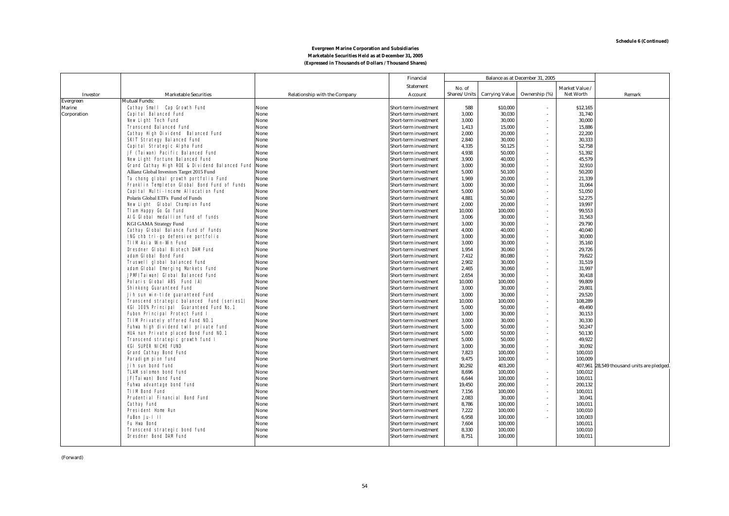**Schedule 6 (Continued)**

**Evergreen Marine Corporation and Subsidiaries**
**Marketable Securities Held as at December 31, 2005**
**(Expressed in Thousands of Dollars / Thousand Shares)**

| Investor | Marketable Securities | Relationship with the Company | Financial Statement Account | Balance as at December 31, 2005 No. of Shares/ Units | Carrying Value | Ownership (%) | Market Value / Net Worth | Remark |
|---|---|---|---|---|---|---|---|---|
| Evergreen Marine Corporation | Mutual Funds: | | | | | | | |
| | Cathay Small Cap Growth Fund | None | Short-term investment | 588 | $10,000 | - | $12,165 | |
| | Capital Balanced Fund | None | Short-term investment | 3,000 | 30,030 | - | 31,740 | |
| | New Light Tech Fund | None | Short-term investment | 3,000 | 30,000 | - | 30,000 | |
| | Transcend Balanced Fund | None | Short-term investment | 1,413 | 15,000 | - | 15,886 | |
| | Cathay High Dividend Balanced Fund | None | Short-term investment | 2,000 | 20,000 | - | 22,200 | |
| | SKIT Strategy Balanced Fund | None | Short-term investment | 2,840 | 30,000 | - | 30,333 | |
| | Capital Strategic Alpha Fund | None | Short-term investment | 4,335 | 50,125 | - | 52,758 | |
| | JF (Taiwan) Pacific Balanced Fund | None | Short-term investment | 4,938 | 50,000 | - | 51,392 | |
| | New Light Fortune Balanced Fund | None | Short-term investment | 3,900 | 40,000 | - | 45,579 | |
| | Grand Cathay High ROE & Dividend Balanced Fund | None | Short-term investment | 3,000 | 30,000 | - | 32,910 | |
| | Allianz Global Investors Target 2015 Fund | None | Short-term investment | 5,000 | 50,100 | - | 50,200 | |
| | Ta chong global growth portfolio Fund | None | Short-term investment | 1,969 | 20,000 | - | 21,339 | |
| | Franklin Templeton Global Bond Fund of Funds | None | Short-term investment | 3,000 | 30,000 | - | 31,064 | |
| | Capital Multi-Income Allocation Fund | None | Short-term investment | 5,000 | 50,040 | - | 51,050 | |
| | Polaris Global ETFs Fund of Funds | None | Short-term investment | 4,881 | 50,000 | - | 52,275 | |
| | New Light Global Champion Fund | None | Short-term investment | 2,000 | 20,000 | - | 19,997 | |
| | TIam Happy Go Go fund | None | Short-term investment | 10,000 | 100,000 | - | 99,553 | |
| | AIG Global medallion fund of funds | None | Short-term investment | 3,006 | 30,000 | - | 31,563 | |
| | KGI GAMA Strategy Fund | None | Short-term investment | 3,000 | 30,000 | - | 29,790 | |
| | Cathay Global Balance Fund of Funds | None | Short-term investment | 4,000 | 40,000 | - | 40,040 | |
| | ING chb tri-go defensive portfolio | None | Short-term investment | 3,000 | 30,000 | - | 30,000 | |
| | TIIM Asia Win-Win Fund | None | Short-term investment | 3,000 | 30,000 | - | 35,160 | |
| | Dresdner Global Biotech DAM Fund | None | Short-term investment | 1,954 | 30,060 | - | 29,726 | |
| | adam Global Bond Fund | None | Short-term investment | 7,412 | 80,080 | - | 79,622 | |
| | Truswell global balanced Fund | None | Short-term investment | 2,902 | 30,000 | - | 31,519 | |
| | adam Global Emerging Markets Fund | None | Short-term investment | 2,465 | 30,060 | - | 31,997 | |
| | JPMF(Taiwan) Global Balanced Fund | None | Short-term investment | 2,654 | 30,000 | - | 30,418 | |
| | Polaris Global ABS Fund (A) | None | Short-term investment | 10,000 | 100,000 | - | 99,809 | |
| | Shinkong Guaranteed Fund | None | Short-term investment | 3,000 | 30,000 | - | 29,801 | |
| | Jih sun win-tide guaranteed Fund | None | Short-term investment | 3,000 | 30,000 | - | 29,520 | |
| | Transcend strategic balanced Fund (series1) | None | Short-term investment | 10,000 | 100,000 | - | 108,289 | |
| | KGI 100% Principal Guaranteed Fund No.1 | None | Short-term investment | 5,000 | 50,000 | - | 49,490 | |
| | Fubon Principal Protect Fund I | None | Short-term investment | 3,000 | 30,000 | - | 30,153 | |
| | TIIM Privately offered Fund NO.1 | None | Short-term investment | 3,000 | 30,000 | - | 30,330 | |
| | Fuhwa high dividend twll private fund | None | Short-term investment | 5,000 | 50,000 | - | 50,247 | |
| | HUA nan Private placed Bond Fund NO.1 | None | Short-term investment | 5,000 | 50,000 | - | 50,130 | |
| | Transcend strategic growth fund I | None | Short-term investment | 5,000 | 50,000 | - | 49,922 | |
| | KGI SUPER NICHE FUND | None | Short-term investment | 3,000 | 30,000 | - | 30,092 | |
| | Grand Cathay Bond Fund | None | Short-term investment | 7,823 | 100,000 | - | 100,010 | |
| | Paradigm pion fund | None | Short-term investment | 9,475 | 100,000 | - | 100,009 | |
| | Jih sun bond fund | None | Short-term investment | 30,292 | 403,200 | | 407,961 | 28,549 thousand units are pledged. |
| | TLAM solomon bond fund | None | Short-term investment | 8,696 | 100,000 | - | 100,012 | |
| | JF(Taiwan) Bond Fund | None | Short-term investment | 6,644 | 100,000 | - | 100,011 | |
| | Fuhwa advantage bond fund | None | Short-term investment | 19,450 | 200,000 | - | 200,132 | |
| | TIIM Bond Fund | None | Short-term investment | 7,156 | 100,000 | - | 100,011 | |
| | Prudential Financial Bond Fund | None | Short-term investment | 2,083 | 30,000 | - | 30,041 | |
| | Cathay Fund | None | Short-term investment | 8,786 | 100,000 | - | 100,011 | |
| | President Home Run | None | Short-term investment | 7,222 | 100,000 | - | 100,010 | |
| | FuBon Ju-I II | None | Short-term investment | 6,958 | 100,000 | - | 100,003 | |
| | Fu Hwa Bond | None | Short-term investment | 7,604 | 100,000 | | 100,011 | |
| | Transcend strategic bond fund | None | Short-term investment | 8,330 | 100,000 | | 100,010 | |
| | Dresdner Bond DAM Fund | None | Short-term investment | 8,751 | 100,000 | | 100,011 | |

(Forward)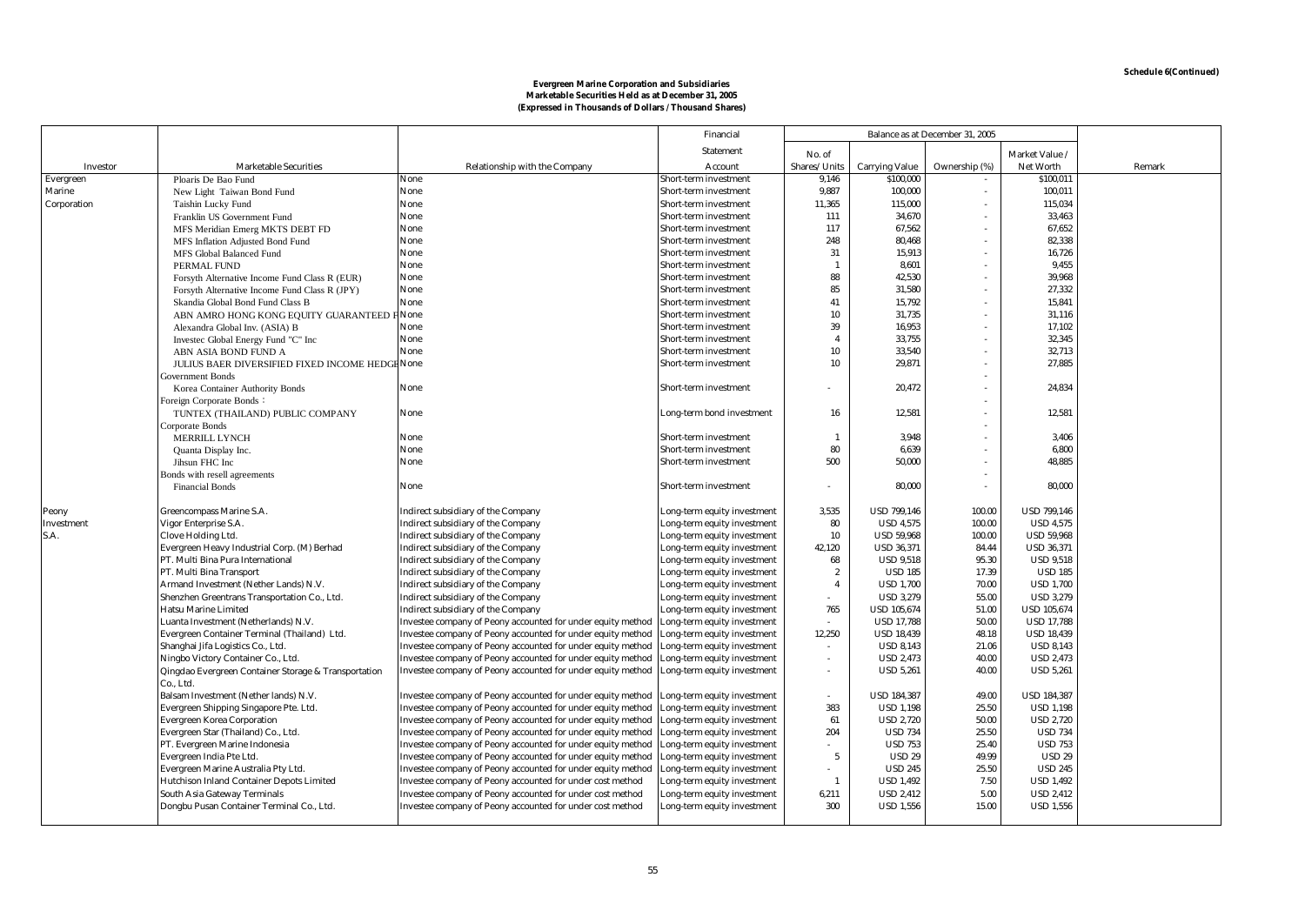**Schedule 6(Continued)**

**Evergreen Marine Corporation and Subsidiaries**
**Marketable Securities Held as at December 31, 2005**
**(Expressed in Thousands of Dollars / Thousand Shares)**

| Investor | Marketable Securities | Relationship with the Company | Financial Statement Account | Balance as at December 31, 2005 | | | | Remark |
|---|---|---|---|---|---|---|---|---|
| | | | | No. of Shares/ Units | Carrying Value | Ownership (%) | Market Value / Net Worth | |
| Evergreen Marine Corporation | Ploaris De Bao Fund | None | Short-term investment | 9,146 | $100,000 | - | $100,011 | |
| | New Light Taiwan Bond Fund | None | Short-term investment | 9,887 | 100,000 | - | 100,011 | |
| | Taishin Lucky Fund | None | Short-term investment | 11,365 | 115,000 | - | 115,034 | |
| | Franklin US Government Fund | None | Short-term investment | 111 | 34,670 | - | 33,463 | |
| | MFS Meridian Emerg MKTS DEBT FD | None | Short-term investment | 117 | 67,562 | - | 67,652 | |
| | MFS Inflation Adjusted Bond Fund | None | Short-term investment | 248 | 80,468 | - | 82,338 | |
| | MFS Global Balanced Fund | None | Short-term investment | 31 | 15,913 | - | 16,726 | |
| | PERMAL FUND | None | Short-term investment | 1 | 8,601 | - | 9,455 | |
| | Forsyth Alternative Income Fund Class R (EUR) | None | Short-term investment | 88 | 42,530 | - | 39,968 | |
| | Forsyth Alternative Income Fund Class R (JPY) | None | Short-term investment | 85 | 31,580 | - | 27,332 | |
| | Skandia Global Bond Fund Class B | None | Short-term investment | 41 | 15,792 | - | 15,841 | |
| | ABN AMRO HONG KONG EQUITY GUARANTEED F | None | Short-term investment | 10 | 31,735 | - | 31,116 | |
| | Alexandra Global Inv. (ASIA) B | None | Short-term investment | 39 | 16,953 | - | 17,102 | |
| | Investec Global Energy Fund "C" Inc | None | Short-term investment | 4 | 33,755 | - | 32,345 | |
| | ABN ASIA BOND FUND A | None | Short-term investment | 10 | 33,540 | - | 32,713 | |
| | JULIUS BAER DIVERSIFIED FIXED INCOME HEDGE | None | Short-term investment | 10 | 29,871 | - | 27,885 | |
| | Government Bonds | | | | | - | | |
| | Korea Container Authority Bonds | None | Short-term investment | - | 20,472 | - | 24,834 | |
| | Foreign Corporate Bonds： | | | | | - | | |
| | TUNTEX (THAILAND) PUBLIC COMPANY | None | Long-term bond investment | 16 | 12,581 | - | 12,581 | |
| | Corporate Bonds | | | | | - | | |
| | MERRILL LYNCH | None | Short-term investment | 1 | 3,948 | - | 3,406 | |
| | Quanta Display Inc. | None | Short-term investment | 80 | 6,639 | - | 6,800 | |
| | Jihsun FHC Inc | None | Short-term investment | 500 | 50,000 | - | 48,885 | |
| | Bonds with resell agreements | | | | | - | | |
| | Financial Bonds | None | Short-term investment | - | 80,000 | - | 80,000 | |
| Peony Investment S.A. | Greencompass Marine S.A. | Indirect subsidiary of the Company | Long-term equity investment | 3,535 | USD 799,146 | 100.00 | USD 799,146 | |
| | Vigor Enterprise S.A. | Indirect subsidiary of the Company | Long-term equity investment | 80 | USD 4,575 | 100.00 | USD 4,575 | |
| | Clove Holding Ltd. | Indirect subsidiary of the Company | Long-term equity investment | 10 | USD 59,968 | 100.00 | USD 59,968 | |
| | Evergreen Heavy Industrial Corp. (M) Berhad | Indirect subsidiary of the Company | Long-term equity investment | 42,120 | USD 36,371 | 84.44 | USD 36,371 | |
| | PT. Multi Bina Pura International | Indirect subsidiary of the Company | Long-term equity investment | 68 | USD 9,518 | 95.30 | USD 9,518 | |
| | PT. Multi Bina Transport | Indirect subsidiary of the Company | Long-term equity investment | 2 | USD 185 | 17.39 | USD 185 | |
| | Armand Investment (Nether Lands) N.V. | Indirect subsidiary of the Company | Long-term equity investment | 4 | USD 1,700 | 70.00 | USD 1,700 | |
| | Shenzhen Greentrans Transportation Co., Ltd. | Indirect subsidiary of the Company | Long-term equity investment | - | USD 3,279 | 55.00 | USD 3,279 | |
| | Hatsu Marine Limited | Indirect subsidiary of the Company | Long-term equity investment | 765 | USD 105,674 | 51.00 | USD 105,674 | |
| | Luanta Investment (Netherlands) N.V. | Investee company of Peony accounted for under equity method | Long-term equity investment | - | USD 17,788 | 50.00 | USD 17,788 | |
| | Evergreen Container Terminal (Thailand) Ltd. | Investee company of Peony accounted for under equity method | Long-term equity investment | 12,250 | USD 18,439 | 48.18 | USD 18,439 | |
| | Shanghai Jifa Logistics Co., Ltd. | Investee company of Peony accounted for under equity method | Long-term equity investment | - | USD 8,143 | 21.06 | USD 8,143 | |
| | Ningbo Victory Container Co., Ltd. | Investee company of Peony accounted for under equity method | Long-term equity investment | - | USD 2,473 | 40.00 | USD 2,473 | |
| | Qingdao Evergreen Container Storage & Transportation Co., Ltd. | Investee company of Peony accounted for under equity method | Long-term equity investment | - | USD 5,261 | 40.00 | USD 5,261 | |
| | Balsam Investment (Nether lands) N.V. | Investee company of Peony accounted for under equity method | Long-term equity investment | - | USD 184,387 | 49.00 | USD 184,387 | |
| | Evergreen Shipping Singapore Pte. Ltd. | Investee company of Peony accounted for under equity method | Long-term equity investment | 383 | USD 1,198 | 25.50 | USD 1,198 | |
| | Evergreen Korea Corporation | Investee company of Peony accounted for under equity method | Long-term equity investment | 61 | USD 2,720 | 50.00 | USD 2,720 | |
| | Evergreen Star (Thailand) Co., Ltd. | Investee company of Peony accounted for under equity method | Long-term equity investment | 204 | USD 734 | 25.50 | USD 734 | |
| | PT. Evergreen Marine Indonesia | Investee company of Peony accounted for under equity method | Long-term equity investment | - | USD 753 | 25.40 | USD 753 | |
| | Evergreen India Pte Ltd. | Investee company of Peony accounted for under equity method | Long-term equity investment | 5 | USD 29 | 49.99 | USD 29 | |
| | Evergreen Marine Australia Pty Ltd. | Investee company of Peony accounted for under equity method | Long-term equity investment | - | USD 245 | 25.50 | USD 245 | |
| | Hutchison Inland Container Depots Limited | Investee company of Peony accounted for under cost method | Long-term equity investment | 1 | USD 1,492 | 7.50 | USD 1,492 | |
| | South Asia Gateway Terminals | Investee company of Peony accounted for under cost method | Long-term equity investment | 6,211 | USD 2,412 | 5.00 | USD 2,412 | |
| | Dongbu Pusan Container Terminal Co., Ltd. | Investee company of Peony accounted for under cost method | Long-term equity investment | 300 | USD 1,556 | 15.00 | USD 1,556 | |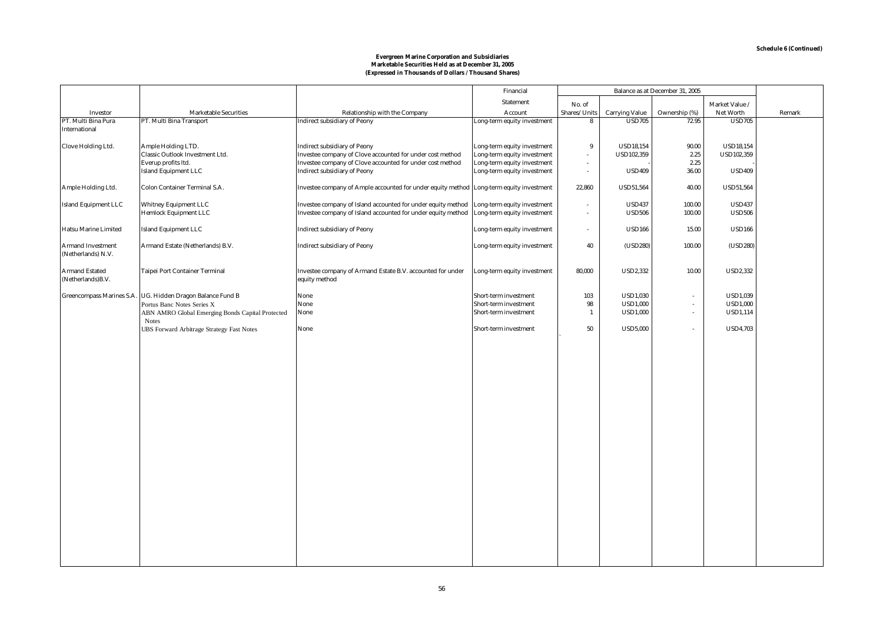**Schedule 6 (Continued)**

**Evergreen Marine Corporation and Subsidiaries**
**Marketable Securities Held as at December 31, 2005**
**(Expressed in Thousands of Dollars / Thousand Shares)**

| Investor | Marketable Securities | Relationship with the Company | Financial Statement Account | Balance as at December 31, 2005 | | | | Remark |
|---|---|---|---|---|---|---|---|---|
| | | | | No. of Shares/ Units | Carrying Value | Ownership (%) | Market Value / Net Worth | |
| PT. Multi Bina Pura International | PT. Multi Bina Transport | Indirect subsidiary of Peony | Long-term equity investment | 8 | USD705 | 72.95 | USD705 | |
| Clove Holding Ltd. | Ample Holding LTD. | Indirect subsidiary of Peony | Long-term equity investment | 9 | USD18,154 | 90.00 | USD18,154 | |
| | Classic Outlook Investment Ltd. | Investee company of Clove accounted for under cost method | Long-term equity investment | - | USD102,359 | 2.25 | USD102,359 | |
| | Everup profits ltd. | Investee company of Clove accounted for under cost method | Long-term equity investment | - | - | 2.25 | - | |
| | Island Equipment LLC | Indirect subsidiary of Peony | Long-term equity investment | - | USD409 | 36.00 | USD409 | |
| Ample Holding Ltd. | Colon Container Terminal S.A. | Investee company of Ample accounted for under equity method | Long-term equity investment | 22,860 | USD51,564 | 40.00 | USD51,564 | |
| Island Equipment LLC | Whitney Equipment LLC | Investee company of Island accounted for under equity method | Long-term equity investment | - | USD437 | 100.00 | USD437 | |
| | Hemlock Equipment LLC | Investee company of Island accounted for under equity method | Long-term equity investment | - | USD506 | 100.00 | USD506 | |
| Hatsu Marine Limited | Island Equipment LLC | Indirect subsidiary of Peony | Long-term equity investment | - | USD166 | 15.00 | USD166 | |
| Armand Investment (Netherlands) N.V. | Armand Estate (Netherlands) B.V. | Indirect subsidiary of Peony | Long-term equity investment | 40 | (USD280) | 100.00 | (USD280) | |
| Armand Estated (Netherlands)B.V. | Taipei Port Container Terminal | Investee company of Armand Estate B.V. accounted for under equity method | Long-term equity investment | 80,000 | USD2,332 | 10.00 | USD2,332 | |
| Greencompass Marines S.A. | UG. Hidden Dragon Balance Fund B | None | Short-term investment | 103 | USD1,030 | - | USD1,039 | |
| | Portus Banc Notes Series X | None | Short-term investment | 98 | USD1,000 | - | USD1,000 | |
| | ABN AMRO Global Emerging Bonds Capital Protected Notes | None | Short-term investment | 1 | USD1,000 | - | USD1,114 | |
| | UBS Forward Arbitrage Strategy Fast Notes | None | Short-term investment | 50 | USD5,000 | - | USD4,703 | |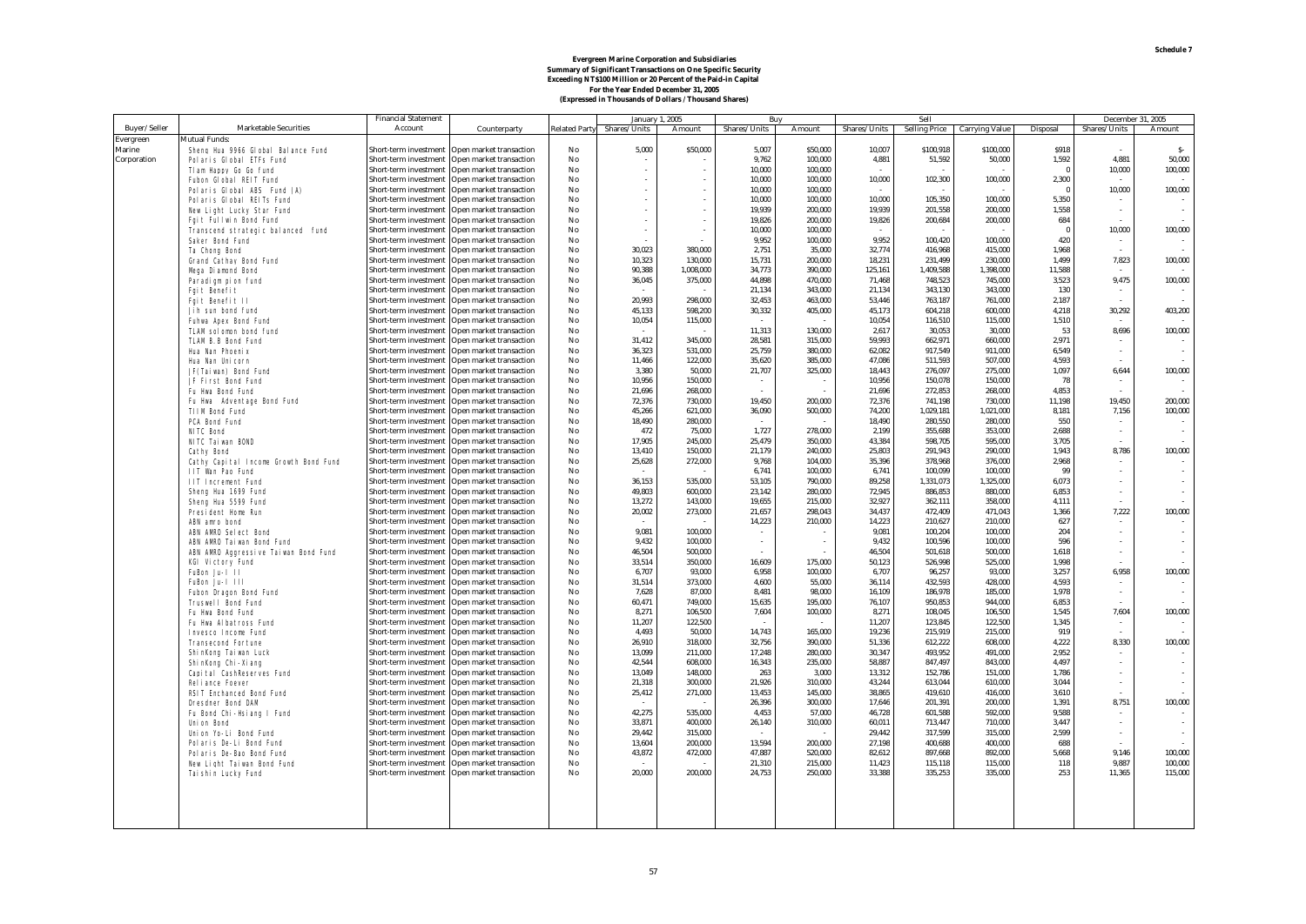**Schedule 7**

# Evergreen Marine Corporation and Subsidiaries
## Summary of Significant Transactions on One Specific Security Exceeding NT$100 Million or 20 Percent of the Paid-in Capital
### For the Year Ended December 31, 2005
### (Expressed in Thousands of Dollars / Thousand Shares)

| Buyer/Seller | Marketable Securities | Financial Statement Account | Counterparty | Related Party | January 1, 2005 | | Buy | | Sell | | | | December 31, 2005 | |
|---|---|---|---|---|---|---|---|---|---|---|---|---|---|---|
| | | | | | Shares/Units | Amount | Shares/Units | Amount | Shares/Units | Selling Price | Carrying Value | Disposal | Shares/Units | Amount |
| Evergreen Marine Corporation | Mutual Funds: | | | | | | | | | | | | | |
| | Sheng Hua 9966 Global Balance Fund | Short-term investment | Open market transaction | No | 5,000 | $50,000 | 5,007 | $50,000 | 10,007 | $100,918 | $100,000 | $918 | - | $- |
| | Polaris Global ETFs Fund | Short-term investment | Open market transaction | No | - | - | 9,762 | 100,000 | 4,881 | 51,592 | 50,000 | 1,592 | 4,881 | 50,000 |
| | Tiam Happy Go Go fund | Short-term investment | Open market transaction | No | - | - | 10,000 | 100,000 | - | - | - | 0 | 10,000 | 100,000 |
| | Fubon Global REIT Fund | Short-term investment | Open market transaction | No | - | - | 10,000 | 100,000 | 10,000 | 102,300 | 100,000 | 2,300 | - | - |
| | Polaris Global ABS Fund (A) | Short-term investment | Open market transaction | No | - | - | 10,000 | 100,000 | - | - | - | 0 | 10,000 | 100,000 |
| | Polaris Global REITs Fund | Short-term investment | Open market transaction | No | - | - | 10,000 | 100,000 | 10,000 | 105,350 | 100,000 | 5,350 | - | - |
| | New Light Lucky Star Fund | Short-term investment | Open market transaction | No | - | - | 19,939 | 200,000 | 19,939 | 201,558 | 200,000 | 1,558 | - | - |
| | Fgit Fullwin Bond Fund | Short-term investment | Open market transaction | No | - | - | 19,826 | 200,000 | 19,826 | 200,684 | 200,000 | 684 | - | - |
| | Transcend strategic balanced fund | Short-term investment | Open market transaction | No | - | - | 10,000 | 100,000 | - | - | - | 0 | 10,000 | 100,000 |
| | Saker Bond Fund | Short-term investment | Open market transaction | No | - | - | 9,952 | 100,000 | 9,952 | 100,420 | 100,000 | 420 | - | - |
| | Ta Chong Bond | Short-term investment | Open market transaction | No | 30,023 | 380,000 | 2,751 | 35,000 | 32,774 | 416,968 | 415,000 | 1,968 | - | - |
| | Grand Cathay Bond Fund | Short-term investment | Open market transaction | No | 10,323 | 130,000 | 15,731 | 200,000 | 18,231 | 231,499 | 230,000 | 1,499 | 7,823 | 100,000 |
| | Mega Diamond Bond | Short-term investment | Open market transaction | No | 90,388 | 1,008,000 | 34,773 | 390,000 | 125,161 | 1,409,588 | 1,398,000 | 11,588 | - | - |
| | Paradigm pion fund | Short-term investment | Open market transaction | No | 36,045 | 375,000 | 44,898 | 470,000 | 71,468 | 748,523 | 745,000 | 3,523 | 9,475 | 100,000 |
| | Fgit Benefit | Short-term investment | Open market transaction | No | - | - | 21,134 | 343,000 | 21,134 | 343,130 | 343,000 | 130 | - | - |
| | Fgit Benefit II | Short-term investment | Open market transaction | No | 20,993 | 298,000 | 32,453 | 463,000 | 53,446 | 763,187 | 761,000 | 2,187 | - | - |
| | Jih sun bond fund | Short-term investment | Open market transaction | No | 45,133 | 598,200 | 30,332 | 405,000 | 45,173 | 604,218 | 600,000 | 4,218 | 30,292 | 403,200 |
| | Fuhwa Apex Bond Fund | Short-term investment | Open market transaction | No | 10,054 | 115,000 | - | - | 10,054 | 116,510 | 115,000 | 1,510 | - | - |
| | TLAM solomon bond fund | Short-term investment | Open market transaction | No | - | - | 11,313 | 130,000 | 2,617 | 30,053 | 30,000 | 53 | 8,696 | 100,000 |
| | TLAM B.B Bond Fund | Short-term investment | Open market transaction | No | 31,412 | 345,000 | 28,581 | 315,000 | 59,993 | 662,971 | 660,000 | 2,971 | - | - |
| | Hua Nan Phoenix | Short-term investment | Open market transaction | No | 36,323 | 531,000 | 25,759 | 380,000 | 62,082 | 917,549 | 911,000 | 6,549 | - | - |
| | Hua Nan Unicorn | Short-term investment | Open market transaction | No | 11,466 | 122,000 | 35,620 | 385,000 | 47,086 | 511,593 | 507,000 | 4,593 | - | - |
| | JF(Taiwan) Bond Fund | Short-term investment | Open market transaction | No | 3,380 | 50,000 | 21,707 | 325,000 | 18,443 | 276,097 | 275,000 | 1,097 | 6,644 | 100,000 |
| | JF First Bond Fund | Short-term investment | Open market transaction | No | 10,956 | 150,000 | - | - | 10,956 | 150,078 | 150,000 | 78 | - | - |
| | Fu Hwa Bond Fund | Short-term investment | Open market transaction | No | 21,696 | 268,000 | - | - | 21,696 | 272,853 | 268,000 | 4,853 | - | - |
| | Fu Hwa Adventage Bond Fund | Short-term investment | Open market transaction | No | 72,376 | 730,000 | 19,450 | 200,000 | 72,376 | 741,198 | 730,000 | 11,198 | 19,450 | 200,000 |
| | TIIM Bond Fund | Short-term investment | Open market transaction | No | 45,266 | 621,000 | 36,090 | 500,000 | 74,200 | 1,029,181 | 1,021,000 | 8,181 | 7,156 | 100,000 |
| | PCA Bond Fund | Short-term investment | Open market transaction | No | 18,490 | 280,000 | - | - | 18,490 | 280,550 | 280,000 | 550 | - | - |
| | NITC Bond | Short-term investment | Open market transaction | No | 472 | 75,000 | 1,727 | 278,000 | 2,199 | 355,688 | 353,000 | 2,688 | - | - |
| | NITC Taiwan BOND | Short-term investment | Open market transaction | No | 17,905 | 245,000 | 25,479 | 350,000 | 43,384 | 598,705 | 595,000 | 3,705 | - | - |
| | Cathy Bond | Short-term investment | Open market transaction | No | 13,410 | 150,000 | 21,179 | 240,000 | 25,803 | 291,943 | 290,000 | 1,943 | 8,786 | 100,000 |
| | Cathy Capital Income Growth Bond Fund | Short-term investment | Open market transaction | No | 25,628 | 272,000 | 9,768 | 104,000 | 35,396 | 378,968 | 376,000 | 2,968 | - | - |
| | IIT Wan Pao Fund | Short-term investment | Open market transaction | No | - | - | 6,741 | 100,000 | 6,741 | 100,099 | 100,000 | 99 | - | - |
| | IIT Increment Fund | Short-term investment | Open market transaction | No | 36,153 | 535,000 | 53,105 | 790,000 | 89,258 | 1,331,073 | 1,325,000 | 6,073 | - | - |
| | Sheng Hua 1699 Fund | Short-term investment | Open market transaction | No | 49,803 | 600,000 | 23,142 | 280,000 | 72,945 | 886,853 | 880,000 | 6,853 | - | - |
| | Sheng Hua 5599 Fund | Short-term investment | Open market transaction | No | 13,272 | 143,000 | 19,655 | 215,000 | 32,927 | 362,111 | 358,000 | 4,111 | - | - |
| | President Home Run | Short-term investment | Open market transaction | No | 20,002 | 273,000 | 21,657 | 298,043 | 34,437 | 472,409 | 471,043 | 1,366 | 7,222 | 100,000 |
| | ABN amro bond | Short-term investment | Open market transaction | No | - | - | 14,223 | 210,000 | 14,223 | 210,627 | 210,000 | 627 | - | - |
| | ABN AMRO Select Bond | Short-term investment | Open market transaction | No | 9,081 | 100,000 | - | - | 9,081 | 100,204 | 100,000 | 204 | - | - |
| | ABN AMRO Taiwan Bond Fund | Short-term investment | Open market transaction | No | 9,432 | 100,000 | - | - | 9,432 | 100,596 | 100,000 | 596 | - | - |
| | ABN AMRO Aggressive Taiwan Bond Fund | Short-term investment | Open market transaction | No | 46,504 | 500,000 | - | - | 46,504 | 501,618 | 500,000 | 1,618 | - | - |
| | KGI Victory Fund | Short-term investment | Open market transaction | No | 33,514 | 350,000 | 16,609 | 175,000 | 50,123 | 526,998 | 525,000 | 1,998 | - | - |
| | FuBon Ju-I II | Short-term investment | Open market transaction | No | 6,707 | 93,000 | 6,958 | 100,000 | 6,707 | 96,257 | 93,000 | 3,257 | 6,958 | 100,000 |
| | FuBon Ju-I III | Short-term investment | Open market transaction | No | 31,514 | 373,000 | 4,600 | 55,000 | 36,114 | 432,593 | 428,000 | 4,593 | - | - |
| | Fubon Dragon Bond Fund | Short-term investment | Open market transaction | No | 7,628 | 87,000 | 8,481 | 98,000 | 16,109 | 186,978 | 185,000 | 1,978 | - | - |
| | Truswell Bond Fund | Short-term investment | Open market transaction | No | 60,471 | 749,000 | 15,635 | 195,000 | 76,107 | 950,853 | 944,000 | 6,853 | - | - |
| | Fu Hwa Bond Fund | Short-term investment | Open market transaction | No | 8,271 | 106,500 | 7,604 | 100,000 | 8,271 | 108,045 | 106,500 | 1,545 | 7,604 | 100,000 |
| | Fu Hwa Albatross Fund | Short-term investment | Open market transaction | No | 11,207 | 122,500 | - | - | 11,207 | 123,845 | 122,500 | 1,345 | - | - |
| | Invesco Income Fund | Short-term investment | Open market transaction | No | 4,493 | 50,000 | 14,743 | 165,000 | 19,236 | 215,919 | 215,000 | 919 | - | - |
| | Transecond Fortune | Short-term investment | Open market transaction | No | 26,910 | 318,000 | 32,756 | 390,000 | 51,336 | 612,222 | 608,000 | 4,222 | 8,330 | 100,000 |
| | ShinKong Taiwan Luck | Short-term investment | Open market transaction | No | 13,099 | 211,000 | 17,248 | 280,000 | 30,347 | 493,952 | 491,000 | 2,952 | - | - |
| | ShinKong Chi-Xiang | Short-term investment | Open market transaction | No | 42,544 | 608,000 | 16,343 | 235,000 | 58,887 | 847,497 | 843,000 | 4,497 | - | - |
| | Capital CashReserves Fund | Short-term investment | Open market transaction | No | 13,049 | 148,000 | 263 | 3,000 | 13,312 | 152,786 | 151,000 | 1,786 | - | - |
| | Reliance Foever | Short-term investment | Open market transaction | No | 21,318 | 300,000 | 21,926 | 310,000 | 43,244 | 613,044 | 610,000 | 3,044 | - | - |
| | RSIT Enchanced Bond Fund | Short-term investment | Open market transaction | No | 25,412 | 271,000 | 13,453 | 145,000 | 38,865 | 419,610 | 416,000 | 3,610 | - | - |
| | Dresdner Bond DAM | Short-term investment | Open market transaction | No | - | - | 26,396 | 300,000 | 17,646 | 201,391 | 200,000 | 1,391 | 8,751 | 100,000 |
| | Fu Bond Chi-Hsiang I Fund | Short-term investment | Open market transaction | No | 42,275 | 535,000 | 4,453 | 57,000 | 46,728 | 601,588 | 592,000 | 9,588 | - | - |
| | Union Bond | Short-term investment | Open market transaction | No | 33,871 | 400,000 | 26,140 | 310,000 | 60,011 | 713,447 | 710,000 | 3,447 | - | - |
| | Union Yo-Li Bond Fund | Short-term investment | Open market transaction | No | 29,442 | 315,000 | - | - | 29,442 | 317,599 | 315,000 | 2,599 | - | - |
| | Polaris De-Li Bond Fund | Short-term investment | Open market transaction | No | 13,604 | 200,000 | 13,594 | 200,000 | 27,198 | 400,688 | 400,000 | 688 | - | - |
| | Polaris De-Bao Bond Fund | Short-term investment | Open market transaction | No | 43,872 | 472,000 | 47,887 | 520,000 | 82,612 | 897,668 | 892,000 | 5,668 | 9,146 | 100,000 |
| | New Light Taiwan Bond Fund | Short-term investment | Open market transaction | No | - | - | 21,310 | 215,000 | 11,423 | 115,118 | 115,000 | 118 | 9,887 | 100,000 |
| | Taishin Lucky Fund | Short-term investment | Open market transaction | No | 20,000 | 200,000 | 24,753 | 250,000 | 33,388 | 335,253 | 335,000 | 253 | 11,365 | 115,000 |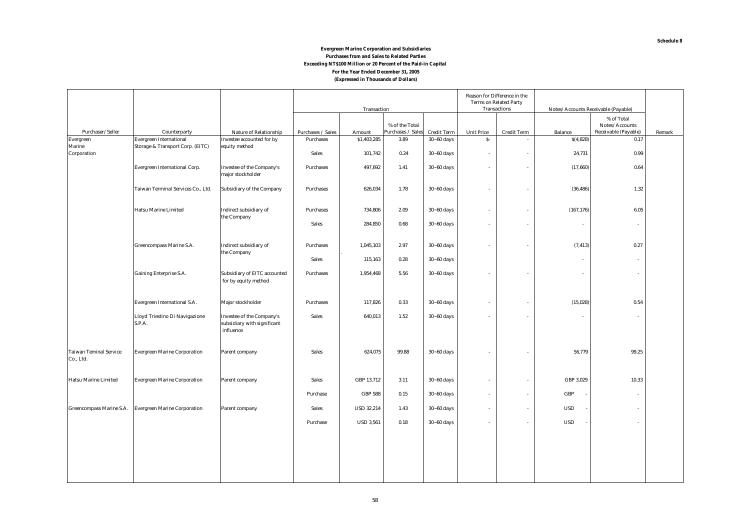**Schedule 8**

**Evergreen Marine Corporation and Subsidiaries**
**Purchases from and Sales to Related Parties**
**Exceeding NT$100 Million or 20 Percent of the Paid-in Capital**
**For the Year Ended December 31, 2005**
**(Expressed in Thousands of Dollars)**

| | | | Transaction | | | | Reason for Difference in the Terms on Related Party Transactions | | Notes/Accounts Receivable (Payable) | | |
|---|---|---|---|---|---|---|---|---|---|---|---|
| Purchaser/Seller | Counterparty | Nature of Relationship | Purchases / Sales | Amount | % of the Total Purchases / Sales | Credit Term | Unit Price | Credit Term | Balance | % of Total Notes/Accounts Receivable (Payable) | Remark |
| Evergreen Marine Corporation | Evergreen International Storage & Transport Corp. (EITC) | Investee accounted for by equity method | Purchases | $1,403,285 | 3.89 | 30~60 days | $- | - | $(4,828) | 0.17 | |
| | | | Sales | 101,742 | 0.24 | 30~60 days | - | - | 24,731 | 0.99 | |
| | Evergreen International Corp. | Investee of the Company's major stockholder | Purchases | 497,692 | 1.41 | 30~60 days | - | - | (17,660) | 0.64 | |
| | Taiwan Terminal Services Co., Ltd. | Subsidiary of the Company | Purchases | 626,034 | 1.78 | 30~60 days | - | - | (36,486) | 1.32 | |
| | Hatsu Marine Limited | Indirect subsidiary of the Company | Purchases | 734,806 | 2.09 | 30~60 days | - | - | (167,176) | 6.05 | |
| | | | Sales | 284,850 | 0.68 | 30~60 days | - | - | - | - | |
| | Greencompass Marine S.A. | Indirect subsidiary of the Company | Purchases | 1,045,103 | 2.97 | 30~60 days | - | - | (7,413) | 0.27 | |
| | | | Sales | 115,163 | 0.28 | 30~60 days | | | - | - | |
| | Gaining Enterprise S.A. | Subsidiary of EITC accounted for by equity method | Purchases | 1,954,468 | 5.56 | 30~60 days | - | - | - | - | |
| | Evergreen International S.A. | Major stockholder | Purchases | 117,826 | 0.33 | 30~60 days | - | - | (15,028) | 0.54 | |
| | Lloyd Triestino Di Navigazione S.P.A. | Investee of the Company's subsidiary with significant influence | Sales | 640,013 | 1.52 | 30~60 days | - | - | - | - | |
| Taiwan Teminal Service Co., Ltd. | Evergreen Marine Corporation | Parent company | Sales | 624,075 | 99.88 | 30~60 days | - | - | 56,779 | 99.25 | |
| Hatsu Marine Limited | Evergreen Marine Corporation | Parent company | Sales | GBP 13,712 | 3.11 | 30~60 days | - | - | GBP 3,029 | 10.33 | |
| | | | Purchase | GBP 588 | 0.15 | 30~60 days | - | - | GBP - | - | |
| Greencompass Marine S.A. | Evergreen Marine Corporation | Parent company | Sales | USD 32,214 | 1.43 | 30~60 days | - | - | USD - | - | |
| | | | Purchase | USD 3,561 | 0.18 | 30~60 days | - | - | USD - | - | |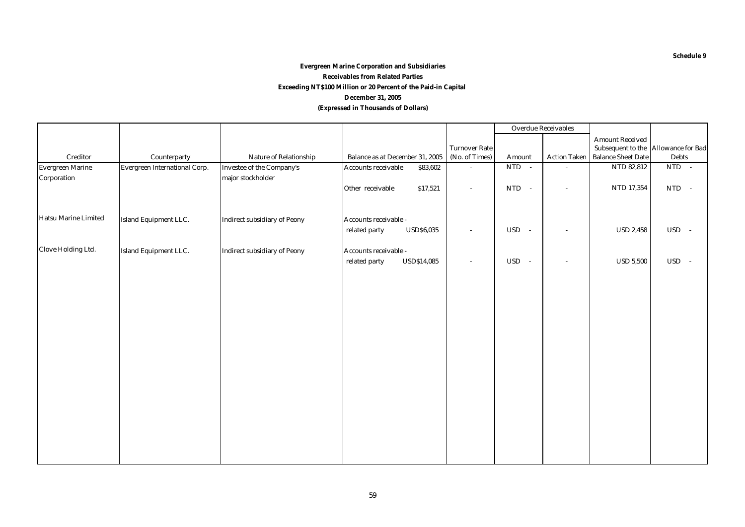**Schedule 9**

**Evergreen Marine Corporation and Subsidiaries**

**Receivables from Related Parties**

**Exceeding NT$100 Million or 20 Percent of the Paid-in Capital**

**December 31, 2005**

**(Expressed in Thousands of Dollars)**

| Creditor | Counterparty | Nature of Relationship | Balance as at December 31, 2005 | Turnover Rate (No. of Times) | Overdue Receivables Amount | Overdue Receivables Action Taken | Amount Received Subsequent to the Balance Sheet Date | Allowance for Bad Debts |
|---|---|---|---|---|---|---|---|---|
| Evergreen Marine Corporation | Evergreen International Corp. | Investee of the Company's major stockholder | Accounts receivable $83,602 | - | NTD - | - | NTD 82,812 | NTD - |
| | | | Other receivable $17,521 | - | NTD - | - | NTD 17,354 | NTD - |
| Hatsu Marine Limited | Island Equipment LLC. | Indirect subsidiary of Peony | Accounts receivable - related party USD$6,035 | - | USD - | - | USD 2,458 | USD - |
| Clove Holding Ltd. | Island Equipment LLC. | Indirect subsidiary of Peony | Accounts receivable - related party USD$14,085 | - | USD - | - | USD 5,500 | USD - |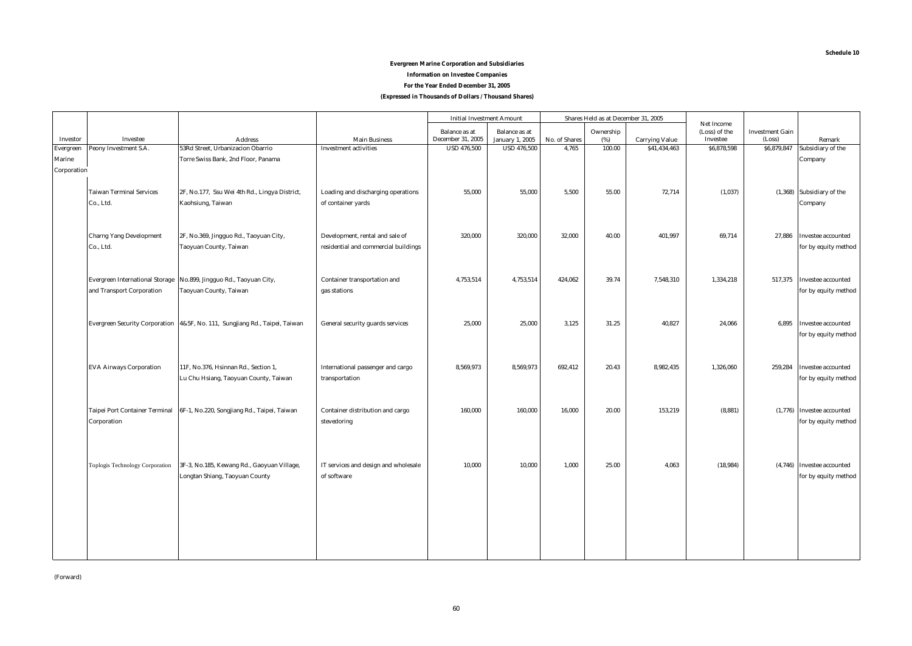Schedule 10

**Evergreen Marine Corporation and Subsidiaries**

**Information on Investee Companies**

**For the Year Ended December 31, 2005**

**(Expressed in Thousands of Dollars / Thousand Shares)**

| Investor | Investee | Address | Main Business | Initial Investment Amount | | Shares Held as at December 31, 2005 | | | Net Income (Loss) of the Investee | Investment Gain (Loss) | Remark |
|---|---|---|---|---|---|---|---|---|---|---|---|
| | | | | Balance as at December 31, 2005 | Balance as at January 1, 2005 | No. of Shares | Ownership (%) | Carrying Value | | | |
| Evergreen Marine Corporation | Peony Investment S.A. | 53Rd Street, Urbanizacion Obarrio Torre Swiss Bank, 2nd Floor, Panama | Investment activities | USD 476,500 | USD 476,500 | 4,765 | 100.00 | $41,434,463 | $6,878,598 | $6,879,847 | Subsidiary of the Company |
| | Taiwan Terminal Services Co., Ltd. | 2F, No.177, Ssu Wei 4th Rd., Lingya District, Kaohsiung, Taiwan | Loading and discharging operations of container yards | 55,000 | 55,000 | 5,500 | 55.00 | 72,714 | (1,037) | (1,368) | Subsidiary of the Company |
| | Charng Yang Development Co., Ltd. | 2F, No.369, Jingguo Rd., Taoyuan City, Taoyuan County, Taiwan | Development, rental and sale of residential and commercial buildings | 320,000 | 320,000 | 32,000 | 40.00 | 401,997 | 69,714 | 27,886 | Investee accounted for by equity method |
| | Evergreen International Storage and Transport Corporation | No.899, Jingguo Rd., Taoyuan City, Taoyuan County, Taiwan | Container transportation and gas stations | 4,753,514 | 4,753,514 | 424,062 | 39.74 | 7,548,310 | 1,334,218 | 517,375 | Investee accounted for by equity method |
| | Evergreen Security Corporation | 4&5F, No. 111, Sungjiang Rd., Taipei, Taiwan | General security guards services | 25,000 | 25,000 | 3,125 | 31.25 | 40,827 | 24,066 | 6,895 | Investee accounted for by equity method |
| | EVA Airways Corporation | 11F, No.376, Hsinnan Rd., Section 1, Lu Chu Hsiang, Taoyuan County, Taiwan | International passenger and cargo transportation | 8,569,973 | 8,569,973 | 692,412 | 20.43 | 8,982,435 | 1,326,060 | 259,284 | Investee accounted for by equity method |
| | Taipei Port Container Terminal Corporation | 6F-1, No.220, Songjiang Rd., Taipei, Taiwan | Container distribution and cargo stevedoring | 160,000 | 160,000 | 16,000 | 20.00 | 153,219 | (8,881) | (1,776) | Investee accounted for by equity method |
| | Toplogis Technology Corporation | 3F-3, No.185, Kewang Rd., Gaoyuan Village, Longtan Shiang, Taoyuan County | IT services and design and wholesale of software | 10,000 | 10,000 | 1,000 | 25.00 | 4,063 | (18,984) | (4,746) | Investee accounted for by equity method |

(Forward)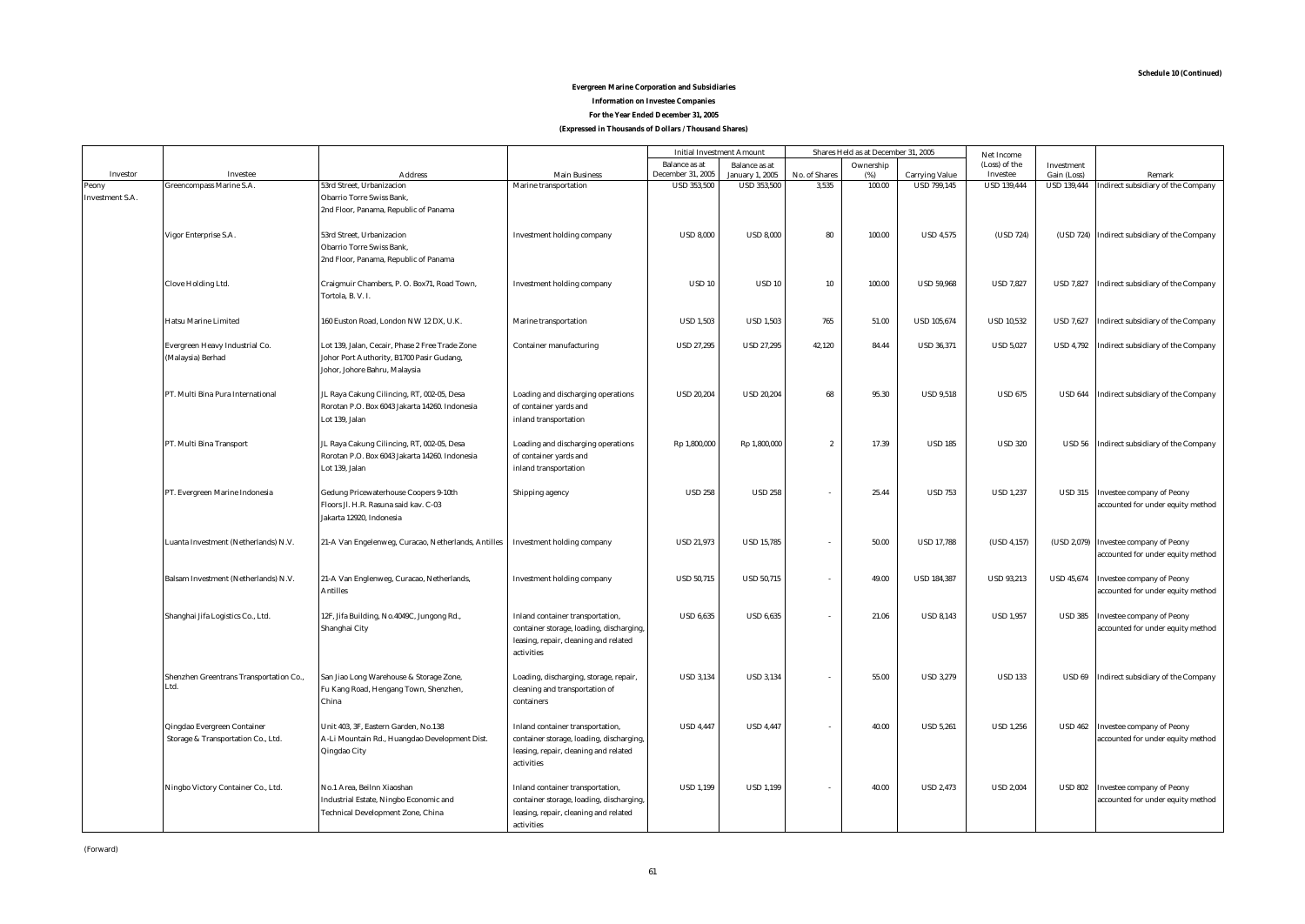**Schedule 10 (Continued)**

**Evergreen Marine Corporation and Subsidiaries**

**Information on Investee Companies**

**For the Year Ended December 31, 2005**

**(Expressed in Thousands of Dollars / Thousand Shares)**

| Investor | Investee | Address | Main Business | Initial Investment Amount | | Shares Held as at December 31, 2005 | | | Net Income (Loss) of the Investee | Investment Gain (Loss) | Remark |
|---|---|---|---|---|---|---|---|---|---|---|---|
| | | | | Balance as at December 31, 2005 | Balance as at January 1, 2005 | No. of Shares | Ownership (%) | Carrying Value | | | |
| Peony Investment S.A. | Greencompass Marine S.A. | 53rd Street, Urbanizacion Obarrio Torre Swiss Bank, 2nd Floor, Panama, Republic of Panama | Marine transportation | USD 353,500 | USD 353,500 | 3,535 | 100.00 | USD 799,145 | USD 139,444 | USD 139,444 | Indirect subsidiary of the Company |
| | Vigor Enterprise S.A. | 53rd Street, Urbanizacion Obarrio Torre Swiss Bank, 2nd Floor, Panama, Republic of Panama | Investment holding company | USD 8,000 | USD 8,000 | 80 | 100.00 | USD 4,575 | (USD 724) | (USD 724) | Indirect subsidiary of the Company |
| | Clove Holding Ltd. | Craigmuir Chambers, P. O. Box71, Road Town, Tortola, B. V. I. | Investment holding company | USD 10 | USD 10 | 10 | 100.00 | USD 59,968 | USD 7,827 | USD 7,827 | Indirect subsidiary of the Company |
| | Hatsu Marine Limited | 160 Euston Road, London NW 12 DX, U.K. | Marine transportation | USD 1,503 | USD 1,503 | 765 | 51.00 | USD 105,674 | USD 10,532 | USD 7,627 | Indirect subsidiary of the Company |
| | Evergreen Heavy Industrial Co. (Malaysia) Berhad | Lot 139, Jalan, Cecair, Phase 2 Free Trade Zone Johor Port Authority, B1700 Pasir Gudang, Johor, Johore Bahru, Malaysia | Container manufacturing | USD 27,295 | USD 27,295 | 42,120 | 84.44 | USD 36,371 | USD 5,027 | USD 4,792 | Indirect subsidiary of the Company |
| | PT. Multi Bina Pura International | JL Raya Cakung Cilincing, RT, 002-05, Desa Rorotan P.O. Box 6043 Jakarta 14260. Indonesia Lot 139, Jalan | Loading and discharging operations of container yards and inland transportation | USD 20,204 | USD 20,204 | 68 | 95.30 | USD 9,518 | USD 675 | USD 644 | Indirect subsidiary of the Company |
| | PT. Multi Bina Transport | JL Raya Cakung Cilincing, RT, 002-05, Desa Rorotan P.O. Box 6043 Jakarta 14260. Indonesia Lot 139, Jalan | Loading and discharging operations of container yards and inland transportation | Rp 1,800,000 | Rp 1,800,000 | 2 | 17.39 | USD 185 | USD 320 | USD 56 | Indirect subsidiary of the Company |
| | PT. Evergreen Marine Indonesia | Gedung Pricewaterhouse Coopers 9-10th Floors Jl. H.R. Rasuna said kav. C-03 Jakarta 12920, Indonesia | Shipping agency | USD 258 | USD 258 | - | 25.44 | USD 753 | USD 1,237 | USD 315 | Investee company of Peony accounted for under equity method |
| | Luanta Investment (Netherlands) N.V. | 21-A Van Engelenweg, Curacao, Netherlands, Antilles | Investment holding company | USD 21,973 | USD 15,785 | - | 50.00 | USD 17,788 | (USD 4,157) | (USD 2,079) | Investee company of Peony accounted for under equity method |
| | Balsam Investment (Netherlands) N.V. | 21-A Van Englenweg, Curacao, Netherlands, Antilles | Investment holding company | USD 50,715 | USD 50,715 | - | 49.00 | USD 184,387 | USD 93,213 | USD 45,674 | Investee company of Peony accounted for under equity method |
| | Shanghai Jifa Logistics Co., Ltd. | 12F, Jifa Building, No.4049C, Jungong Rd., Shanghai City | Inland container transportation, container storage, loading, discharging, leasing, repair, cleaning and related activities | USD 6,635 | USD 6,635 | - | 21.06 | USD 8,143 | USD 1,957 | USD 385 | Investee company of Peony accounted for under equity method |
| | Shenzhen Greentrans Transportation Co., Ltd. | San Jiao Long Warehouse & Storage Zone, Fu Kang Road, Hengang Town, Shenzhen, China | Loading, discharging, storage, repair, cleaning and transportation of containers | USD 3,134 | USD 3,134 | - | 55.00 | USD 3,279 | USD 133 | USD 69 | Indirect subsidiary of the Company |
| | Qingdao Evergreen Container Storage & Transportation Co., Ltd. | Unit 403, 3F, Eastern Garden, No.138 A-Li Mountain Rd., Huangdao Development Dist. Qingdao City | Inland container transportation, container storage, loading, discharging, leasing, repair, cleaning and related activities | USD 4,447 | USD 4,447 | - | 40.00 | USD 5,261 | USD 1,256 | USD 462 | Investee company of Peony accounted for under equity method |
| | Ningbo Victory Container Co., Ltd. | No.1 Area, Beilnn Xiaoshan Industrial Estate, Ningbo Economic and Technical Development Zone, China | Inland container transportation, container storage, loading, discharging, leasing, repair, cleaning and related activities | USD 1,199 | USD 1,199 | - | 40.00 | USD 2,473 | USD 2,004 | USD 802 | Investee company of Peony accounted for under equity method |

(Forward)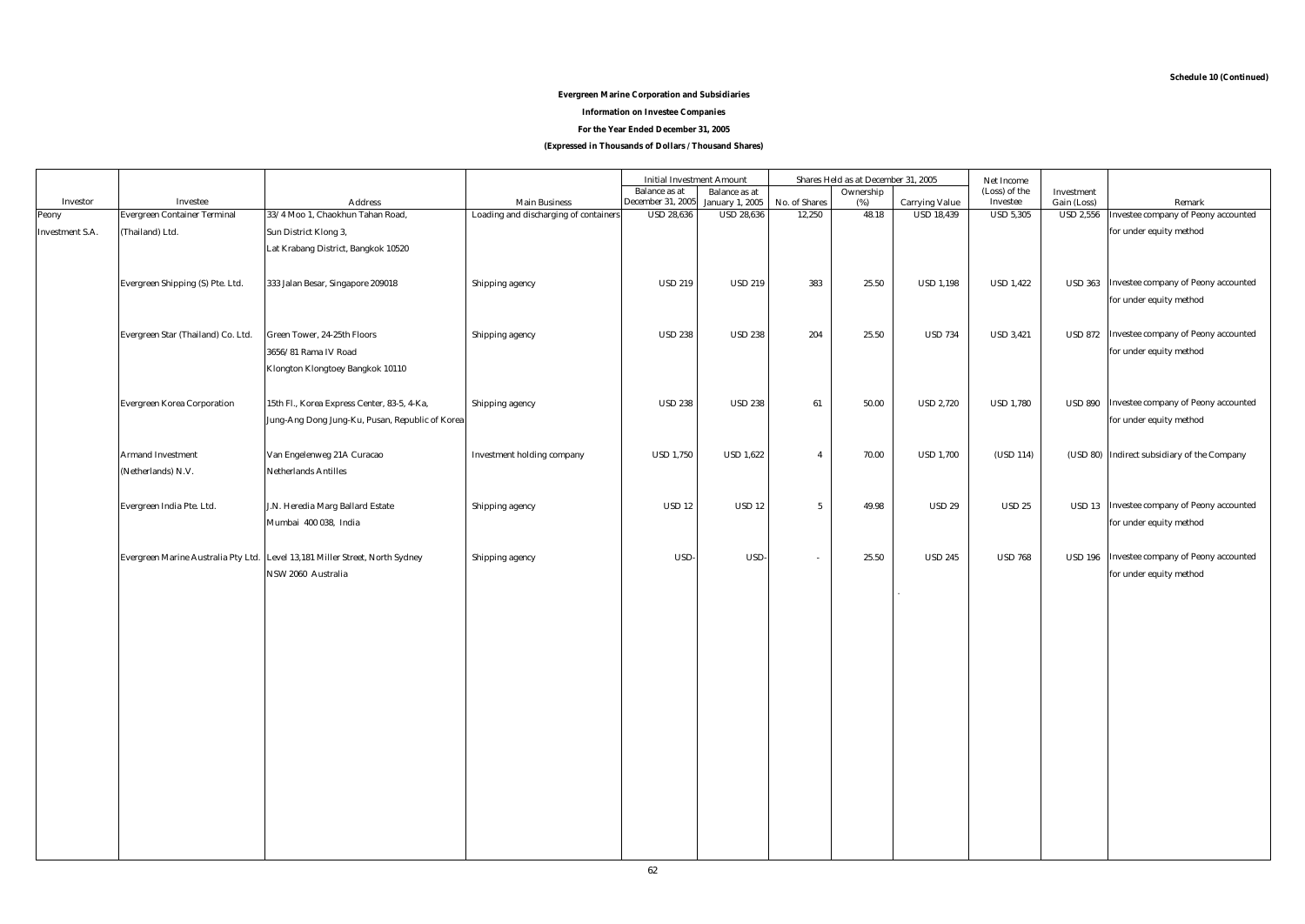**Schedule 10 (Continued)**

**Evergreen Marine Corporation and Subsidiaries**

**Information on Investee Companies**

**For the Year Ended December 31, 2005**

**(Expressed in Thousands of Dollars / Thousand Shares)**

| Investor | Investee | Address | Main Business | Initial Investment Amount | | Shares Held as at December 31, 2005 | | | Net Income (Loss) of the Investee | Investment Gain (Loss) | Remark |
|---|---|---|---|---|---|---|---|---|---|---|---|
| | | | | Balance as at December 31, 2005 | Balance as at January 1, 2005 | No. of Shares | Ownership (%) | Carrying Value | | | |
| Peony Investment S.A. | Evergreen Container Terminal (Thailand) Ltd. | 33/4 Moo 1, Chaokhun Tahan Road, Sun District Klong 3, Lat Krabang District, Bangkok 10520 | Loading and discharging of containers | USD 28,636 | USD 28,636 | 12,250 | 48.18 | USD 18,439 | USD 5,305 | USD 2,556 | Investee company of Peony accounted for under equity method |
| | Evergreen Shipping (S) Pte. Ltd. | 333 Jalan Besar, Singapore 209018 | Shipping agency | USD 219 | USD 219 | 383 | 25.50 | USD 1,198 | USD 1,422 | USD 363 | Investee company of Peony accounted for under equity method |
| | Evergreen Star (Thailand) Co. Ltd. | Green Tower, 24-25th Floors 3656/81 Rama IV Road Klongton Klongtoey Bangkok 10110 | Shipping agency | USD 238 | USD 238 | 204 | 25.50 | USD 734 | USD 3,421 | USD 872 | Investee company of Peony accounted for under equity method |
| | Evergreen Korea Corporation | 15th Fl., Korea Express Center, 83-5, 4-Ka, Jung-Ang Dong Jung-Ku, Pusan, Republic of Korea | Shipping agency | USD 238 | USD 238 | 61 | 50.00 | USD 2,720 | USD 1,780 | USD 890 | Investee company of Peony accounted for under equity method |
| | Armand Investment (Netherlands) N.V. | Van Engelenweg 21A Curacao Netherlands Antilles | Investment holding company | USD 1,750 | USD 1,622 | 4 | 70.00 | USD 1,700 | (USD 114) | (USD 80) | Indirect subsidiary of the Company |
| | Evergreen India Pte. Ltd. | J.N. Heredia Marg Ballard Estate Mumbai 400 038, India | Shipping agency | USD 12 | USD 12 | 5 | 49.98 | USD 29 | USD 25 | USD 13 | Investee company of Peony accounted for under equity method |
| | Evergreen Marine Australia Pty Ltd. | Level 13,181 Miller Street, North Sydney NSW 2060 Australia | Shipping agency | USD- | USD- | - | 25.50 | USD 245 | USD 768 | USD 196 | Investee company of Peony accounted for under equity method |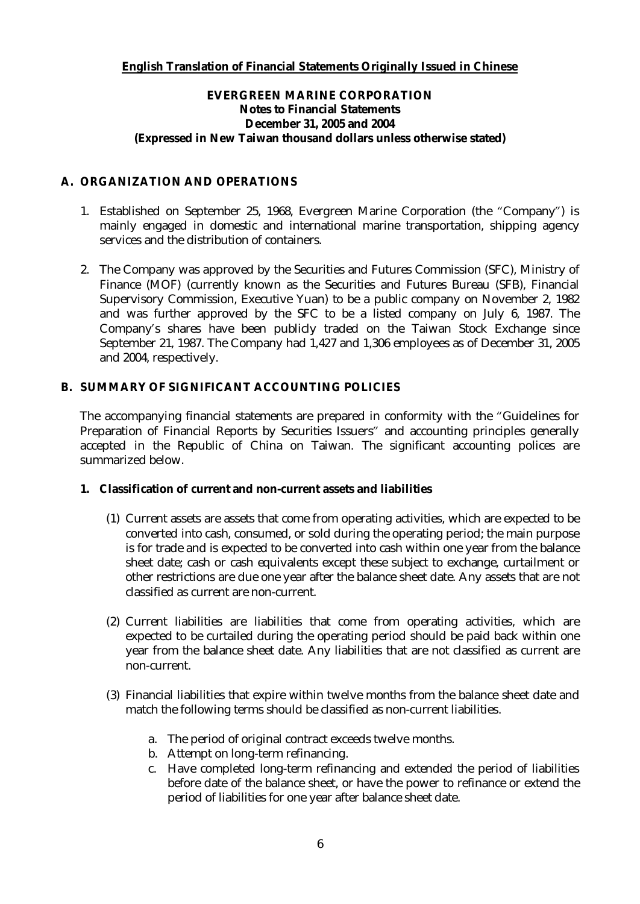**English Translation of Financial Statements Originally Issued in Chinese**

**EVERGREEN MARINE CORPORATION**
**Notes to Financial Statements**
**December 31, 2005 and 2004**
**(Expressed in New Taiwan thousand dollars unless otherwise stated)**

## A. ORGANIZATION AND OPERATIONS

1. Established on September 25, 1968, Evergreen Marine Corporation (the "Company") is mainly engaged in domestic and international marine transportation, shipping agency services and the distribution of containers.

2. The Company was approved by the Securities and Futures Commission (SFC), Ministry of Finance (MOF) (currently known as the Securities and Futures Bureau (SFB), Financial Supervisory Commission, Executive Yuan) to be a public company on November 2, 1982 and was further approved by the SFC to be a listed company on July 6, 1987. The Company's shares have been publicly traded on the Taiwan Stock Exchange since September 21, 1987. The Company had 1,427 and 1,306 employees as of December 31, 2005 and 2004, respectively.

## B. SUMMARY OF SIGNIFICANT ACCOUNTING POLICIES

The accompanying financial statements are prepared in conformity with the "Guidelines for Preparation of Financial Reports by Securities Issuers" and accounting principles generally accepted in the Republic of China on Taiwan. The significant accounting polices are summarized below.

### 1. Classification of current and non-current assets and liabilities

(1) Current assets are assets that come from operating activities, which are expected to be converted into cash, consumed, or sold during the operating period; the main purpose is for trade and is expected to be converted into cash within one year from the balance sheet date; cash or cash equivalents except these subject to exchange, curtailment or other restrictions are due one year after the balance sheet date. Any assets that are not classified as current are non-current.

(2) Current liabilities are liabilities that come from operating activities, which are expected to be curtailed during the operating period should be paid back within one year from the balance sheet date. Any liabilities that are not classified as current are non-current.

(3) Financial liabilities that expire within twelve months from the balance sheet date and match the following terms should be classified as non-current liabilities.

a. The period of original contract exceeds twelve months.
b. Attempt on long-term refinancing.
c. Have completed long-term refinancing and extended the period of liabilities before date of the balance sheet, or have the power to refinance or extend the period of liabilities for one year after balance sheet date.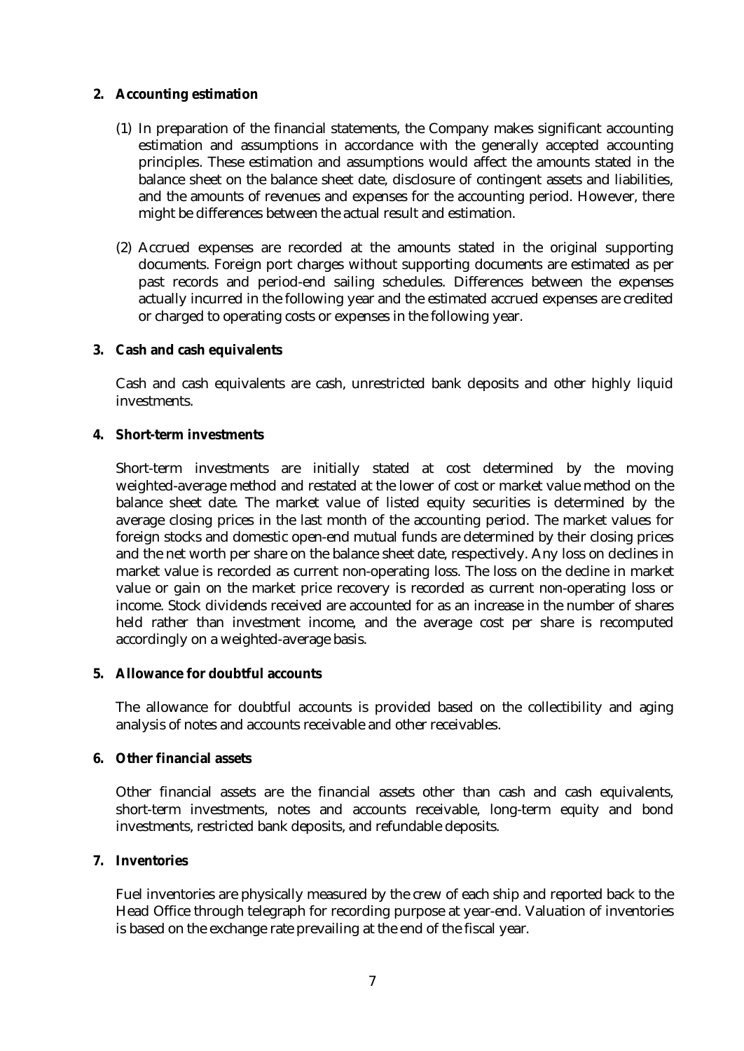**2. Accounting estimation**

(1) In preparation of the financial statements, the Company makes significant accounting estimation and assumptions in accordance with the generally accepted accounting principles. These estimation and assumptions would affect the amounts stated in the balance sheet on the balance sheet date, disclosure of contingent assets and liabilities, and the amounts of revenues and expenses for the accounting period. However, there might be differences between the actual result and estimation.

(2) Accrued expenses are recorded at the amounts stated in the original supporting documents. Foreign port charges without supporting documents are estimated as per past records and period-end sailing schedules. Differences between the expenses actually incurred in the following year and the estimated accrued expenses are credited or charged to operating costs or expenses in the following year.

**3. Cash and cash equivalents**

Cash and cash equivalents are cash, unrestricted bank deposits and other highly liquid investments.

**4. Short-term investments**

Short-term investments are initially stated at cost determined by the moving weighted-average method and restated at the lower of cost or market value method on the balance sheet date. The market value of listed equity securities is determined by the average closing prices in the last month of the accounting period. The market values for foreign stocks and domestic open-end mutual funds are determined by their closing prices and the net worth per share on the balance sheet date, respectively. Any loss on declines in market value is recorded as current non-operating loss. The loss on the decline in market value or gain on the market price recovery is recorded as current non-operating loss or income. Stock dividends received are accounted for as an increase in the number of shares held rather than investment income, and the average cost per share is recomputed accordingly on a weighted-average basis.

**5. Allowance for doubtful accounts**

The allowance for doubtful accounts is provided based on the collectibility and aging analysis of notes and accounts receivable and other receivables.

**6. Other financial assets**

Other financial assets are the financial assets other than cash and cash equivalents, short-term investments, notes and accounts receivable, long-term equity and bond investments, restricted bank deposits, and refundable deposits.

**7. Inventories**

Fuel inventories are physically measured by the crew of each ship and reported back to the Head Office through telegraph for recording purpose at year-end. Valuation of inventories is based on the exchange rate prevailing at the end of the fiscal year.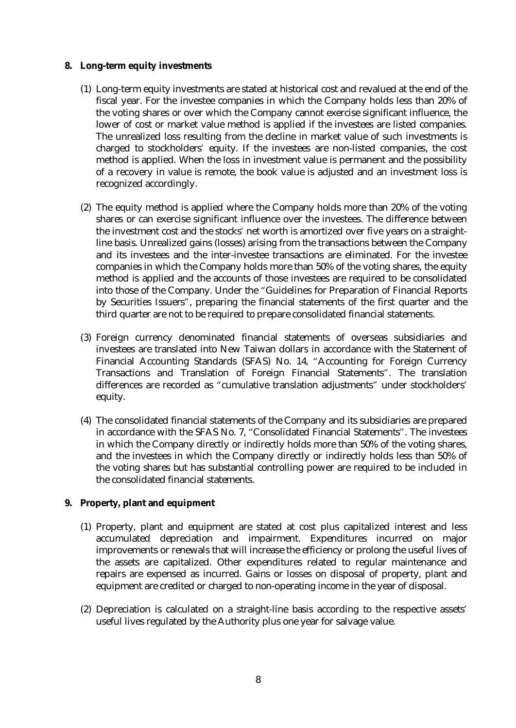**8. Long-term equity investments**

(1) Long-term equity investments are stated at historical cost and revalued at the end of the fiscal year. For the investee companies in which the Company holds less than 20% of the voting shares or over which the Company cannot exercise significant influence, the lower of cost or market value method is applied if the investees are listed companies. The unrealized loss resulting from the decline in market value of such investments is charged to stockholders' equity. If the investees are non-listed companies, the cost method is applied. When the loss in investment value is permanent and the possibility of a recovery in value is remote, the book value is adjusted and an investment loss is recognized accordingly.

(2) The equity method is applied where the Company holds more than 20% of the voting shares or can exercise significant influence over the investees. The difference between the investment cost and the stocks' net worth is amortized over five years on a straight-line basis. Unrealized gains (losses) arising from the transactions between the Company and its investees and the inter-investee transactions are eliminated. For the investee companies in which the Company holds more than 50% of the voting shares, the equity method is applied and the accounts of those investees are required to be consolidated into those of the Company. Under the "Guidelines for Preparation of Financial Reports by Securities Issuers", preparing the financial statements of the first quarter and the third quarter are not to be required to prepare consolidated financial statements.

(3) Foreign currency denominated financial statements of overseas subsidiaries and investees are translated into New Taiwan dollars in accordance with the Statement of Financial Accounting Standards (SFAS) No. 14, "Accounting for Foreign Currency Transactions and Translation of Foreign Financial Statements". The translation differences are recorded as "cumulative translation adjustments" under stockholders' equity.

(4) The consolidated financial statements of the Company and its subsidiaries are prepared in accordance with the SFAS No. 7, "Consolidated Financial Statements". The investees in which the Company directly or indirectly holds more than 50% of the voting shares, and the investees in which the Company directly or indirectly holds less than 50% of the voting shares but has substantial controlling power are required to be included in the consolidated financial statements.

**9. Property, plant and equipment**

(1) Property, plant and equipment are stated at cost plus capitalized interest and less accumulated depreciation and impairment. Expenditures incurred on major improvements or renewals that will increase the efficiency or prolong the useful lives of the assets are capitalized. Other expenditures related to regular maintenance and repairs are expensed as incurred. Gains or losses on disposal of property, plant and equipment are credited or charged to non-operating income in the year of disposal.

(2) Depreciation is calculated on a straight-line basis according to the respective assets' useful lives regulated by the Authority plus one year for salvage value.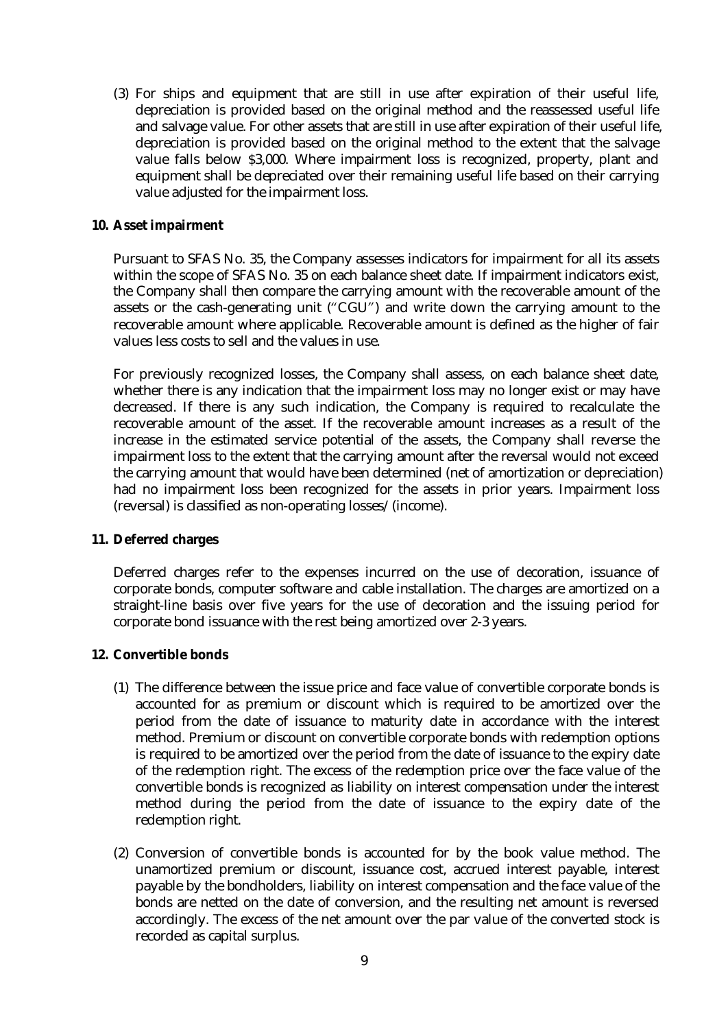(3) For ships and equipment that are still in use after expiration of their useful life, depreciation is provided based on the original method and the reassessed useful life and salvage value. For other assets that are still in use after expiration of their useful life, depreciation is provided based on the original method to the extent that the salvage value falls below $3,000. Where impairment loss is recognized, property, plant and equipment shall be depreciated over their remaining useful life based on their carrying value adjusted for the impairment loss.

**10. Asset impairment**

Pursuant to SFAS No. 35, the Company assesses indicators for impairment for all its assets within the scope of SFAS No. 35 on each balance sheet date. If impairment indicators exist, the Company shall then compare the carrying amount with the recoverable amount of the assets or the cash-generating unit ("CGU") and write down the carrying amount to the recoverable amount where applicable. Recoverable amount is defined as the higher of fair values less costs to sell and the values in use.

For previously recognized losses, the Company shall assess, on each balance sheet date, whether there is any indication that the impairment loss may no longer exist or may have decreased. If there is any such indication, the Company is required to recalculate the recoverable amount of the asset. If the recoverable amount increases as a result of the increase in the estimated service potential of the assets, the Company shall reverse the impairment loss to the extent that the carrying amount after the reversal would not exceed the carrying amount that would have been determined (net of amortization or depreciation) had no impairment loss been recognized for the assets in prior years. Impairment loss (reversal) is classified as non-operating losses/(income).

**11. Deferred charges**

Deferred charges refer to the expenses incurred on the use of decoration, issuance of corporate bonds, computer software and cable installation. The charges are amortized on a straight-line basis over five years for the use of decoration and the issuing period for corporate bond issuance with the rest being amortized over 2-3 years.

**12. Convertible bonds**

(1) The difference between the issue price and face value of convertible corporate bonds is accounted for as premium or discount which is required to be amortized over the period from the date of issuance to maturity date in accordance with the interest method. Premium or discount on convertible corporate bonds with redemption options is required to be amortized over the period from the date of issuance to the expiry date of the redemption right. The excess of the redemption price over the face value of the convertible bonds is recognized as liability on interest compensation under the interest method during the period from the date of issuance to the expiry date of the redemption right.

(2) Conversion of convertible bonds is accounted for by the book value method. The unamortized premium or discount, issuance cost, accrued interest payable, interest payable by the bondholders, liability on interest compensation and the face value of the bonds are netted on the date of conversion, and the resulting net amount is reversed accordingly. The excess of the net amount over the par value of the converted stock is recorded as capital surplus.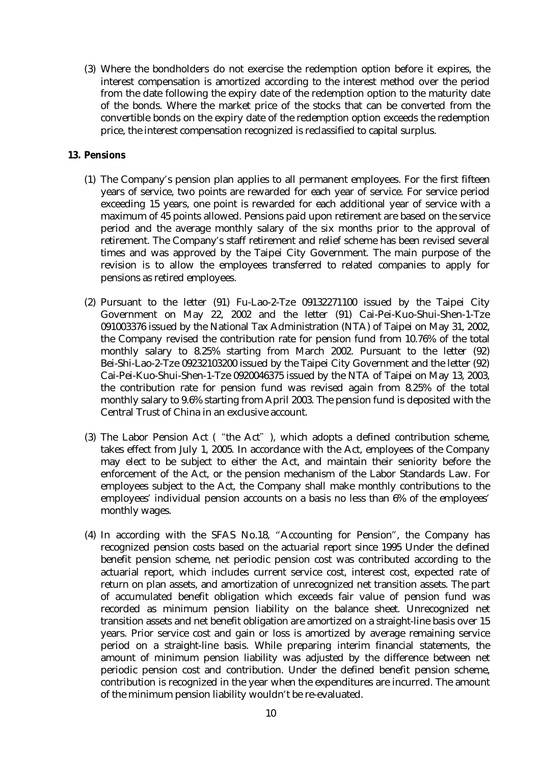(3) Where the bondholders do not exercise the redemption option before it expires, the interest compensation is amortized according to the interest method over the period from the date following the expiry date of the redemption option to the maturity date of the bonds. Where the market price of the stocks that can be converted from the convertible bonds on the expiry date of the redemption option exceeds the redemption price, the interest compensation recognized is reclassified to capital surplus.

**13. Pensions**

(1) The Company's pension plan applies to all permanent employees. For the first fifteen years of service, two points are rewarded for each year of service. For service period exceeding 15 years, one point is rewarded for each additional year of service with a maximum of 45 points allowed. Pensions paid upon retirement are based on the service period and the average monthly salary of the six months prior to the approval of retirement. The Company's staff retirement and relief scheme has been revised several times and was approved by the Taipei City Government. The main purpose of the revision is to allow the employees transferred to related companies to apply for pensions as retired employees.

(2) Pursuant to the letter (91) Fu-Lao-2-Tze 09132271100 issued by the Taipei City Government on May 22, 2002 and the letter (91) Cai-Pei-Kuo-Shui-Shen-1-Tze 091003376 issued by the National Tax Administration (NTA) of Taipei on May 31, 2002, the Company revised the contribution rate for pension fund from 10.76% of the total monthly salary to 8.25% starting from March 2002. Pursuant to the letter (92) Bei-Shi-Lao-2-Tze 09232103200 issued by the Taipei City Government and the letter (92) Cai-Pei-Kuo-Shui-Shen-1-Tze 0920046375 issued by the NTA of Taipei on May 13, 2003, the contribution rate for pension fund was revised again from 8.25% of the total monthly salary to 9.6% starting from April 2003. The pension fund is deposited with the Central Trust of China in an exclusive account.

(3) The Labor Pension Act ("the Act"), which adopts a defined contribution scheme, takes effect from July 1, 2005. In accordance with the Act, employees of the Company may elect to be subject to either the Act, and maintain their seniority before the enforcement of the Act, or the pension mechanism of the Labor Standards Law. For employees subject to the Act, the Company shall make monthly contributions to the employees' individual pension accounts on a basis no less than 6% of the employees' monthly wages.

(4) In according with the SFAS No.18, "Accounting for Pension", the Company has recognized pension costs based on the actuarial report since 1995 Under the defined benefit pension scheme, net periodic pension cost was contributed according to the actuarial report, which includes current service cost, interest cost, expected rate of return on plan assets, and amortization of unrecognized net transition assets. The part of accumulated benefit obligation which exceeds fair value of pension fund was recorded as minimum pension liability on the balance sheet. Unrecognized net transition assets and net benefit obligation are amortized on a straight-line basis over 15 years. Prior service cost and gain or loss is amortized by average remaining service period on a straight-line basis. While preparing interim financial statements, the amount of minimum pension liability was adjusted by the difference between net periodic pension cost and contribution. Under the defined benefit pension scheme, contribution is recognized in the year when the expenditures are incurred. The amount of the minimum pension liability wouldn't be re-evaluated.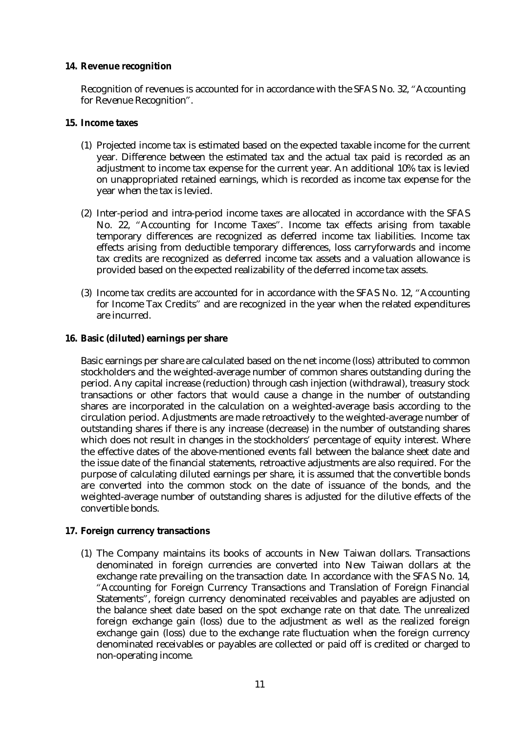**14. Revenue recognition**

Recognition of revenues is accounted for in accordance with the SFAS No. 32, "Accounting for Revenue Recognition".

**15. Income taxes**

(1) Projected income tax is estimated based on the expected taxable income for the current year. Difference between the estimated tax and the actual tax paid is recorded as an adjustment to income tax expense for the current year. An additional 10% tax is levied on unappropriated retained earnings, which is recorded as income tax expense for the year when the tax is levied.

(2) Inter-period and intra-period income taxes are allocated in accordance with the SFAS No. 22, "Accounting for Income Taxes". Income tax effects arising from taxable temporary differences are recognized as deferred income tax liabilities. Income tax effects arising from deductible temporary differences, loss carryforwards and income tax credits are recognized as deferred income tax assets and a valuation allowance is provided based on the expected realizability of the deferred income tax assets.

(3) Income tax credits are accounted for in accordance with the SFAS No. 12, "Accounting for Income Tax Credits" and are recognized in the year when the related expenditures are incurred.

**16. Basic (diluted) earnings per share**

Basic earnings per share are calculated based on the net income (loss) attributed to common stockholders and the weighted-average number of common shares outstanding during the period. Any capital increase (reduction) through cash injection (withdrawal), treasury stock transactions or other factors that would cause a change in the number of outstanding shares are incorporated in the calculation on a weighted-average basis according to the circulation period. Adjustments are made retroactively to the weighted-average number of outstanding shares if there is any increase (decrease) in the number of outstanding shares which does not result in changes in the stockholders' percentage of equity interest. Where the effective dates of the above-mentioned events fall between the balance sheet date and the issue date of the financial statements, retroactive adjustments are also required. For the purpose of calculating diluted earnings per share, it is assumed that the convertible bonds are converted into the common stock on the date of issuance of the bonds, and the weighted-average number of outstanding shares is adjusted for the dilutive effects of the convertible bonds.

**17. Foreign currency transactions**

(1) The Company maintains its books of accounts in New Taiwan dollars. Transactions denominated in foreign currencies are converted into New Taiwan dollars at the exchange rate prevailing on the transaction date. In accordance with the SFAS No. 14, "Accounting for Foreign Currency Transactions and Translation of Foreign Financial Statements", foreign currency denominated receivables and payables are adjusted on the balance sheet date based on the spot exchange rate on that date. The unrealized foreign exchange gain (loss) due to the adjustment as well as the realized foreign exchange gain (loss) due to the exchange rate fluctuation when the foreign currency denominated receivables or payables are collected or paid off is credited or charged to non-operating income.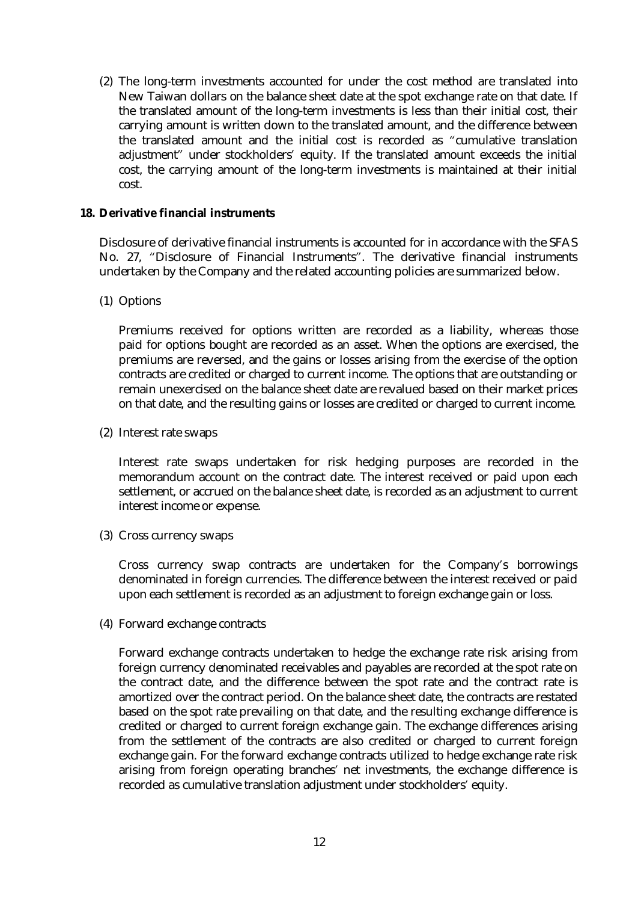(2) The long-term investments accounted for under the cost method are translated into New Taiwan dollars on the balance sheet date at the spot exchange rate on that date. If the translated amount of the long-term investments is less than their initial cost, their carrying amount is written down to the translated amount, and the difference between the translated amount and the initial cost is recorded as "cumulative translation adjustment" under stockholders' equity. If the translated amount exceeds the initial cost, the carrying amount of the long-term investments is maintained at their initial cost.

**18. Derivative financial instruments**

Disclosure of derivative financial instruments is accounted for in accordance with the SFAS No. 27, "Disclosure of Financial Instruments". The derivative financial instruments undertaken by the Company and the related accounting policies are summarized below.

(1) Options

Premiums received for options written are recorded as a liability, whereas those paid for options bought are recorded as an asset. When the options are exercised, the premiums are reversed, and the gains or losses arising from the exercise of the option contracts are credited or charged to current income. The options that are outstanding or remain unexercised on the balance sheet date are revalued based on their market prices on that date, and the resulting gains or losses are credited or charged to current income.

(2) Interest rate swaps

Interest rate swaps undertaken for risk hedging purposes are recorded in the memorandum account on the contract date. The interest received or paid upon each settlement, or accrued on the balance sheet date, is recorded as an adjustment to current interest income or expense.

(3) Cross currency swaps

Cross currency swap contracts are undertaken for the Company's borrowings denominated in foreign currencies. The difference between the interest received or paid upon each settlement is recorded as an adjustment to foreign exchange gain or loss.

(4) Forward exchange contracts

Forward exchange contracts undertaken to hedge the exchange rate risk arising from foreign currency denominated receivables and payables are recorded at the spot rate on the contract date, and the difference between the spot rate and the contract rate is amortized over the contract period. On the balance sheet date, the contracts are restated based on the spot rate prevailing on that date, and the resulting exchange difference is credited or charged to current foreign exchange gain. The exchange differences arising from the settlement of the contracts are also credited or charged to current foreign exchange gain. For the forward exchange contracts utilized to hedge exchange rate risk arising from foreign operating branches' net investments, the exchange difference is recorded as cumulative translation adjustment under stockholders' equity.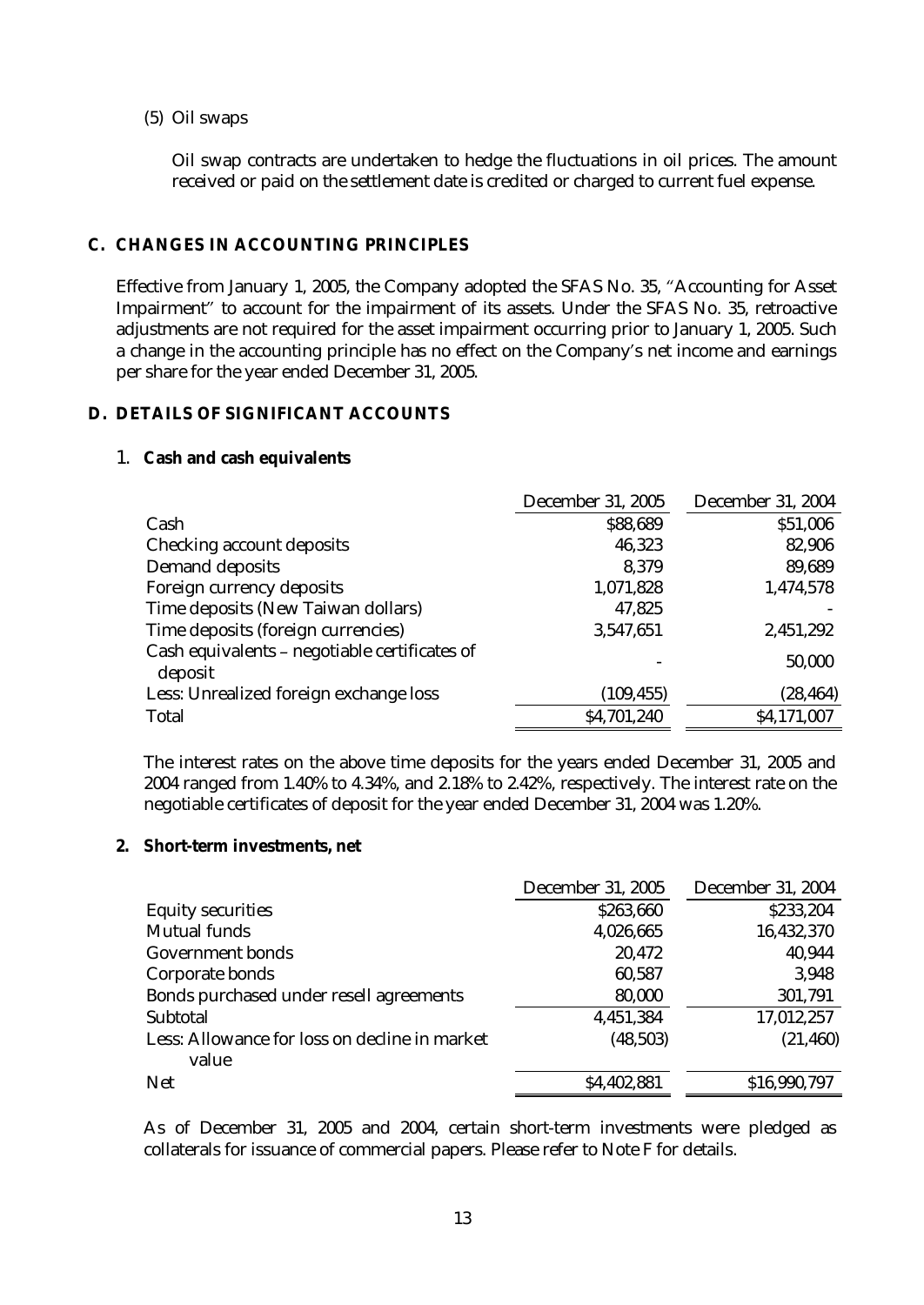(5) Oil swaps

Oil swap contracts are undertaken to hedge the fluctuations in oil prices. The amount received or paid on the settlement date is credited or charged to current fuel expense.

## C. CHANGES IN ACCOUNTING PRINCIPLES

Effective from January 1, 2005, the Company adopted the SFAS No. 35, "Accounting for Asset Impairment" to account for the impairment of its assets. Under the SFAS No. 35, retroactive adjustments are not required for the asset impairment occurring prior to January 1, 2005. Such a change in the accounting principle has no effect on the Company's net income and earnings per share for the year ended December 31, 2005.

## D. DETAILS OF SIGNIFICANT ACCOUNTS

### 1. Cash and cash equivalents

| | December 31, 2005 | December 31, 2004 |
|---|---|---|
| Cash | $88,689 | $51,006 |
| Checking account deposits | 46,323 | 82,906 |
| Demand deposits | 8,379 | 89,689 |
| Foreign currency deposits | 1,071,828 | 1,474,578 |
| Time deposits (New Taiwan dollars) | 47,825 | - |
| Time deposits (foreign currencies) | 3,547,651 | 2,451,292 |
| Cash equivalents – negotiable certificates of deposit | - | 50,000 |
| Less: Unrealized foreign exchange loss | (109,455) | (28,464) |
| Total | $4,701,240 | $4,171,007 |

The interest rates on the above time deposits for the years ended December 31, 2005 and 2004 ranged from 1.40% to 4.34%, and 2.18% to 2.42%, respectively. The interest rate on the negotiable certificates of deposit for the year ended December 31, 2004 was 1.20%.

### 2. Short-term investments, net

| | December 31, 2005 | December 31, 2004 |
|---|---|---|
| Equity securities | $263,660 | $233,204 |
| Mutual funds | 4,026,665 | 16,432,370 |
| Government bonds | 20,472 | 40,944 |
| Corporate bonds | 60,587 | 3,948 |
| Bonds purchased under resell agreements | 80,000 | 301,791 |
| Subtotal | 4,451,384 | 17,012,257 |
| Less: Allowance for loss on decline in market value | (48,503) | (21,460) |
| Net | $4,402,881 | $16,990,797 |

As of December 31, 2005 and 2004, certain short-term investments were pledged as collaterals for issuance of commercial papers. Please refer to Note F for details.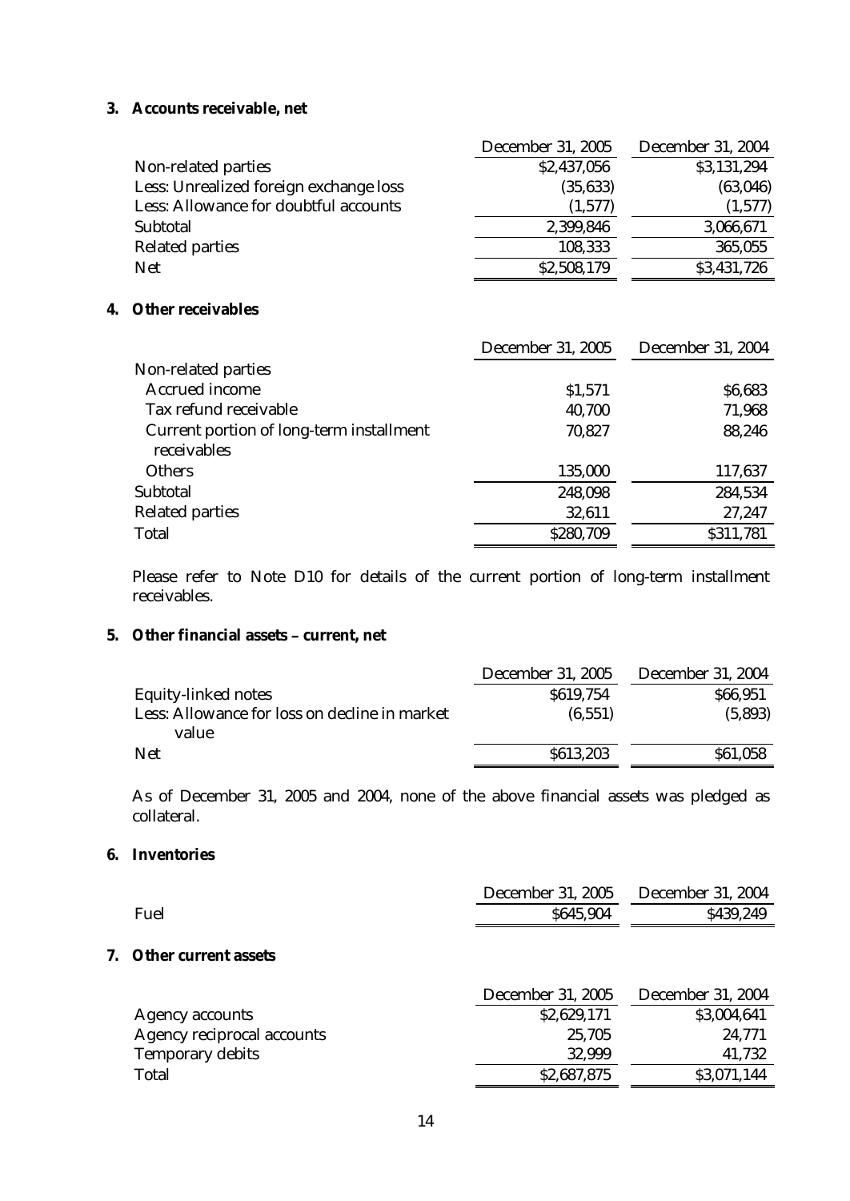### 3. Accounts receivable, net

| | December 31, 2005 | December 31, 2004 |
|---|---|---|
| Non-related parties | $2,437,056 | $3,131,294 |
| Less: Unrealized foreign exchange loss | (35,633) | (63,046) |
| Less: Allowance for doubtful accounts | (1,577) | (1,577) |
| Subtotal | 2,399,846 | 3,066,671 |
| Related parties | 108,333 | 365,055 |
| Net | $2,508,179 | $3,431,726 |

### 4. Other receivables

| | December 31, 2005 | December 31, 2004 |
|---|---|---|
| Non-related parties | | |
| Accrued income | $1,571 | $6,683 |
| Tax refund receivable | 40,700 | 71,968 |
| Current portion of long-term installment receivables | 70,827 | 88,246 |
| Others | 135,000 | 117,637 |
| Subtotal | 248,098 | 284,534 |
| Related parties | 32,611 | 27,247 |
| Total | $280,709 | $311,781 |

Please refer to Note D10 for details of the current portion of long-term installment receivables.

### 5. Other financial assets – current, net

| | December 31, 2005 | December 31, 2004 |
|---|---|---|
| Equity-linked notes | $619,754 | $66,951 |
| Less: Allowance for loss on decline in market value | (6,551) | (5,893) |
| Net | $613,203 | $61,058 |

As of December 31, 2005 and 2004, none of the above financial assets was pledged as collateral.

### 6. Inventories

| | December 31, 2005 | December 31, 2004 |
|---|---|---|
| Fuel | $645,904 | $439,249 |

### 7. Other current assets

| | December 31, 2005 | December 31, 2004 |
|---|---|---|
| Agency accounts | $2,629,171 | $3,004,641 |
| Agency reciprocal accounts | 25,705 | 24,771 |
| Temporary debits | 32,999 | 41,732 |
| Total | $2,687,875 | $3,071,144 |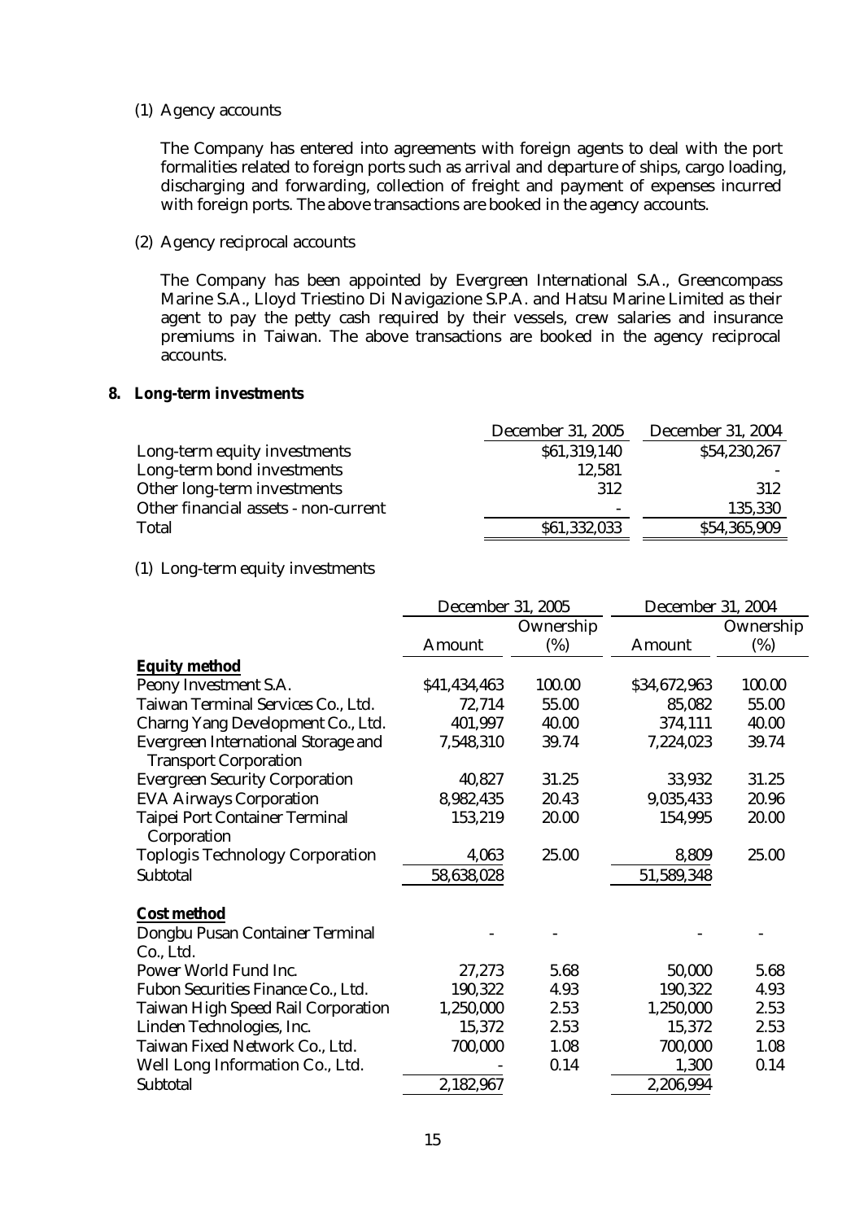(1) Agency accounts

The Company has entered into agreements with foreign agents to deal with the port formalities related to foreign ports such as arrival and departure of ships, cargo loading, discharging and forwarding, collection of freight and payment of expenses incurred with foreign ports. The above transactions are booked in the agency accounts.

(2) Agency reciprocal accounts

The Company has been appointed by Evergreen International S.A., Greencompass Marine S.A., Lloyd Triestino Di Navigazione S.P.A. and Hatsu Marine Limited as their agent to pay the petty cash required by their vessels, crew salaries and insurance premiums in Taiwan. The above transactions are booked in the agency reciprocal accounts.

**8. Long-term investments**

| | December 31, 2005 | December 31, 2004 |
|---|---|---|
| Long-term equity investments | $61,319,140 | $54,230,267 |
| Long-term bond investments | 12,581 | - |
| Other long-term investments | 312 | 312 |
| Other financial assets - non-current | - | 135,330 |
| Total | $61,332,033 | $54,365,909 |

(1) Long-term equity investments

| | December 31, 2005 | | December 31, 2004 | |
|---|---|---|---|---|
| | Amount | Ownership (%) | Amount | Ownership (%) |
| **Equity method** | | | | |
| Peony Investment S.A. | $41,434,463 | 100.00 | $34,672,963 | 100.00 |
| Taiwan Terminal Services Co., Ltd. | 72,714 | 55.00 | 85,082 | 55.00 |
| Charng Yang Development Co., Ltd. | 401,997 | 40.00 | 374,111 | 40.00 |
| Evergreen International Storage and Transport Corporation | 7,548,310 | 39.74 | 7,224,023 | 39.74 |
| Evergreen Security Corporation | 40,827 | 31.25 | 33,932 | 31.25 |
| EVA Airways Corporation | 8,982,435 | 20.43 | 9,035,433 | 20.96 |
| Taipei Port Container Terminal Corporation | 153,219 | 20.00 | 154,995 | 20.00 |
| Toplogis Technology Corporation | 4,063 | 25.00 | 8,809 | 25.00 |
| Subtotal | 58,638,028 | | 51,589,348 | |
| **Cost method** | | | | |
| Dongbu Pusan Container Terminal Co., Ltd. | - | - | - | - |
| Power World Fund Inc. | 27,273 | 5.68 | 50,000 | 5.68 |
| Fubon Securities Finance Co., Ltd. | 190,322 | 4.93 | 190,322 | 4.93 |
| Taiwan High Speed Rail Corporation | 1,250,000 | 2.53 | 1,250,000 | 2.53 |
| Linden Technologies, Inc. | 15,372 | 2.53 | 15,372 | 2.53 |
| Taiwan Fixed Network Co., Ltd. | 700,000 | 1.08 | 700,000 | 1.08 |
| Well Long Information Co., Ltd. | - | 0.14 | 1,300 | 0.14 |
| Subtotal | 2,182,967 | | 2,206,994 | |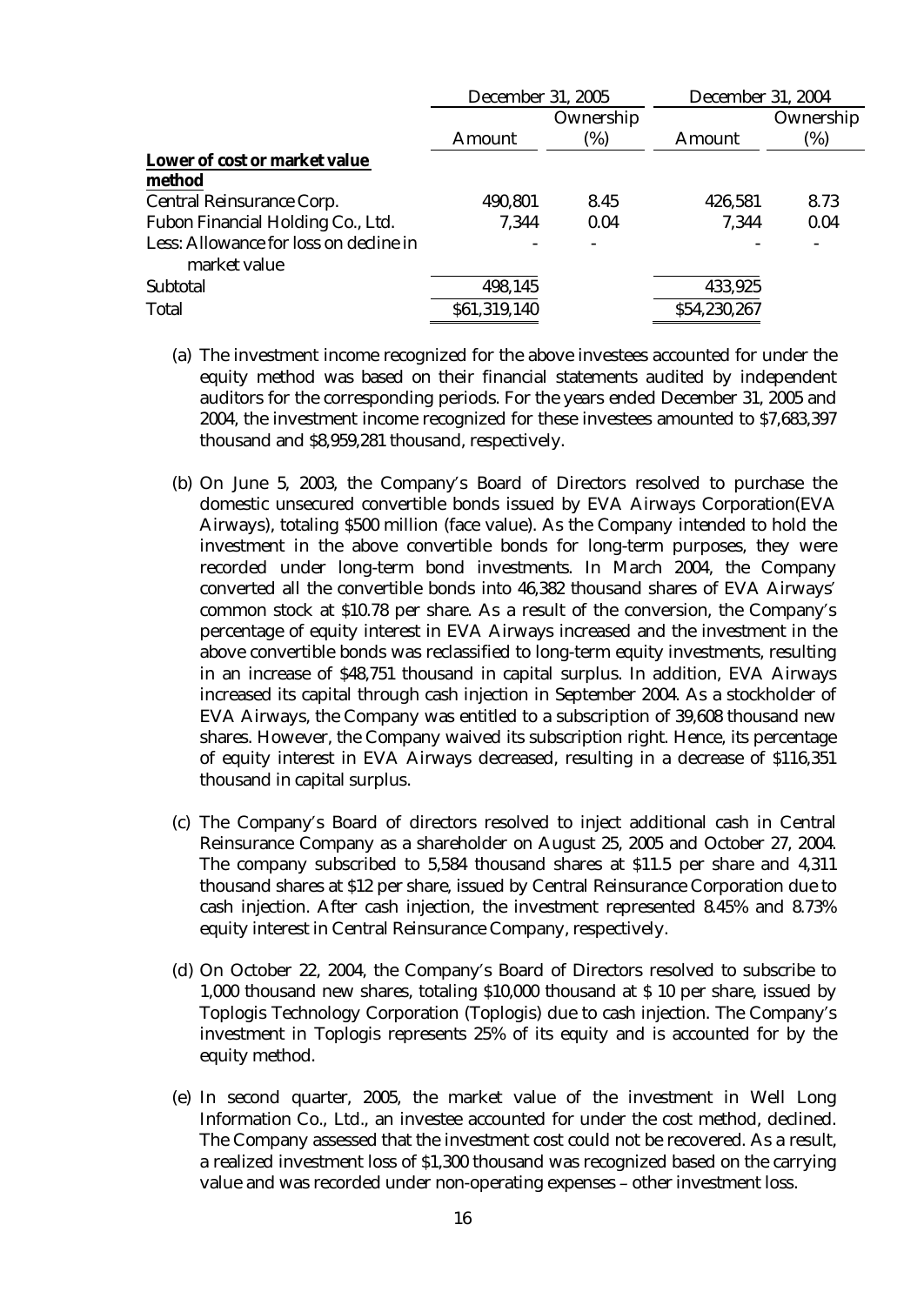| | December 31, 2005 | | December 31, 2004 | |
|---|---|---|---|---|
| | Amount | Ownership (%) | Amount | Ownership (%) |
| **Lower of cost or market value method** | | | | |
| Central Reinsurance Corp. | 490,801 | 8.45 | 426,581 | 8.73 |
| Fubon Financial Holding Co., Ltd. | 7,344 | 0.04 | 7,344 | 0.04 |
| Less: Allowance for loss on decline in market value | - | - | - | - |
| Subtotal | 498,145 | | 433,925 | |
| Total | $61,319,140 | | $54,230,267 | |

(a) The investment income recognized for the above investees accounted for under the equity method was based on their financial statements audited by independent auditors for the corresponding periods. For the years ended December 31, 2005 and 2004, the investment income recognized for these investees amounted to $7,683,397 thousand and $8,959,281 thousand, respectively.

(b) On June 5, 2003, the Company's Board of Directors resolved to purchase the domestic unsecured convertible bonds issued by EVA Airways Corporation(EVA Airways), totaling $500 million (face value). As the Company intended to hold the investment in the above convertible bonds for long-term purposes, they were recorded under long-term bond investments. In March 2004, the Company converted all the convertible bonds into 46,382 thousand shares of EVA Airways' common stock at $10.78 per share. As a result of the conversion, the Company's percentage of equity interest in EVA Airways increased and the investment in the above convertible bonds was reclassified to long-term equity investments, resulting in an increase of $48,751 thousand in capital surplus. In addition, EVA Airways increased its capital through cash injection in September 2004. As a stockholder of EVA Airways, the Company was entitled to a subscription of 39,608 thousand new shares. However, the Company waived its subscription right. Hence, its percentage of equity interest in EVA Airways decreased, resulting in a decrease of $116,351 thousand in capital surplus.

(c) The Company's Board of directors resolved to inject additional cash in Central Reinsurance Company as a shareholder on August 25, 2005 and October 27, 2004. The company subscribed to 5,584 thousand shares at $11.5 per share and 4,311 thousand shares at $12 per share, issued by Central Reinsurance Corporation due to cash injection. After cash injection, the investment represented 8.45% and 8.73% equity interest in Central Reinsurance Company, respectively.

(d) On October 22, 2004, the Company's Board of Directors resolved to subscribe to 1,000 thousand new shares, totaling $10,000 thousand at $ 10 per share, issued by Toplogis Technology Corporation (Toplogis) due to cash injection. The Company's investment in Toplogis represents 25% of its equity and is accounted for by the equity method.

(e) In second quarter, 2005, the market value of the investment in Well Long Information Co., Ltd., an investee accounted for under the cost method, declined. The Company assessed that the investment cost could not be recovered. As a result, a realized investment loss of $1,300 thousand was recognized based on the carrying value and was recorded under non-operating expenses – other investment loss.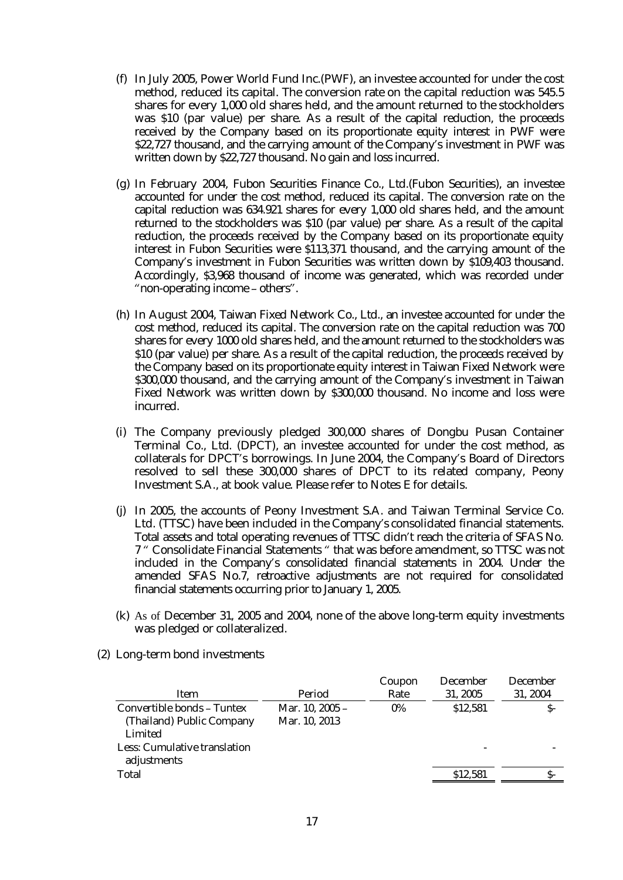(f) In July 2005, Power World Fund Inc.(PWF), an investee accounted for under the cost method, reduced its capital. The conversion rate on the capital reduction was 545.5 shares for every 1,000 old shares held, and the amount returned to the stockholders was $10 (par value) per share. As a result of the capital reduction, the proceeds received by the Company based on its proportionate equity interest in PWF were $22,727 thousand, and the carrying amount of the Company's investment in PWF was written down by $22,727 thousand. No gain and loss incurred.

(g) In February 2004, Fubon Securities Finance Co., Ltd.(Fubon Securities), an investee accounted for under the cost method, reduced its capital. The conversion rate on the capital reduction was 634.921 shares for every 1,000 old shares held, and the amount returned to the stockholders was $10 (par value) per share. As a result of the capital reduction, the proceeds received by the Company based on its proportionate equity interest in Fubon Securities were $113,371 thousand, and the carrying amount of the Company's investment in Fubon Securities was written down by $109,403 thousand. Accordingly, $3,968 thousand of income was generated, which was recorded under "non-operating income – others".

(h) In August 2004, Taiwan Fixed Network Co., Ltd., an investee accounted for under the cost method, reduced its capital. The conversion rate on the capital reduction was 700 shares for every 1000 old shares held, and the amount returned to the stockholders was $10 (par value) per share. As a result of the capital reduction, the proceeds received by the Company based on its proportionate equity interest in Taiwan Fixed Network were $300,000 thousand, and the carrying amount of the Company's investment in Taiwan Fixed Network was written down by $300,000 thousand. No income and loss were incurred.

(i) The Company previously pledged 300,000 shares of Dongbu Pusan Container Terminal Co., Ltd. (DPCT), an investee accounted for under the cost method, as collaterals for DPCT's borrowings. In June 2004, the Company's Board of Directors resolved to sell these 300,000 shares of DPCT to its related company, Peony Investment S.A., at book value. Please refer to Notes E for details.

(j) In 2005, the accounts of Peony Investment S.A. and Taiwan Terminal Service Co. Ltd. (TTSC) have been included in the Company's consolidated financial statements. Total assets and total operating revenues of TTSC didn't reach the criteria of SFAS No. 7 " Consolidate Financial Statements " that was before amendment, so TTSC was not included in the Company's consolidated financial statements in 2004. Under the amended SFAS No.7, retroactive adjustments are not required for consolidated financial statements occurring prior to January 1, 2005.

(k) As of December 31, 2005 and 2004, none of the above long-term equity investments was pledged or collateralized.

(2) Long-term bond investments

| Item | Period | Coupon Rate | December 31, 2005 | December 31, 2004 |
|---|---|---|---|---|
| Convertible bonds – Tuntex (Thailand) Public Company Limited | Mar. 10, 2005 – Mar. 10, 2013 | 0% | $12,581 | $- |
| Less: Cumulative translation adjustments | | | - | - |
| Total | | | $12,581 | $- |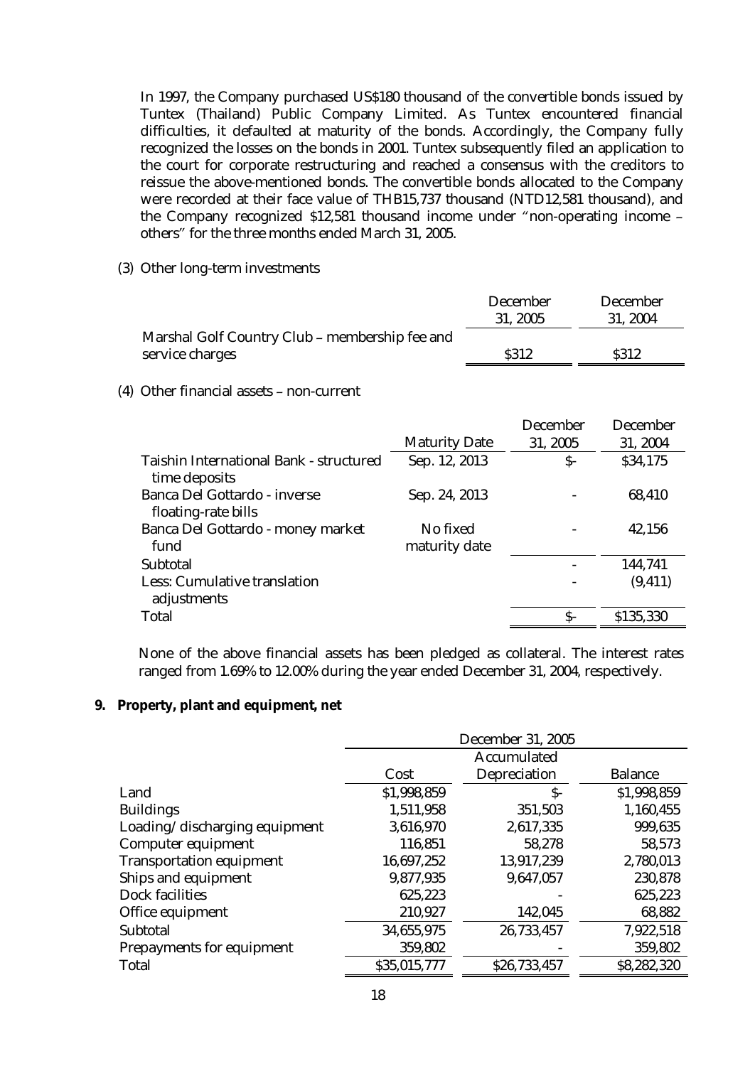In 1997, the Company purchased US$180 thousand of the convertible bonds issued by Tuntex (Thailand) Public Company Limited. As Tuntex encountered financial difficulties, it defaulted at maturity of the bonds. Accordingly, the Company fully recognized the losses on the bonds in 2001. Tuntex subsequently filed an application to the court for corporate restructuring and reached a consensus with the creditors to reissue the above-mentioned bonds. The convertible bonds allocated to the Company were recorded at their face value of THB15,737 thousand (NTD12,581 thousand), and the Company recognized $12,581 thousand income under "non-operating income – others" for the three months ended March 31, 2005.

(3) Other long-term investments

| | December 31, 2005 | December 31, 2004 |
|---|---|---|
| Marshal Golf Country Club – membership fee and service charges | $312 | $312 |

(4) Other financial assets – non-current

| | Maturity Date | December 31, 2005 | December 31, 2004 |
|---|---|---|---|
| Taishin International Bank - structured time deposits | Sep. 12, 2013 | $- | $34,175 |
| Banca Del Gottardo - inverse floating-rate bills | Sep. 24, 2013 | - | 68,410 |
| Banca Del Gottardo - money market fund | No fixed maturity date | - | 42,156 |
| Subtotal | | - | 144,741 |
| Less: Cumulative translation adjustments | | - | (9,411) |
| Total | | $- | $135,330 |

None of the above financial assets has been pledged as collateral. The interest rates ranged from 1.69% to 12.00% during the year ended December 31, 2004, respectively.

## 9. Property, plant and equipment, net

| | December 31, 2005 | | |
|---|---|---|---|
| | Cost | Accumulated Depreciation | Balance |
| Land | $1,998,859 | $- | $1,998,859 |
| Buildings | 1,511,958 | 351,503 | 1,160,455 |
| Loading/discharging equipment | 3,616,970 | 2,617,335 | 999,635 |
| Computer equipment | 116,851 | 58,278 | 58,573 |
| Transportation equipment | 16,697,252 | 13,917,239 | 2,780,013 |
| Ships and equipment | 9,877,935 | 9,647,057 | 230,878 |
| Dock facilities | 625,223 | - | 625,223 |
| Office equipment | 210,927 | 142,045 | 68,882 |
| Subtotal | 34,655,975 | 26,733,457 | 7,922,518 |
| Prepayments for equipment | 359,802 | - | 359,802 |
| Total | $35,015,777 | $26,733,457 | $8,282,320 |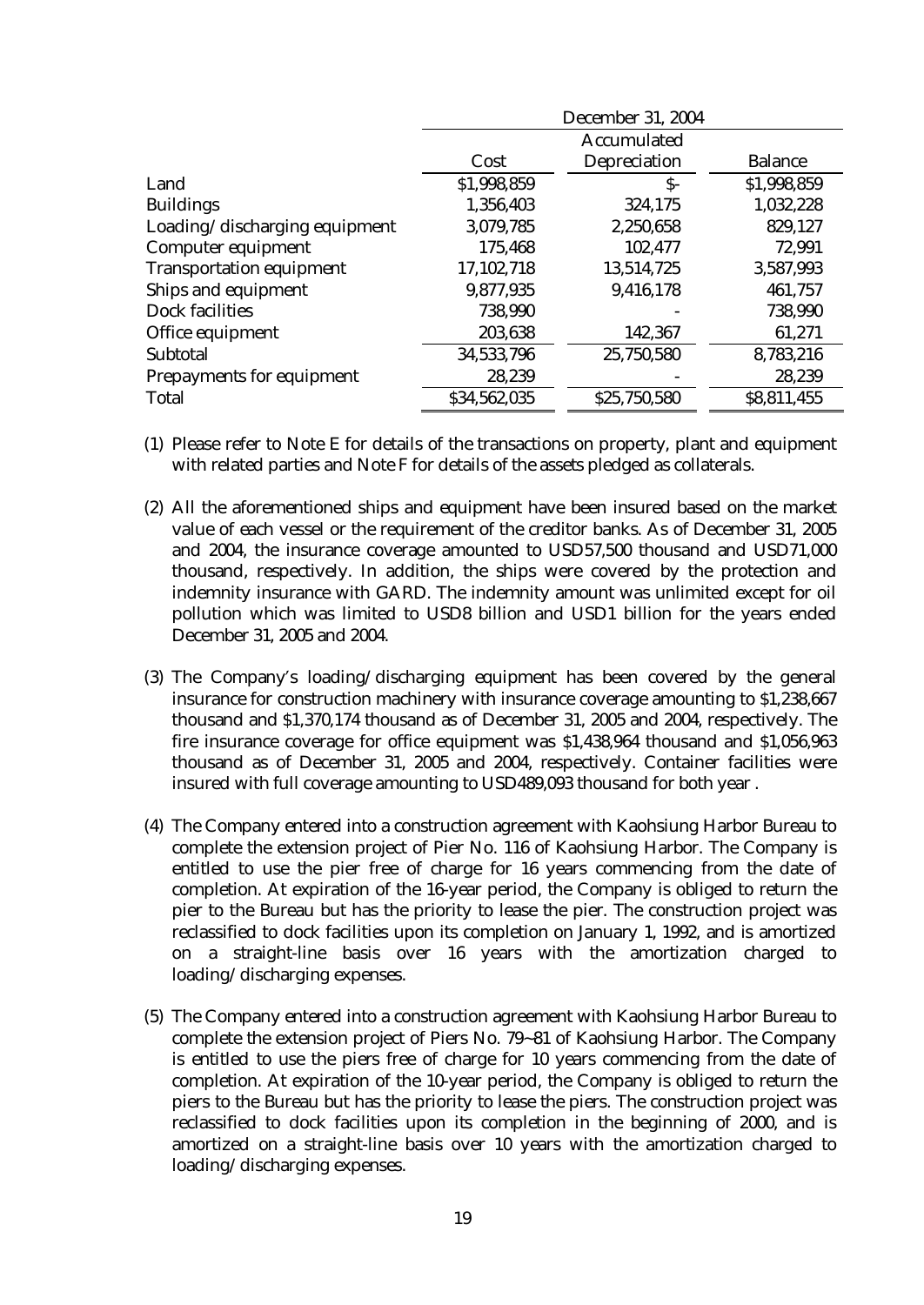| | December 31, 2004 | | |
|---|---|---|---|
| | Cost | Accumulated Depreciation | Balance |
| Land | $1,998,859 | $- | $1,998,859 |
| Buildings | 1,356,403 | 324,175 | 1,032,228 |
| Loading/discharging equipment | 3,079,785 | 2,250,658 | 829,127 |
| Computer equipment | 175,468 | 102,477 | 72,991 |
| Transportation equipment | 17,102,718 | 13,514,725 | 3,587,993 |
| Ships and equipment | 9,877,935 | 9,416,178 | 461,757 |
| Dock facilities | 738,990 | - | 738,990 |
| Office equipment | 203,638 | 142,367 | 61,271 |
| Subtotal | 34,533,796 | 25,750,580 | 8,783,216 |
| Prepayments for equipment | 28,239 | - | 28,239 |
| Total | $34,562,035 | $25,750,580 | $8,811,455 |

(1) Please refer to Note E for details of the transactions on property, plant and equipment with related parties and Note F for details of the assets pledged as collaterals.

(2) All the aforementioned ships and equipment have been insured based on the market value of each vessel or the requirement of the creditor banks. As of December 31, 2005 and 2004, the insurance coverage amounted to USD57,500 thousand and USD71,000 thousand, respectively. In addition, the ships were covered by the protection and indemnity insurance with GARD. The indemnity amount was unlimited except for oil pollution which was limited to USD8 billion and USD1 billion for the years ended December 31, 2005 and 2004.

(3) The Company's loading/discharging equipment has been covered by the general insurance for construction machinery with insurance coverage amounting to $1,238,667 thousand and $1,370,174 thousand as of December 31, 2005 and 2004, respectively. The fire insurance coverage for office equipment was $1,438,964 thousand and $1,056,963 thousand as of December 31, 2005 and 2004, respectively. Container facilities were insured with full coverage amounting to USD489,093 thousand for both year .

(4) The Company entered into a construction agreement with Kaohsiung Harbor Bureau to complete the extension project of Pier No. 116 of Kaohsiung Harbor. The Company is entitled to use the pier free of charge for 16 years commencing from the date of completion. At expiration of the 16-year period, the Company is obliged to return the pier to the Bureau but has the priority to lease the pier. The construction project was reclassified to dock facilities upon its completion on January 1, 1992, and is amortized on a straight-line basis over 16 years with the amortization charged to loading/discharging expenses.

(5) The Company entered into a construction agreement with Kaohsiung Harbor Bureau to complete the extension project of Piers No. 79~81 of Kaohsiung Harbor. The Company is entitled to use the piers free of charge for 10 years commencing from the date of completion. At expiration of the 10-year period, the Company is obliged to return the piers to the Bureau but has the priority to lease the piers. The construction project was reclassified to dock facilities upon its completion in the beginning of 2000, and is amortized on a straight-line basis over 10 years with the amortization charged to loading/discharging expenses.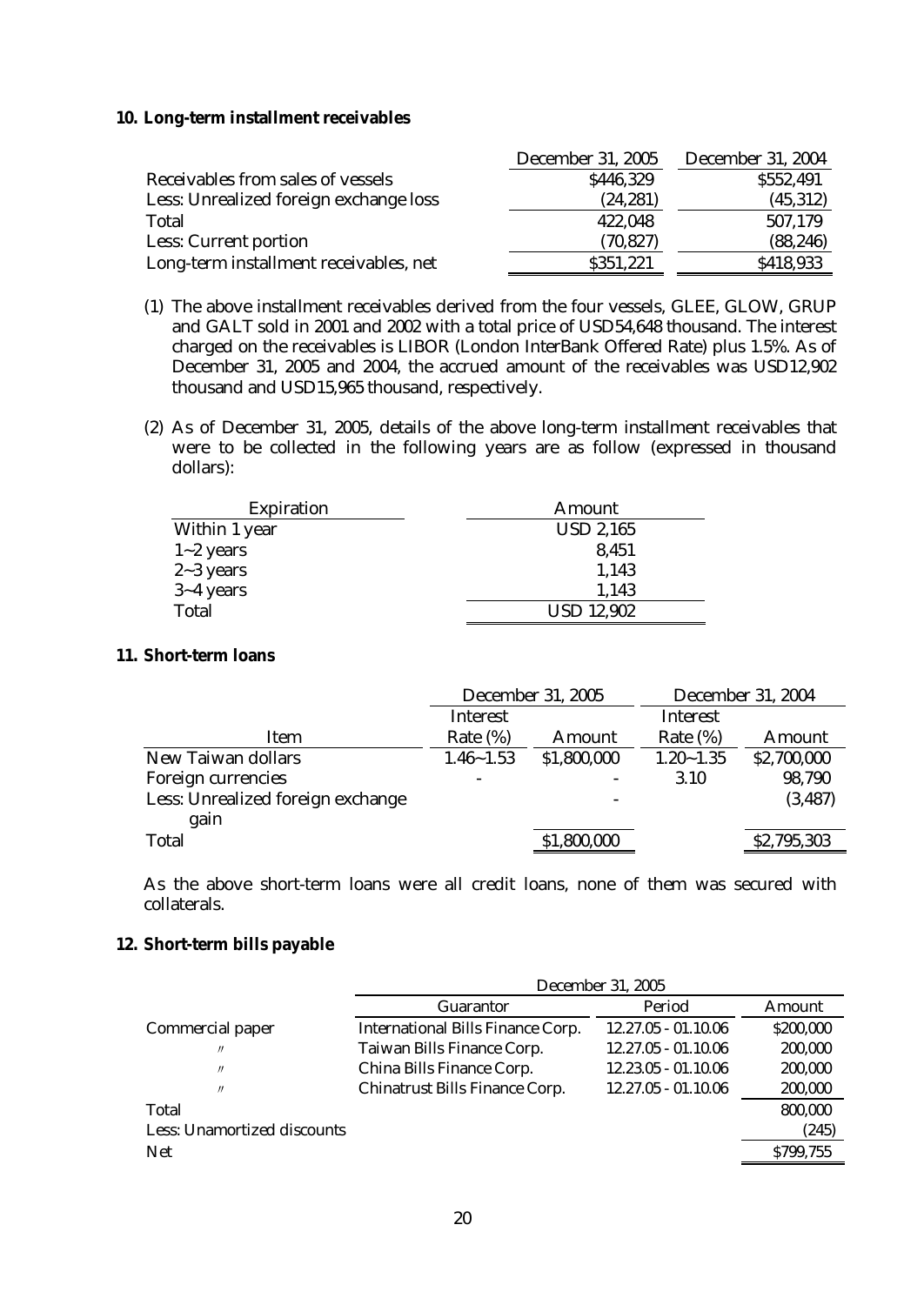**10. Long-term installment receivables**

| | December 31, 2005 | December 31, 2004 |
|---|---|---|
| Receivables from sales of vessels | $446,329 | $552,491 |
| Less: Unrealized foreign exchange loss | (24,281) | (45,312) |
| Total | 422,048 | 507,179 |
| Less: Current portion | (70,827) | (88,246) |
| Long-term installment receivables, net | $351,221 | $418,933 |

(1) The above installment receivables derived from the four vessels, GLEE, GLOW, GRUP and GALT sold in 2001 and 2002 with a total price of USD54,648 thousand. The interest charged on the receivables is LIBOR (London InterBank Offered Rate) plus 1.5%. As of December 31, 2005 and 2004, the accrued amount of the receivables was USD12,902 thousand and USD15,965 thousand, respectively.

(2) As of December 31, 2005, details of the above long-term installment receivables that were to be collected in the following years are as follow (expressed in thousand dollars):

| Expiration | Amount |
|---|---|
| Within 1 year | USD 2,165 |
| 1~2 years | 8,451 |
| 2~3 years | 1,143 |
| 3~4 years | 1,143 |
| Total | USD 12,902 |

**11. Short-term loans**

| | December 31, 2005 | | December 31, 2004 | |
|---|---|---|---|---|
| Item | Interest Rate (%) | Amount | Interest Rate (%) | Amount |
| New Taiwan dollars | 1.46~1.53 | $1,800,000 | 1.20~1.35 | $2,700,000 |
| Foreign currencies | - | - | 3.10 | 98,790 |
| Less: Unrealized foreign exchange gain | | - | | (3,487) |
| Total | | $1,800,000 | | $2,795,303 |

As the above short-term loans were all credit loans, none of them was secured with collaterals.

**12. Short-term bills payable**

| | December 31, 2005 | | |
|---|---|---|---|
| | Guarantor | Period | Amount |
| Commercial paper | International Bills Finance Corp. | 12.27.05 - 01.10.06 | $200,000 |
| 〃 | Taiwan Bills Finance Corp. | 12.27.05 - 01.10.06 | 200,000 |
| 〃 | China Bills Finance Corp. | 12.23.05 - 01.10.06 | 200,000 |
| 〃 | Chinatrust Bills Finance Corp. | 12.27.05 - 01.10.06 | 200,000 |
| Total | | | 800,000 |
| Less: Unamortized discounts | | | (245) |
| Net | | | $799,755 |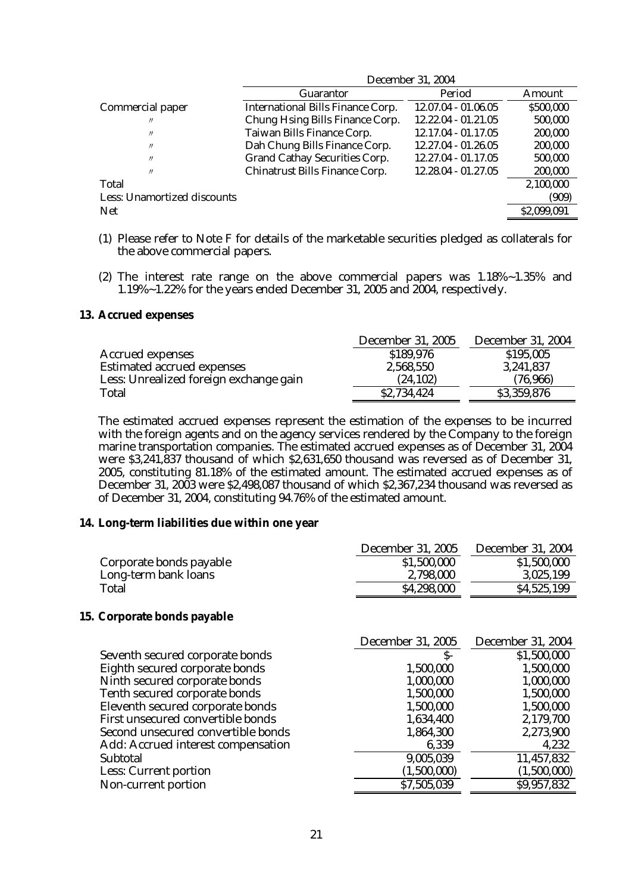| | December 31, 2004 | | |
|---|---|---|---|
| | Guarantor | Period | Amount |
| Commercial paper | International Bills Finance Corp. | 12.07.04 - 01.06.05 | $500,000 |
| 〃 | Chung Hsing Bills Finance Corp. | 12.22.04 - 01.21.05 | 500,000 |
| 〃 | Taiwan Bills Finance Corp. | 12.17.04 - 01.17.05 | 200,000 |
| 〃 | Dah Chung Bills Finance Corp. | 12.27.04 - 01.26.05 | 200,000 |
| 〃 | Grand Cathay Securities Corp. | 12.27.04 - 01.17.05 | 500,000 |
| 〃 | Chinatrust Bills Finance Corp. | 12.28.04 - 01.27.05 | 200,000 |
| Total | | | 2,100,000 |
| Less: Unamortized discounts | | | (909) |
| Net | | | $2,099,091 |

(1) Please refer to Note F for details of the marketable securities pledged as collaterals for the above commercial papers.

(2) The interest rate range on the above commercial papers was 1.18%~1.35% and 1.19%~1.22% for the years ended December 31, 2005 and 2004, respectively.

**13. Accrued expenses**

| | December 31, 2005 | December 31, 2004 |
|---|---|---|
| Accrued expenses | $189,976 | $195,005 |
| Estimated accrued expenses | 2,568,550 | 3,241,837 |
| Less: Unrealized foreign exchange gain | (24,102) | (76,966) |
| Total | $2,734,424 | $3,359,876 |

The estimated accrued expenses represent the estimation of the expenses to be incurred with the foreign agents and on the agency services rendered by the Company to the foreign marine transportation companies. The estimated accrued expenses as of December 31, 2004 were $3,241,837 thousand of which $2,631,650 thousand was reversed as of December 31, 2005, constituting 81.18% of the estimated amount. The estimated accrued expenses as of December 31, 2003 were $2,498,087 thousand of which $2,367,234 thousand was reversed as of December 31, 2004, constituting 94.76% of the estimated amount.

**14. Long-term liabilities due within one year**

| | December 31, 2005 | December 31, 2004 |
|---|---|---|
| Corporate bonds payable | $1,500,000 | $1,500,000 |
| Long-term bank loans | 2,798,000 | 3,025,199 |
| Total | $4,298,000 | $4,525,199 |

**15. Corporate bonds payable**

| | December 31, 2005 | December 31, 2004 |
|---|---|---|
| Seventh secured corporate bonds | $- | $1,500,000 |
| Eighth secured corporate bonds | 1,500,000 | 1,500,000 |
| Ninth secured corporate bonds | 1,000,000 | 1,000,000 |
| Tenth secured corporate bonds | 1,500,000 | 1,500,000 |
| Eleventh secured corporate bonds | 1,500,000 | 1,500,000 |
| First unsecured convertible bonds | 1,634,400 | 2,179,700 |
| Second unsecured convertible bonds | 1,864,300 | 2,273,900 |
| Add: Accrued interest compensation | 6,339 | 4,232 |
| Subtotal | 9,005,039 | 11,457,832 |
| Less: Current portion | (1,500,000) | (1,500,000) |
| Non-current portion | $7,505,039 | $9,957,832 |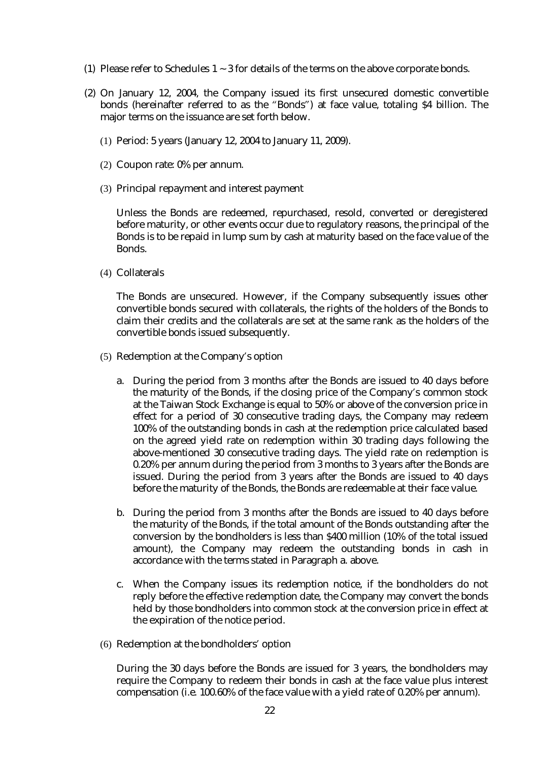(1) Please refer to Schedules 1 ~ 3 for details of the terms on the above corporate bonds.

(2) On January 12, 2004, the Company issued its first unsecured domestic convertible bonds (hereinafter referred to as the "Bonds") at face value, totaling $4 billion. The major terms on the issuance are set forth below.

   (1) Period: 5 years (January 12, 2004 to January 11, 2009).

   (2) Coupon rate: 0% per annum.

   (3) Principal repayment and interest payment

   Unless the Bonds are redeemed, repurchased, resold, converted or deregistered before maturity, or other events occur due to regulatory reasons, the principal of the Bonds is to be repaid in lump sum by cash at maturity based on the face value of the Bonds.

   (4) Collaterals

   The Bonds are unsecured. However, if the Company subsequently issues other convertible bonds secured with collaterals, the rights of the holders of the Bonds to claim their credits and the collaterals are set at the same rank as the holders of the convertible bonds issued subsequently.

   (5) Redemption at the Company's option

   a. During the period from 3 months after the Bonds are issued to 40 days before the maturity of the Bonds, if the closing price of the Company's common stock at the Taiwan Stock Exchange is equal to 50% or above of the conversion price in effect for a period of 30 consecutive trading days, the Company may redeem 100% of the outstanding bonds in cash at the redemption price calculated based on the agreed yield rate on redemption within 30 trading days following the above-mentioned 30 consecutive trading days. The yield rate on redemption is 0.20% per annum during the period from 3 months to 3 years after the Bonds are issued. During the period from 3 years after the Bonds are issued to 40 days before the maturity of the Bonds, the Bonds are redeemable at their face value.

   b. During the period from 3 months after the Bonds are issued to 40 days before the maturity of the Bonds, if the total amount of the Bonds outstanding after the conversion by the bondholders is less than $400 million (10% of the total issued amount), the Company may redeem the outstanding bonds in cash in accordance with the terms stated in Paragraph a. above.

   c. When the Company issues its redemption notice, if the bondholders do not reply before the effective redemption date, the Company may convert the bonds held by those bondholders into common stock at the conversion price in effect at the expiration of the notice period.

   (6) Redemption at the bondholders' option

   During the 30 days before the Bonds are issued for 3 years, the bondholders may require the Company to redeem their bonds in cash at the face value plus interest compensation (i.e. 100.60% of the face value with a yield rate of 0.20% per annum).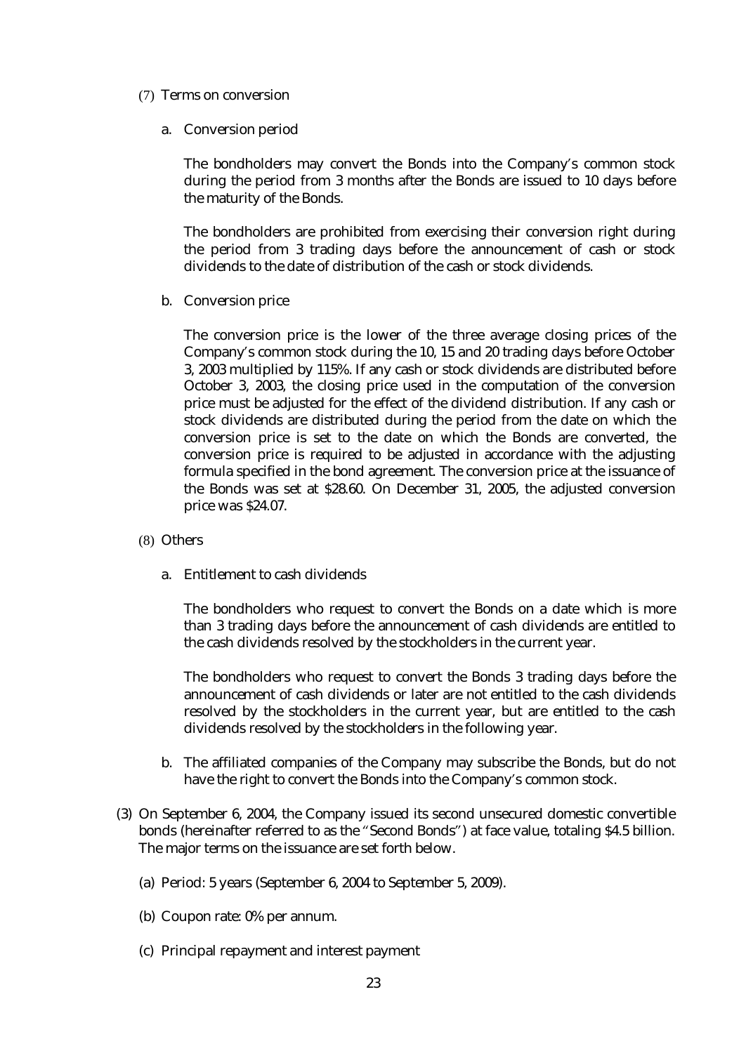(7) Terms on conversion

a. Conversion period

The bondholders may convert the Bonds into the Company's common stock during the period from 3 months after the Bonds are issued to 10 days before the maturity of the Bonds.

The bondholders are prohibited from exercising their conversion right during the period from 3 trading days before the announcement of cash or stock dividends to the date of distribution of the cash or stock dividends.

b. Conversion price

The conversion price is the lower of the three average closing prices of the Company's common stock during the 10, 15 and 20 trading days before October 3, 2003 multiplied by 115%. If any cash or stock dividends are distributed before October 3, 2003, the closing price used in the computation of the conversion price must be adjusted for the effect of the dividend distribution. If any cash or stock dividends are distributed during the period from the date on which the conversion price is set to the date on which the Bonds are converted, the conversion price is required to be adjusted in accordance with the adjusting formula specified in the bond agreement. The conversion price at the issuance of the Bonds was set at $28.60. On December 31, 2005, the adjusted conversion price was $24.07.

(8) Others

a. Entitlement to cash dividends

The bondholders who request to convert the Bonds on a date which is more than 3 trading days before the announcement of cash dividends are entitled to the cash dividends resolved by the stockholders in the current year.

The bondholders who request to convert the Bonds 3 trading days before the announcement of cash dividends or later are not entitled to the cash dividends resolved by the stockholders in the current year, but are entitled to the cash dividends resolved by the stockholders in the following year.

b. The affiliated companies of the Company may subscribe the Bonds, but do not have the right to convert the Bonds into the Company's common stock.

(3) On September 6, 2004, the Company issued its second unsecured domestic convertible bonds (hereinafter referred to as the "Second Bonds") at face value, totaling $4.5 billion. The major terms on the issuance are set forth below.

(a) Period: 5 years (September 6, 2004 to September 5, 2009).

(b) Coupon rate: 0% per annum.

(c) Principal repayment and interest payment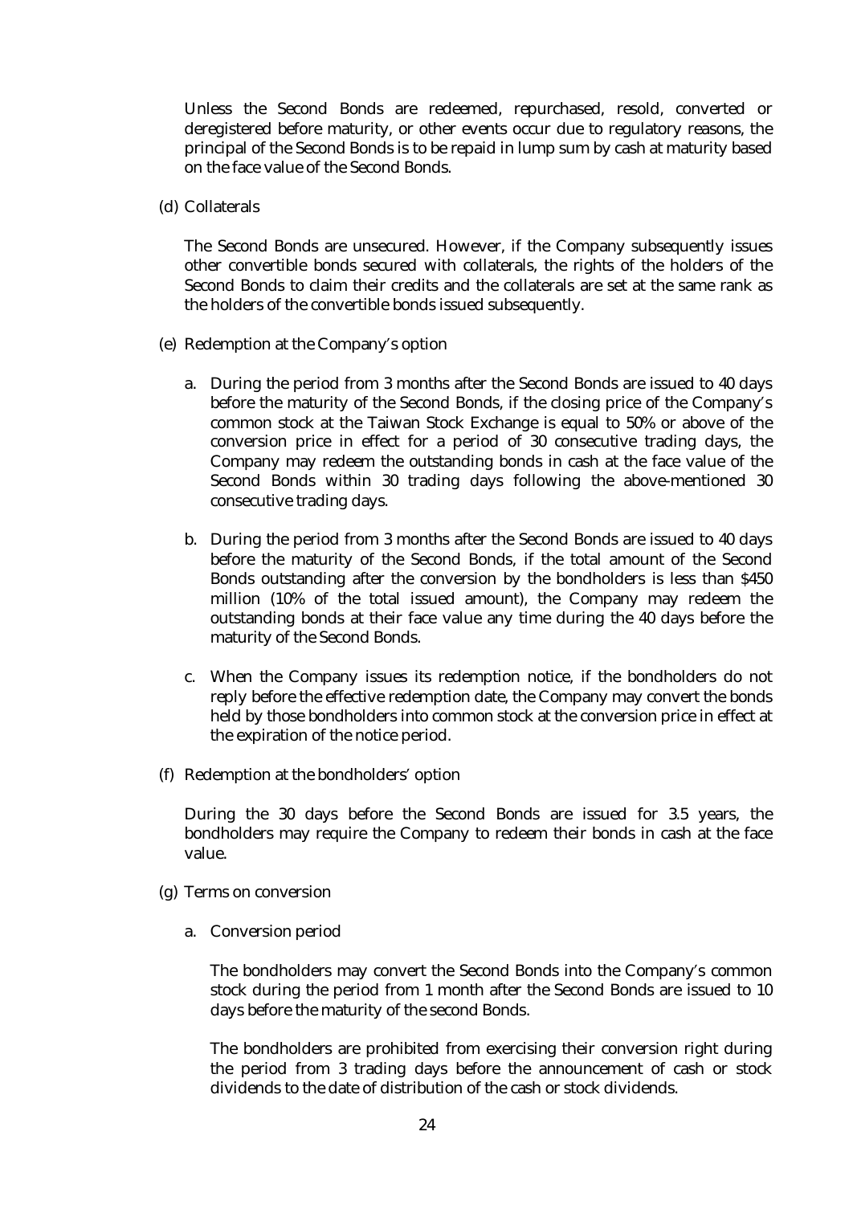Unless the Second Bonds are redeemed, repurchased, resold, converted or deregistered before maturity, or other events occur due to regulatory reasons, the principal of the Second Bonds is to be repaid in lump sum by cash at maturity based on the face value of the Second Bonds.

(d) Collaterals

The Second Bonds are unsecured. However, if the Company subsequently issues other convertible bonds secured with collaterals, the rights of the holders of the Second Bonds to claim their credits and the collaterals are set at the same rank as the holders of the convertible bonds issued subsequently.

(e) Redemption at the Company's option

a. During the period from 3 months after the Second Bonds are issued to 40 days before the maturity of the Second Bonds, if the closing price of the Company's common stock at the Taiwan Stock Exchange is equal to 50% or above of the conversion price in effect for a period of 30 consecutive trading days, the Company may redeem the outstanding bonds in cash at the face value of the Second Bonds within 30 trading days following the above-mentioned 30 consecutive trading days.

b. During the period from 3 months after the Second Bonds are issued to 40 days before the maturity of the Second Bonds, if the total amount of the Second Bonds outstanding after the conversion by the bondholders is less than $450 million (10% of the total issued amount), the Company may redeem the outstanding bonds at their face value any time during the 40 days before the maturity of the Second Bonds.

c. When the Company issues its redemption notice, if the bondholders do not reply before the effective redemption date, the Company may convert the bonds held by those bondholders into common stock at the conversion price in effect at the expiration of the notice period.

(f) Redemption at the bondholders' option

During the 30 days before the Second Bonds are issued for 3.5 years, the bondholders may require the Company to redeem their bonds in cash at the face value.

(g) Terms on conversion

a. Conversion period

The bondholders may convert the Second Bonds into the Company's common stock during the period from 1 month after the Second Bonds are issued to 10 days before the maturity of the second Bonds.

The bondholders are prohibited from exercising their conversion right during the period from 3 trading days before the announcement of cash or stock dividends to the date of distribution of the cash or stock dividends.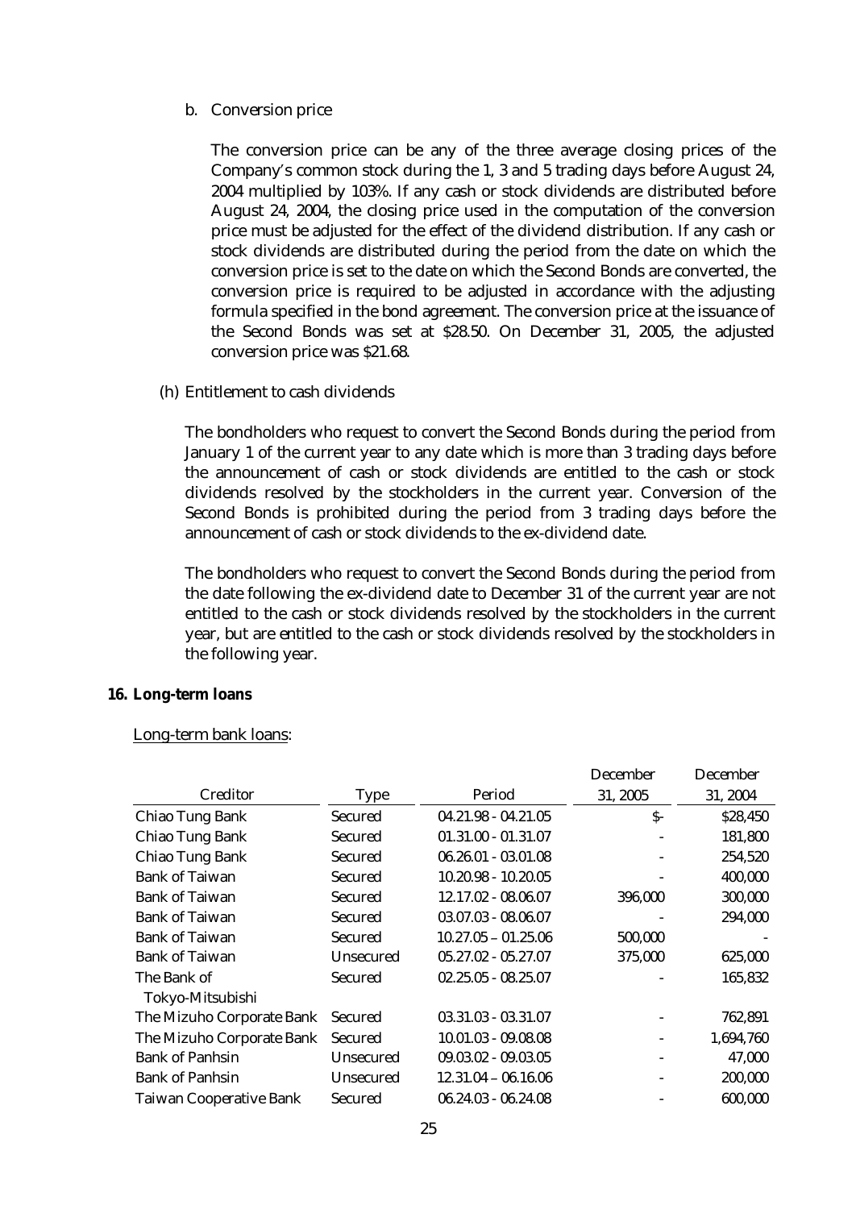b. Conversion price

The conversion price can be any of the three average closing prices of the Company's common stock during the 1, 3 and 5 trading days before August 24, 2004 multiplied by 103%. If any cash or stock dividends are distributed before August 24, 2004, the closing price used in the computation of the conversion price must be adjusted for the effect of the dividend distribution. If any cash or stock dividends are distributed during the period from the date on which the conversion price is set to the date on which the Second Bonds are converted, the conversion price is required to be adjusted in accordance with the adjusting formula specified in the bond agreement. The conversion price at the issuance of the Second Bonds was set at $28.50. On December 31, 2005, the adjusted conversion price was $21.68.

(h) Entitlement to cash dividends

The bondholders who request to convert the Second Bonds during the period from January 1 of the current year to any date which is more than 3 trading days before the announcement of cash or stock dividends are entitled to the cash or stock dividends resolved by the stockholders in the current year. Conversion of the Second Bonds is prohibited during the period from 3 trading days before the announcement of cash or stock dividends to the ex-dividend date.

The bondholders who request to convert the Second Bonds during the period from the date following the ex-dividend date to December 31 of the current year are not entitled to the cash or stock dividends resolved by the stockholders in the current year, but are entitled to the cash or stock dividends resolved by the stockholders in the following year.

**16. Long-term loans**

Long-term bank loans:

| Creditor | Type | Period | December 31, 2005 | December 31, 2004 |
|---|---|---|---|---|
| Chiao Tung Bank | Secured | 04.21.98 - 04.21.05 | $- | $28,450 |
| Chiao Tung Bank | Secured | 01.31.00 - 01.31.07 | - | 181,800 |
| Chiao Tung Bank | Secured | 06.26.01 - 03.01.08 | - | 254,520 |
| Bank of Taiwan | Secured | 10.20.98 - 10.20.05 | - | 400,000 |
| Bank of Taiwan | Secured | 12.17.02 - 08.06.07 | 396,000 | 300,000 |
| Bank of Taiwan | Secured | 03.07.03 - 08.06.07 | - | 294,000 |
| Bank of Taiwan | Secured | 10.27.05 – 01.25.06 | 500,000 | - |
| Bank of Taiwan | Unsecured | 05.27.02 - 05.27.07 | 375,000 | 625,000 |
| The Bank of Tokyo-Mitsubishi | Secured | 02.25.05 - 08.25.07 | - | 165,832 |
| The Mizuho Corporate Bank | Secured | 03.31.03 - 03.31.07 | - | 762,891 |
| The Mizuho Corporate Bank | Secured | 10.01.03 - 09.08.08 | - | 1,694,760 |
| Bank of Panhsin | Unsecured | 09.03.02 - 09.03.05 | - | 47,000 |
| Bank of Panhsin | Unsecured | 12.31.04 – 06.16.06 | - | 200,000 |
| Taiwan Cooperative Bank | Secured | 06.24.03 - 06.24.08 | - | 600,000 |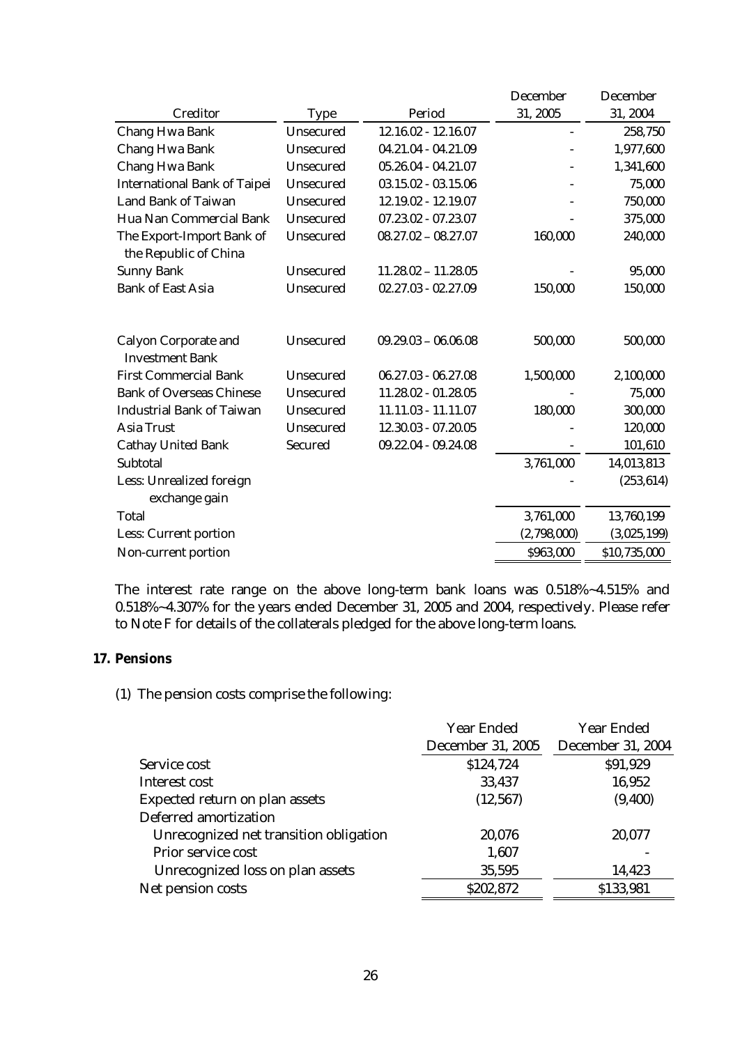| Creditor | Type | Period | December 31, 2005 | December 31, 2004 |
|---|---|---|---|---|
| Chang Hwa Bank | Unsecured | 12.16.02 - 12.16.07 | - | 258,750 |
| Chang Hwa Bank | Unsecured | 04.21.04 - 04.21.09 | - | 1,977,600 |
| Chang Hwa Bank | Unsecured | 05.26.04 - 04.21.07 | - | 1,341,600 |
| International Bank of Taipei | Unsecured | 03.15.02 - 03.15.06 | - | 75,000 |
| Land Bank of Taiwan | Unsecured | 12.19.02 - 12.19.07 | - | 750,000 |
| Hua Nan Commercial Bank | Unsecured | 07.23.02 - 07.23.07 | - | 375,000 |
| The Export-Import Bank of the Republic of China | Unsecured | 08.27.02 – 08.27.07 | 160,000 | 240,000 |
| Sunny Bank | Unsecured | 11.28.02 – 11.28.05 | - | 95,000 |
| Bank of East Asia | Unsecured | 02.27.03 - 02.27.09 | 150,000 | 150,000 |
| Calyon Corporate and Investment Bank | Unsecured | 09.29.03 – 06.06.08 | 500,000 | 500,000 |
| First Commercial Bank | Unsecured | 06.27.03 - 06.27.08 | 1,500,000 | 2,100,000 |
| Bank of Overseas Chinese | Unsecured | 11.28.02 - 01.28.05 | - | 75,000 |
| Industrial Bank of Taiwan | Unsecured | 11.11.03 - 11.11.07 | 180,000 | 300,000 |
| Asia Trust | Unsecured | 12.30.03 - 07.20.05 | - | 120,000 |
| Cathay United Bank | Secured | 09.22.04 - 09.24.08 | - | 101,610 |
| Subtotal | | | 3,761,000 | 14,013,813 |
| Less: Unrealized foreign exchange gain | | | - | (253,614) |
| Total | | | 3,761,000 | 13,760,199 |
| Less: Current portion | | | (2,798,000) | (3,025,199) |
| Non-current portion | | | $963,000 | $10,735,000 |

The interest rate range on the above long-term bank loans was 0.518%~4.515% and 0.518%~4.307% for the years ended December 31, 2005 and 2004, respectively. Please refer to Note F for details of the collaterals pledged for the above long-term loans.

## 17. Pensions

(1) The pension costs comprise the following:

| | Year Ended December 31, 2005 | Year Ended December 31, 2004 |
|---|---|---|
| Service cost | $124,724 | $91,929 |
| Interest cost | 33,437 | 16,952 |
| Expected return on plan assets | (12,567) | (9,400) |
| Deferred amortization | | |
| Unrecognized net transition obligation | 20,076 | 20,077 |
| Prior service cost | 1,607 | - |
| Unrecognized loss on plan assets | 35,595 | 14,423 |
| Net pension costs | $202,872 | $133,981 |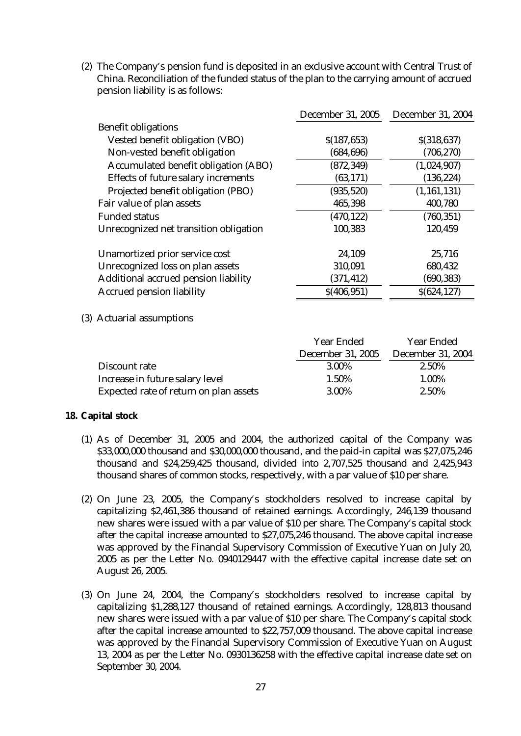(2) The Company's pension fund is deposited in an exclusive account with Central Trust of China. Reconciliation of the funded status of the plan to the carrying amount of accrued pension liability is as follows:

| | December 31, 2005 | December 31, 2004 |
|---|---|---|
| Benefit obligations | | |
| Vested benefit obligation (VBO) | $(187,653) | $(318,637) |
| Non-vested benefit obligation | (684,696) | (706,270) |
| Accumulated benefit obligation (ABO) | (872,349) | (1,024,907) |
| Effects of future salary increments | (63,171) | (136,224) |
| Projected benefit obligation (PBO) | (935,520) | (1,161,131) |
| Fair value of plan assets | 465,398 | 400,780 |
| Funded status | (470,122) | (760,351) |
| Unrecognized net transition obligation | 100,383 | 120,459 |
| Unamortized prior service cost | 24,109 | 25,716 |
| Unrecognized loss on plan assets | 310,091 | 680,432 |
| Additional accrued pension liability | (371,412) | (690,383) |
| Accrued pension liability | $(406,951) | $(624,127) |

(3) Actuarial assumptions

| | Year Ended December 31, 2005 | Year Ended December 31, 2004 |
|---|---|---|
| Discount rate | 3.00% | 2.50% |
| Increase in future salary level | 1.50% | 1.00% |
| Expected rate of return on plan assets | 3.00% | 2.50% |

**18. Capital stock**

(1) As of December 31, 2005 and 2004, the authorized capital of the Company was $33,000,000 thousand and $30,000,000 thousand, and the paid-in capital was $27,075,246 thousand and $24,259,425 thousand, divided into 2,707,525 thousand and 2,425,943 thousand shares of common stocks, respectively, with a par value of $10 per share.

(2) On June 23, 2005, the Company's stockholders resolved to increase capital by capitalizing $2,461,386 thousand of retained earnings. Accordingly, 246,139 thousand new shares were issued with a par value of $10 per share. The Company's capital stock after the capital increase amounted to $27,075,246 thousand. The above capital increase was approved by the Financial Supervisory Commission of Executive Yuan on July 20, 2005 as per the Letter No. 0940129447 with the effective capital increase date set on August 26, 2005.

(3) On June 24, 2004, the Company's stockholders resolved to increase capital by capitalizing $1,288,127 thousand of retained earnings. Accordingly, 128,813 thousand new shares were issued with a par value of $10 per share. The Company's capital stock after the capital increase amounted to $22,757,009 thousand. The above capital increase was approved by the Financial Supervisory Commission of Executive Yuan on August 13, 2004 as per the Letter No. 0930136258 with the effective capital increase date set on September 30, 2004.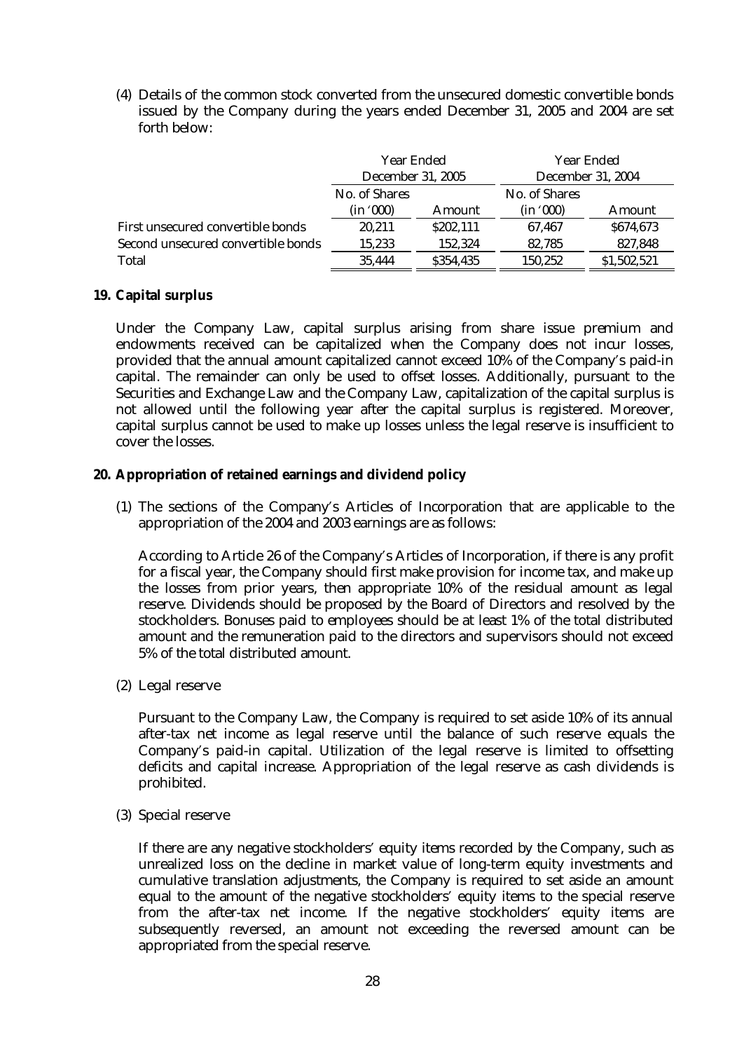(4) Details of the common stock converted from the unsecured domestic convertible bonds issued by the Company during the years ended December 31, 2005 and 2004 are set forth below:

| | Year Ended December 31, 2005 | | Year Ended December 31, 2004 | |
|---|---|---|---|---|
| | No. of Shares (in '000) | Amount | No. of Shares (in '000) | Amount |
| First unsecured convertible bonds | 20,211 | $202,111 | 67,467 | $674,673 |
| Second unsecured convertible bonds | 15,233 | 152,324 | 82,785 | 827,848 |
| Total | 35,444 | $354,435 | 150,252 | $1,502,521 |

## 19. Capital surplus

Under the Company Law, capital surplus arising from share issue premium and endowments received can be capitalized when the Company does not incur losses, provided that the annual amount capitalized cannot exceed 10% of the Company's paid-in capital. The remainder can only be used to offset losses. Additionally, pursuant to the Securities and Exchange Law and the Company Law, capitalization of the capital surplus is not allowed until the following year after the capital surplus is registered. Moreover, capital surplus cannot be used to make up losses unless the legal reserve is insufficient to cover the losses.

## 20. Appropriation of retained earnings and dividend policy

(1) The sections of the Company's Articles of Incorporation that are applicable to the appropriation of the 2004 and 2003 earnings are as follows:

According to Article 26 of the Company's Articles of Incorporation, if there is any profit for a fiscal year, the Company should first make provision for income tax, and make up the losses from prior years, then appropriate 10% of the residual amount as legal reserve. Dividends should be proposed by the Board of Directors and resolved by the stockholders. Bonuses paid to employees should be at least 1% of the total distributed amount and the remuneration paid to the directors and supervisors should not exceed 5% of the total distributed amount.

(2) Legal reserve

Pursuant to the Company Law, the Company is required to set aside 10% of its annual after-tax net income as legal reserve until the balance of such reserve equals the Company's paid-in capital. Utilization of the legal reserve is limited to offsetting deficits and capital increase. Appropriation of the legal reserve as cash dividends is prohibited.

(3) Special reserve

If there are any negative stockholders' equity items recorded by the Company, such as unrealized loss on the decline in market value of long-term equity investments and cumulative translation adjustments, the Company is required to set aside an amount equal to the amount of the negative stockholders' equity items to the special reserve from the after-tax net income. If the negative stockholders' equity items are subsequently reversed, an amount not exceeding the reversed amount can be appropriated from the special reserve.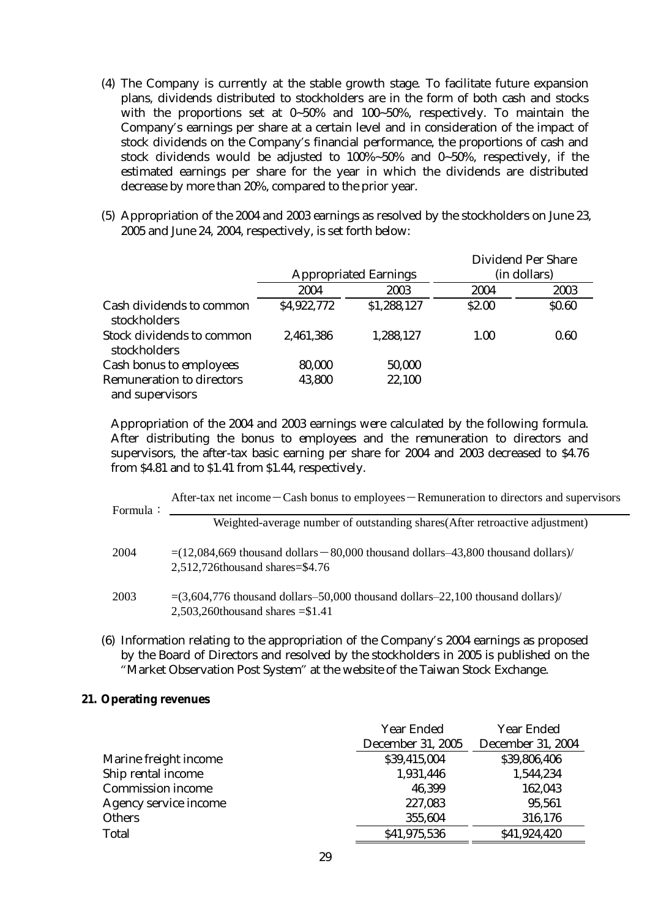(4) The Company is currently at the stable growth stage. To facilitate future expansion plans, dividends distributed to stockholders are in the form of both cash and stocks with the proportions set at 0~50% and 100~50%, respectively. To maintain the Company's earnings per share at a certain level and in consideration of the impact of stock dividends on the Company's financial performance, the proportions of cash and stock dividends would be adjusted to 100%~50% and 0~50%, respectively, if the estimated earnings per share for the year in which the dividends are distributed decrease by more than 20%, compared to the prior year.

(5) Appropriation of the 2004 and 2003 earnings as resolved by the stockholders on June 23, 2005 and June 24, 2004, respectively, is set forth below:

| | Appropriated Earnings | | Dividend Per Share (in dollars) | |
|---|---|---|---|---|
| | 2004 | 2003 | 2004 | 2003 |
| Cash dividends to common stockholders | $4,922,772 | $1,288,127 | $2.00 | $0.60 |
| Stock dividends to common stockholders | 2,461,386 | 1,288,127 | 1.00 | 0.60 |
| Cash bonus to employees | 80,000 | 50,000 | | |
| Remuneration to directors and supervisors | 43,800 | 22,100 | | |

Appropriation of the 2004 and 2003 earnings were calculated by the following formula. After distributing the bonus to employees and the remuneration to directors and supervisors, the after-tax basic earning per share for 2004 and 2003 decreased to $4.76 from $4.81 and to $1.41 from $1.44, respectively.

$$\text{Formula：}\frac{\text{After-tax net income} - \text{Cash bonus to employees} - \text{Remuneration to directors and supervisors}}{\text{Weighted-average number of outstanding shares(After retroactive adjustment)}}$$

2004 =(12,084,669 thousand dollars－80,000 thousand dollars–43,800 thousand dollars)/ 2,512,726thousand shares=$4.76

2003 =(3,604,776 thousand dollars–50,000 thousand dollars–22,100 thousand dollars)/ 2,503,260thousand shares =$1.41

(6) Information relating to the appropriation of the Company's 2004 earnings as proposed by the Board of Directors and resolved by the stockholders in 2005 is published on the "Market Observation Post System" at the website of the Taiwan Stock Exchange.

**21. Operating revenues**

| | Year Ended December 31, 2005 | Year Ended December 31, 2004 |
|---|---|---|
| Marine freight income | $39,415,004 | $39,806,406 |
| Ship rental income | 1,931,446 | 1,544,234 |
| Commission income | 46,399 | 162,043 |
| Agency service income | 227,083 | 95,561 |
| Others | 355,604 | 316,176 |
| Total | $41,975,536 | $41,924,420 |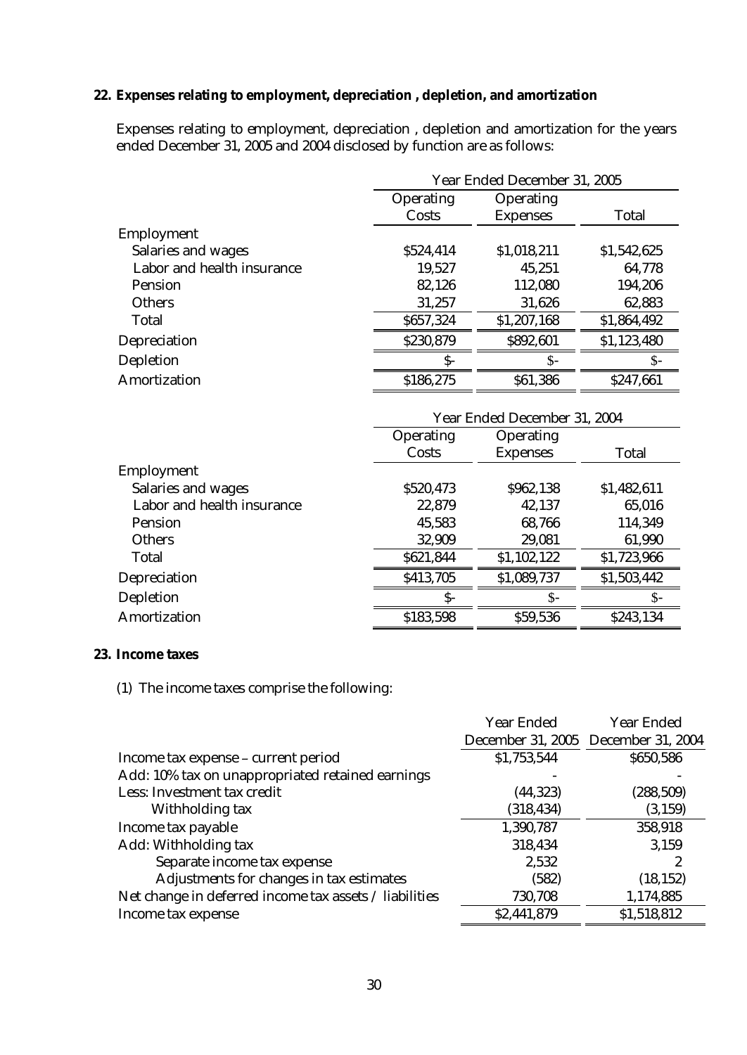## 22. Expenses relating to employment, depreciation , depletion, and amortization

Expenses relating to employment, depreciation , depletion and amortization for the years ended December 31, 2005 and 2004 disclosed by function are as follows:

| | Year Ended December 31, 2005 | | |
|---|---|---|---|
| | Operating Costs | Operating Expenses | Total |
| Employment | | | |
| Salaries and wages | $524,414 | $1,018,211 | $1,542,625 |
| Labor and health insurance | 19,527 | 45,251 | 64,778 |
| Pension | 82,126 | 112,080 | 194,206 |
| Others | 31,257 | 31,626 | 62,883 |
| Total | $657,324 | $1,207,168 | $1,864,492 |
| Depreciation | $230,879 | $892,601 | $1,123,480 |
| Depletion | $- | $- | $- |
| Amortization | $186,275 | $61,386 | $247,661 |

| | Year Ended December 31, 2004 | | |
|---|---|---|---|
| | Operating Costs | Operating Expenses | Total |
| Employment | | | |
| Salaries and wages | $520,473 | $962,138 | $1,482,611 |
| Labor and health insurance | 22,879 | 42,137 | 65,016 |
| Pension | 45,583 | 68,766 | 114,349 |
| Others | 32,909 | 29,081 | 61,990 |
| Total | $621,844 | $1,102,122 | $1,723,966 |
| Depreciation | $413,705 | $1,089,737 | $1,503,442 |
| Depletion | $- | $- | $- |
| Amortization | $183,598 | $59,536 | $243,134 |

## 23. Income taxes

(1) The income taxes comprise the following:

| | Year Ended December 31, 2005 | Year Ended December 31, 2004 |
|---|---|---|
| Income tax expense – current period | $1,753,544 | $650,586 |
| Add: 10% tax on unappropriated retained earnings | - | - |
| Less: Investment tax credit | (44,323) | (288,509) |
| Withholding tax | (318,434) | (3,159) |
| Income tax payable | 1,390,787 | 358,918 |
| Add: Withholding tax | 318,434 | 3,159 |
| Separate income tax expense | 2,532 | 2 |
| Adjustments for changes in tax estimates | (582) | (18,152) |
| Net change in deferred income tax assets / liabilities | 730,708 | 1,174,885 |
| Income tax expense | $2,441,879 | $1,518,812 |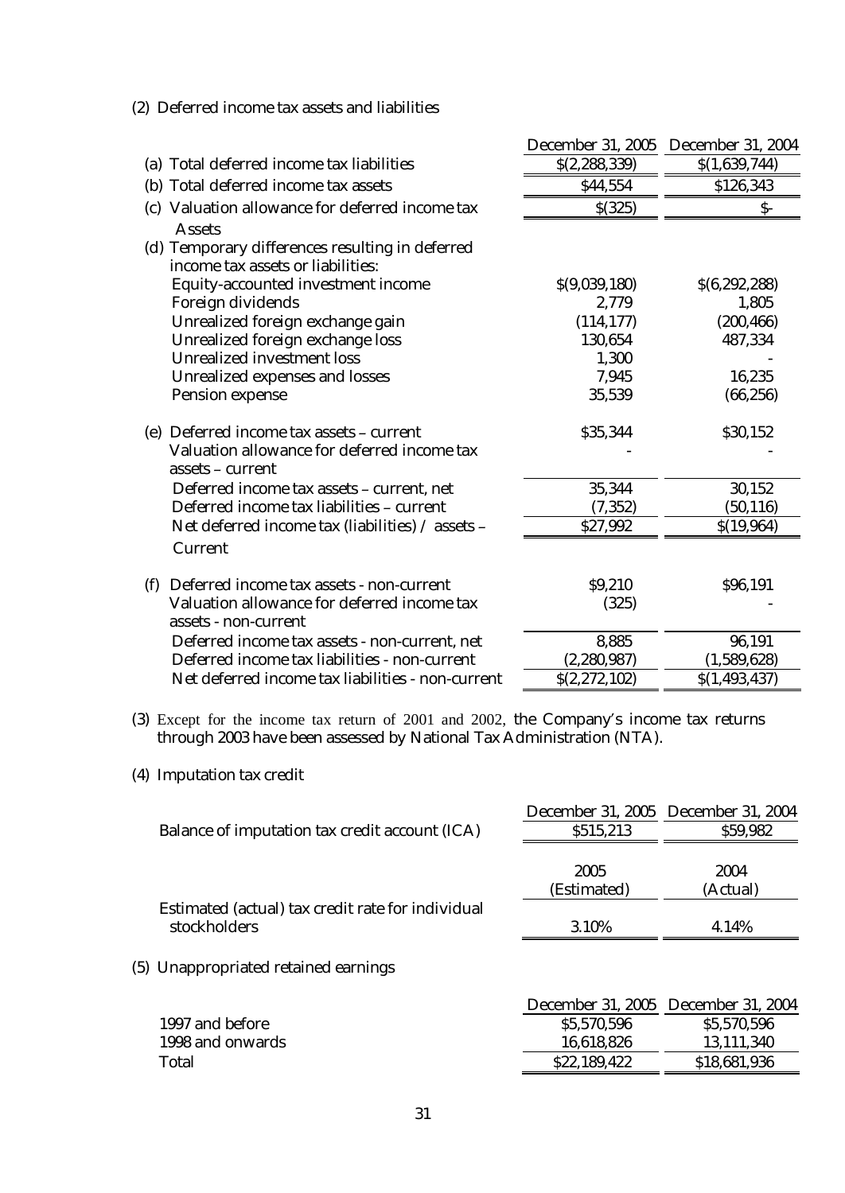(2) Deferred income tax assets and liabilities

| | December 31, 2005 | December 31, 2004 |
|---|---|---|
| (a) Total deferred income tax liabilities | $(2,288,339) | $(1,639,744) |
| (b) Total deferred income tax assets | $44,554 | $126,343 |
| (c) Valuation allowance for deferred income tax Assets | $(325) | $- |
| (d) Temporary differences resulting in deferred income tax assets or liabilities: | | |
| Equity-accounted investment income | $(9,039,180) | $(6,292,288) |
| Foreign dividends | 2,779 | 1,805 |
| Unrealized foreign exchange gain | (114,177) | (200,466) |
| Unrealized foreign exchange loss | 130,654 | 487,334 |
| Unrealized investment loss | 1,300 | - |
| Unrealized expenses and losses | 7,945 | 16,235 |
| Pension expense | 35,539 | (66,256) |
| (e) Deferred income tax assets – current | $35,344 | $30,152 |
| Valuation allowance for deferred income tax assets – current | - | - |
| Deferred income tax assets – current, net | 35,344 | 30,152 |
| Deferred income tax liabilities – current | (7,352) | (50,116) |
| Net deferred income tax (liabilities) / assets – Current | $27,992 | $(19,964) |
| (f) Deferred income tax assets - non-current | $9,210 | $96,191 |
| Valuation allowance for deferred income tax assets - non-current | (325) | - |
| Deferred income tax assets - non-current, net | 8,885 | 96,191 |
| Deferred income tax liabilities - non-current | (2,280,987) | (1,589,628) |
| Net deferred income tax liabilities - non-current | $(2,272,102) | $(1,493,437) |

(3) Except for the income tax return of 2001 and 2002, the Company's income tax returns through 2003 have been assessed by National Tax Administration (NTA).

(4) Imputation tax credit

| | December 31, 2005 | December 31, 2004 |
|---|---|---|
| Balance of imputation tax credit account (ICA) | $515,213 | $59,982 |

| | 2005 (Estimated) | 2004 (Actual) |
|---|---|---|
| Estimated (actual) tax credit rate for individual stockholders | 3.10% | 4.14% |

(5) Unappropriated retained earnings

| | December 31, 2005 | December 31, 2004 |
|---|---|---|
| 1997 and before | $5,570,596 | $5,570,596 |
| 1998 and onwards | 16,618,826 | 13,111,340 |
| Total | $22,189,422 | $18,681,936 |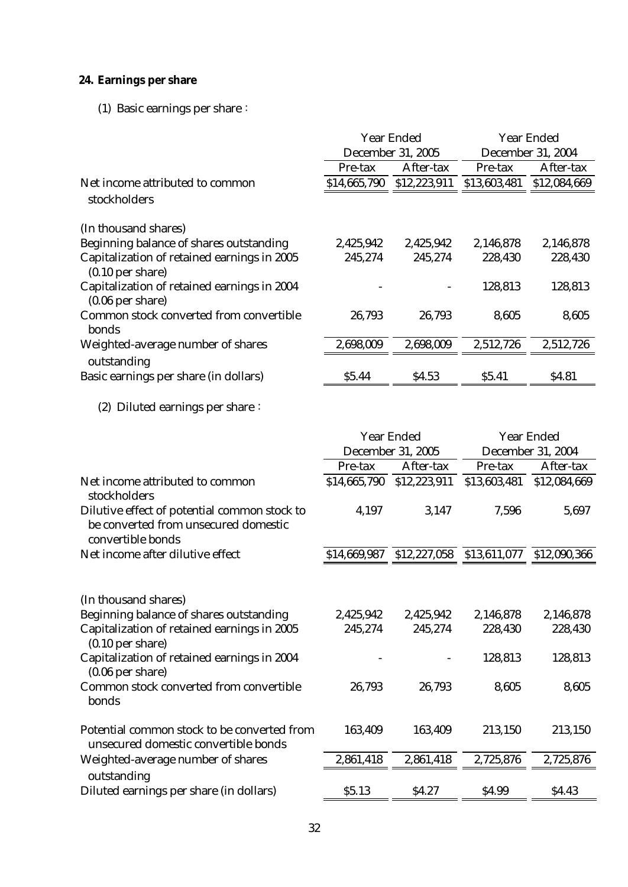## 24. Earnings per share

(1) Basic earnings per share：

| | Year Ended December 31, 2005 | | Year Ended December 31, 2004 | |
|---|---|---|---|---|
| | Pre-tax | After-tax | Pre-tax | After-tax |
| Net income attributed to common stockholders | $14,665,790 | $12,223,911 | $13,603,481 | $12,084,669 |
| (In thousand shares) | | | | |
| Beginning balance of shares outstanding | 2,425,942 | 2,425,942 | 2,146,878 | 2,146,878 |
| Capitalization of retained earnings in 2005 (0.10 per share) | 245,274 | 245,274 | 228,430 | 228,430 |
| Capitalization of retained earnings in 2004 (0.06 per share) | - | - | 128,813 | 128,813 |
| Common stock converted from convertible bonds | 26,793 | 26,793 | 8,605 | 8,605 |
| Weighted-average number of shares outstanding | 2,698,009 | 2,698,009 | 2,512,726 | 2,512,726 |
| Basic earnings per share (in dollars) | $5.44 | $4.53 | $5.41 | $4.81 |

(2) Diluted earnings per share：

| | Year Ended December 31, 2005 | | Year Ended December 31, 2004 | |
|---|---|---|---|---|
| | Pre-tax | After-tax | Pre-tax | After-tax |
| Net income attributed to common stockholders | $14,665,790 | $12,223,911 | $13,603,481 | $12,084,669 |
| Dilutive effect of potential common stock to be converted from unsecured domestic convertible bonds | 4,197 | 3,147 | 7,596 | 5,697 |
| Net income after dilutive effect | $14,669,987 | $12,227,058 | $13,611,077 | $12,090,366 |
| (In thousand shares) | | | | |
| Beginning balance of shares outstanding | 2,425,942 | 2,425,942 | 2,146,878 | 2,146,878 |
| Capitalization of retained earnings in 2005 (0.10 per share) | 245,274 | 245,274 | 228,430 | 228,430 |
| Capitalization of retained earnings in 2004 (0.06 per share) | - | - | 128,813 | 128,813 |
| Common stock converted from convertible bonds | 26,793 | 26,793 | 8,605 | 8,605 |
| Potential common stock to be converted from unsecured domestic convertible bonds | 163,409 | 163,409 | 213,150 | 213,150 |
| Weighted-average number of shares outstanding | 2,861,418 | 2,861,418 | 2,725,876 | 2,725,876 |
| Diluted earnings per share (in dollars) | $5.13 | $4.27 | $4.99 | $4.43 |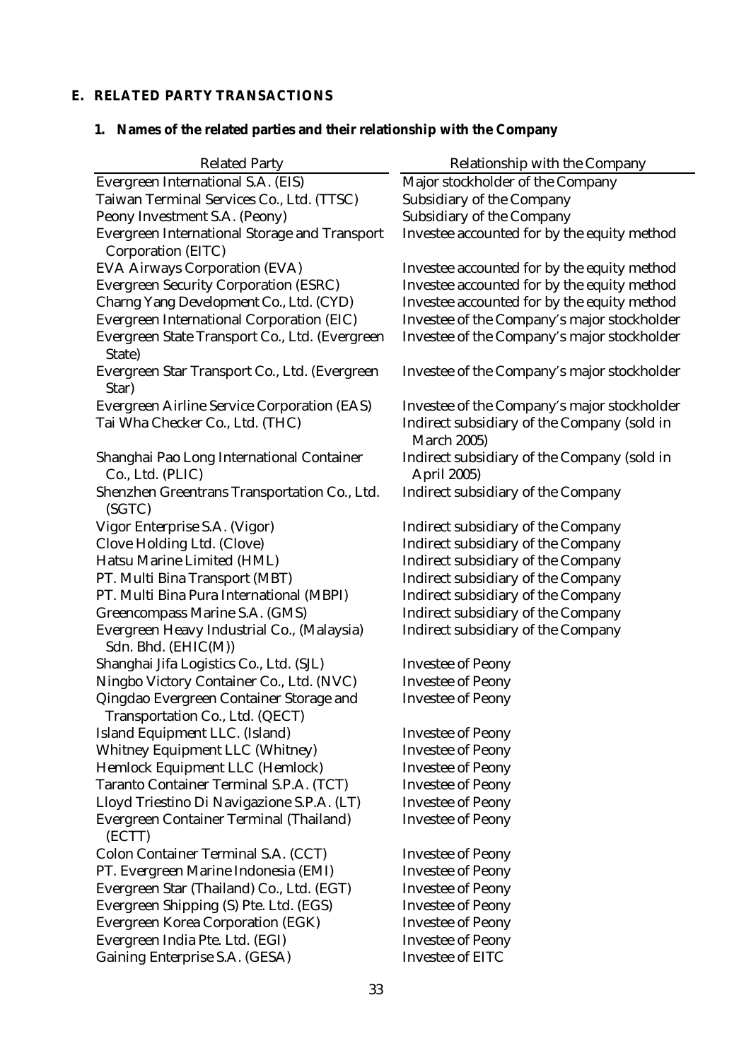## E. RELATED PARTY TRANSACTIONS

### 1. Names of the related parties and their relationship with the Company

| Related Party | Relationship with the Company |
|---|---|
| Evergreen International S.A. (EIS) | Major stockholder of the Company |
| Taiwan Terminal Services Co., Ltd. (TTSC) | Subsidiary of the Company |
| Peony Investment S.A. (Peony) | Subsidiary of the Company |
| Evergreen International Storage and Transport Corporation (EITC) | Investee accounted for by the equity method |
| EVA Airways Corporation (EVA) | Investee accounted for by the equity method |
| Evergreen Security Corporation (ESRC) | Investee accounted for by the equity method |
| Charng Yang Development Co., Ltd. (CYD) | Investee accounted for by the equity method |
| Evergreen International Corporation (EIC) | Investee of the Company's major stockholder |
| Evergreen State Transport Co., Ltd. (Evergreen State) | Investee of the Company's major stockholder |
| Evergreen Star Transport Co., Ltd. (Evergreen Star) | Investee of the Company's major stockholder |
| Evergreen Airline Service Corporation (EAS) | Investee of the Company's major stockholder |
| Tai Wha Checker Co., Ltd. (THC) | Indirect subsidiary of the Company (sold in March 2005) |
| Shanghai Pao Long International Container Co., Ltd. (PLIC) | Indirect subsidiary of the Company (sold in April 2005) |
| Shenzhen Greentrans Transportation Co., Ltd. (SGTC) | Indirect subsidiary of the Company |
| Vigor Enterprise S.A. (Vigor) | Indirect subsidiary of the Company |
| Clove Holding Ltd. (Clove) | Indirect subsidiary of the Company |
| Hatsu Marine Limited (HML) | Indirect subsidiary of the Company |
| PT. Multi Bina Transport (MBT) | Indirect subsidiary of the Company |
| PT. Multi Bina Pura International (MBPI) | Indirect subsidiary of the Company |
| Greencompass Marine S.A. (GMS) | Indirect subsidiary of the Company |
| Evergreen Heavy Industrial Co., (Malaysia) Sdn. Bhd. (EHIC(M)) | Indirect subsidiary of the Company |
| Shanghai Jifa Logistics Co., Ltd. (SJL) | Investee of Peony |
| Ningbo Victory Container Co., Ltd. (NVC) | Investee of Peony |
| Qingdao Evergreen Container Storage and Transportation Co., Ltd. (QECT) | Investee of Peony |
| Island Equipment LLC. (Island) | Investee of Peony |
| Whitney Equipment LLC (Whitney) | Investee of Peony |
| Hemlock Equipment LLC (Hemlock) | Investee of Peony |
| Taranto Container Terminal S.P.A. (TCT) | Investee of Peony |
| Lloyd Triestino Di Navigazione S.P.A. (LT) | Investee of Peony |
| Evergreen Container Terminal (Thailand) (ECTT) | Investee of Peony |
| Colon Container Terminal S.A. (CCT) | Investee of Peony |
| PT. Evergreen Marine Indonesia (EMI) | Investee of Peony |
| Evergreen Star (Thailand) Co., Ltd. (EGT) | Investee of Peony |
| Evergreen Shipping (S) Pte. Ltd. (EGS) | Investee of Peony |
| Evergreen Korea Corporation (EGK) | Investee of Peony |
| Evergreen India Pte. Ltd. (EGI) | Investee of Peony |
| Gaining Enterprise S.A. (GESA) | Investee of EITC |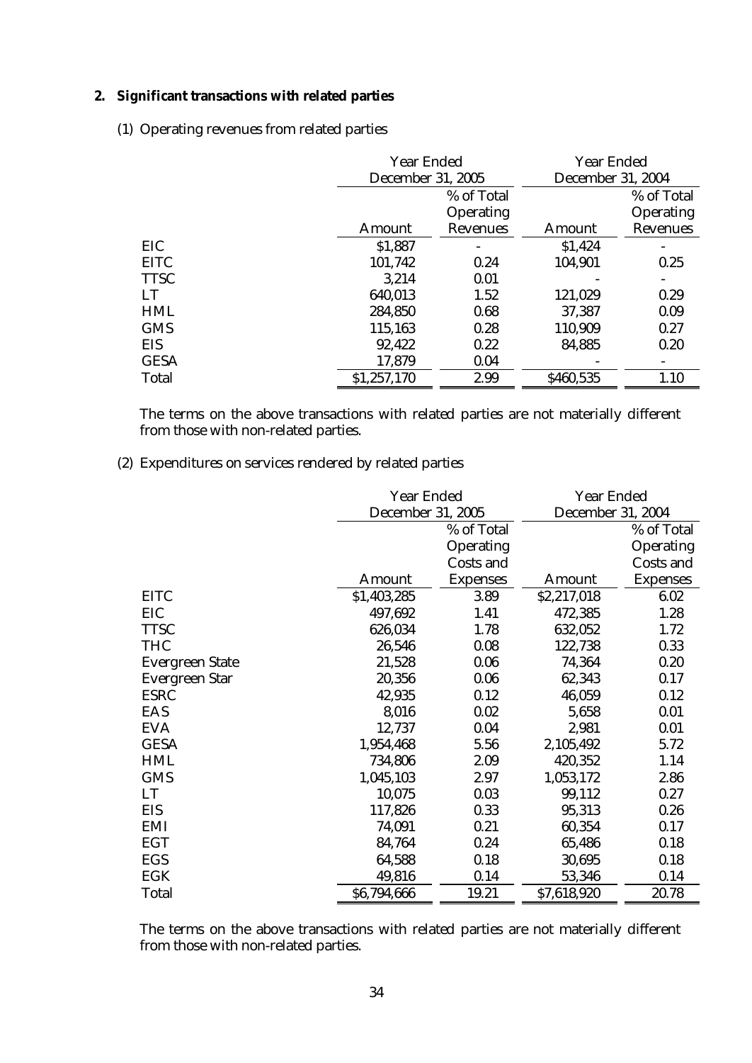**2. Significant transactions with related parties**

(1) Operating revenues from related parties

| | Year Ended December 31, 2005 | | Year Ended December 31, 2004 | |
|---|---|---|---|---|
| | Amount | % of Total Operating Revenues | Amount | % of Total Operating Revenues |
| EIC | $1,887 | - | $1,424 | - |
| EITC | 101,742 | 0.24 | 104,901 | 0.25 |
| TTSC | 3,214 | 0.01 | - | - |
| LT | 640,013 | 1.52 | 121,029 | 0.29 |
| HML | 284,850 | 0.68 | 37,387 | 0.09 |
| GMS | 115,163 | 0.28 | 110,909 | 0.27 |
| EIS | 92,422 | 0.22 | 84,885 | 0.20 |
| GESA | 17,879 | 0.04 | - | - |
| Total | $1,257,170 | 2.99 | $460,535 | 1.10 |

The terms on the above transactions with related parties are not materially different from those with non-related parties.

(2) Expenditures on services rendered by related parties

| | Year Ended December 31, 2005 | | Year Ended December 31, 2004 | |
|---|---|---|---|---|
| | Amount | % of Total Operating Costs and Expenses | Amount | % of Total Operating Costs and Expenses |
| EITC | $1,403,285 | 3.89 | $2,217,018 | 6.02 |
| EIC | 497,692 | 1.41 | 472,385 | 1.28 |
| TTSC | 626,034 | 1.78 | 632,052 | 1.72 |
| THC | 26,546 | 0.08 | 122,738 | 0.33 |
| Evergreen State | 21,528 | 0.06 | 74,364 | 0.20 |
| Evergreen Star | 20,356 | 0.06 | 62,343 | 0.17 |
| ESRC | 42,935 | 0.12 | 46,059 | 0.12 |
| EAS | 8,016 | 0.02 | 5,658 | 0.01 |
| EVA | 12,737 | 0.04 | 2,981 | 0.01 |
| GESA | 1,954,468 | 5.56 | 2,105,492 | 5.72 |
| HML | 734,806 | 2.09 | 420,352 | 1.14 |
| GMS | 1,045,103 | 2.97 | 1,053,172 | 2.86 |
| LT | 10,075 | 0.03 | 99,112 | 0.27 |
| EIS | 117,826 | 0.33 | 95,313 | 0.26 |
| EMI | 74,091 | 0.21 | 60,354 | 0.17 |
| EGT | 84,764 | 0.24 | 65,486 | 0.18 |
| EGS | 64,588 | 0.18 | 30,695 | 0.18 |
| EGK | 49,816 | 0.14 | 53,346 | 0.14 |
| Total | $6,794,666 | 19.21 | $7,618,920 | 20.78 |

The terms on the above transactions with related parties are not materially different from those with non-related parties.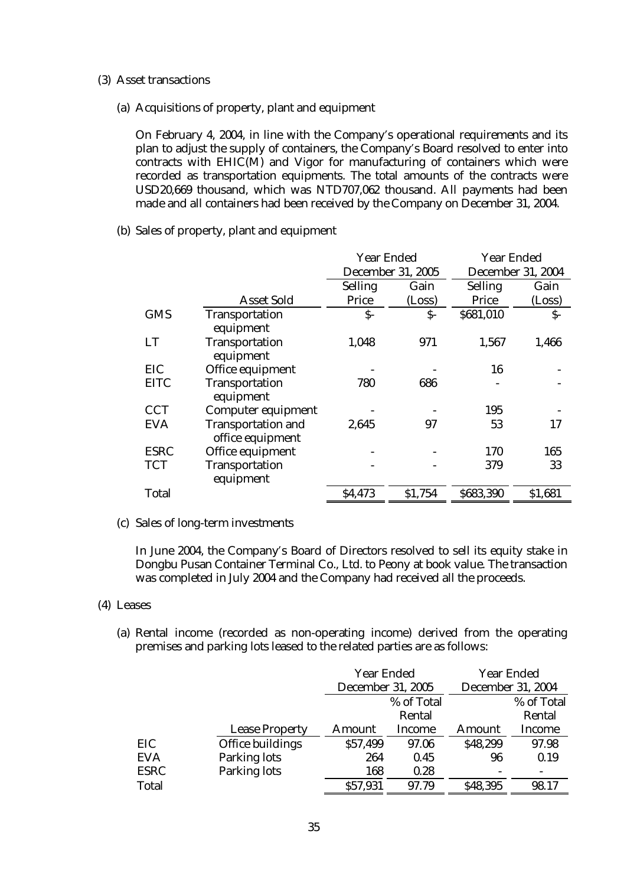(3) Asset transactions

(a) Acquisitions of property, plant and equipment

On February 4, 2004, in line with the Company's operational requirements and its plan to adjust the supply of containers, the Company's Board resolved to enter into contracts with EHIC(M) and Vigor for manufacturing of containers which were recorded as transportation equipments. The total amounts of the contracts were USD20,669 thousand, which was NTD707,062 thousand. All payments had been made and all containers had been received by the Company on December 31, 2004.

(b) Sales of property, plant and equipment

| | | Year Ended December 31, 2005 | | Year Ended December 31, 2004 | |
|---|---|---|---|---|---|
| | Asset Sold | Selling Price | Gain (Loss) | Selling Price | Gain (Loss) |
| GMS | Transportation equipment | $- | $- | $681,010 | $- |
| LT | Transportation equipment | 1,048 | 971 | 1,567 | 1,466 |
| EIC | Office equipment | - | - | 16 | - |
| EITC | Transportation equipment | 780 | 686 | - | - |
| CCT | Computer equipment | - | - | 195 | - |
| EVA | Transportation and office equipment | 2,645 | 97 | 53 | 17 |
| ESRC | Office equipment | - | - | 170 | 165 |
| TCT | Transportation equipment | - | - | 379 | 33 |
| Total | | $4,473 | $1,754 | $683,390 | $1,681 |

(c) Sales of long-term investments

In June 2004, the Company's Board of Directors resolved to sell its equity stake in Dongbu Pusan Container Terminal Co., Ltd. to Peony at book value. The transaction was completed in July 2004 and the Company had received all the proceeds.

(4) Leases

(a) Rental income (recorded as non-operating income) derived from the operating premises and parking lots leased to the related parties are as follows:

| | | Year Ended December 31, 2005 | | Year Ended December 31, 2004 | |
|---|---|---|---|---|---|
| | Lease Property | Amount | % of Total Rental Income | Amount | % of Total Rental Income |
| EIC | Office buildings | $57,499 | 97.06 | $48,299 | 97.98 |
| EVA | Parking lots | 264 | 0.45 | 96 | 0.19 |
| ESRC | Parking lots | 168 | 0.28 | - | - |
| Total | | $57,931 | 97.79 | $48,395 | 98.17 |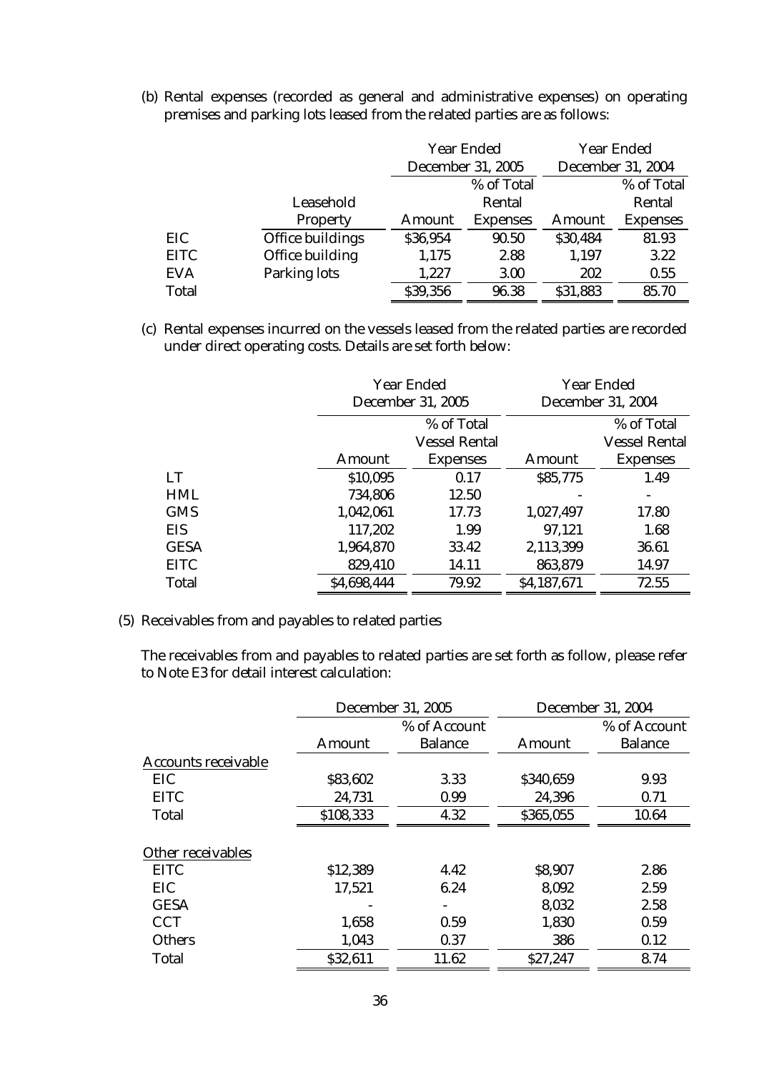(b) Rental expenses (recorded as general and administrative expenses) on operating premises and parking lots leased from the related parties are as follows:

| | Leasehold Property | Year Ended December 31, 2005 Amount | Year Ended December 31, 2005 % of Total Rental Expenses | Year Ended December 31, 2004 Amount | Year Ended December 31, 2004 % of Total Rental Expenses |
|---|---|---|---|---|---|
| EIC | Office buildings | $36,954 | 90.50 | $30,484 | 81.93 |
| EITC | Office building | 1,175 | 2.88 | 1,197 | 3.22 |
| EVA | Parking lots | 1,227 | 3.00 | 202 | 0.55 |
| Total | | $39,356 | 96.38 | $31,883 | 85.70 |

(c) Rental expenses incurred on the vessels leased from the related parties are recorded under direct operating costs. Details are set forth below:

| | Year Ended December 31, 2005 Amount | Year Ended December 31, 2005 % of Total Vessel Rental Expenses | Year Ended December 31, 2004 Amount | Year Ended December 31, 2004 % of Total Vessel Rental Expenses |
|---|---|---|---|---|
| LT | $10,095 | 0.17 | $85,775 | 1.49 |
| HML | 734,806 | 12.50 | - | - |
| GMS | 1,042,061 | 17.73 | 1,027,497 | 17.80 |
| EIS | 117,202 | 1.99 | 97,121 | 1.68 |
| GESA | 1,964,870 | 33.42 | 2,113,399 | 36.61 |
| EITC | 829,410 | 14.11 | 863,879 | 14.97 |
| Total | $4,698,444 | 79.92 | $4,187,671 | 72.55 |

(5) Receivables from and payables to related parties

The receivables from and payables to related parties are set forth as follow, please refer to Note E3 for detail interest calculation:

| | December 31, 2005 Amount | December 31, 2005 % of Account Balance | December 31, 2004 Amount | December 31, 2004 % of Account Balance |
|---|---|---|---|---|
| Accounts receivable | | | | |
| EIC | $83,602 | 3.33 | $340,659 | 9.93 |
| EITC | 24,731 | 0.99 | 24,396 | 0.71 |
| Total | $108,333 | 4.32 | $365,055 | 10.64 |
| Other receivables | | | | |
| EITC | $12,389 | 4.42 | $8,907 | 2.86 |
| EIC | 17,521 | 6.24 | 8,092 | 2.59 |
| GESA | - | - | 8,032 | 2.58 |
| CCT | 1,658 | 0.59 | 1,830 | 0.59 |
| Others | 1,043 | 0.37 | 386 | 0.12 |
| Total | $32,611 | 11.62 | $27,247 | 8.74 |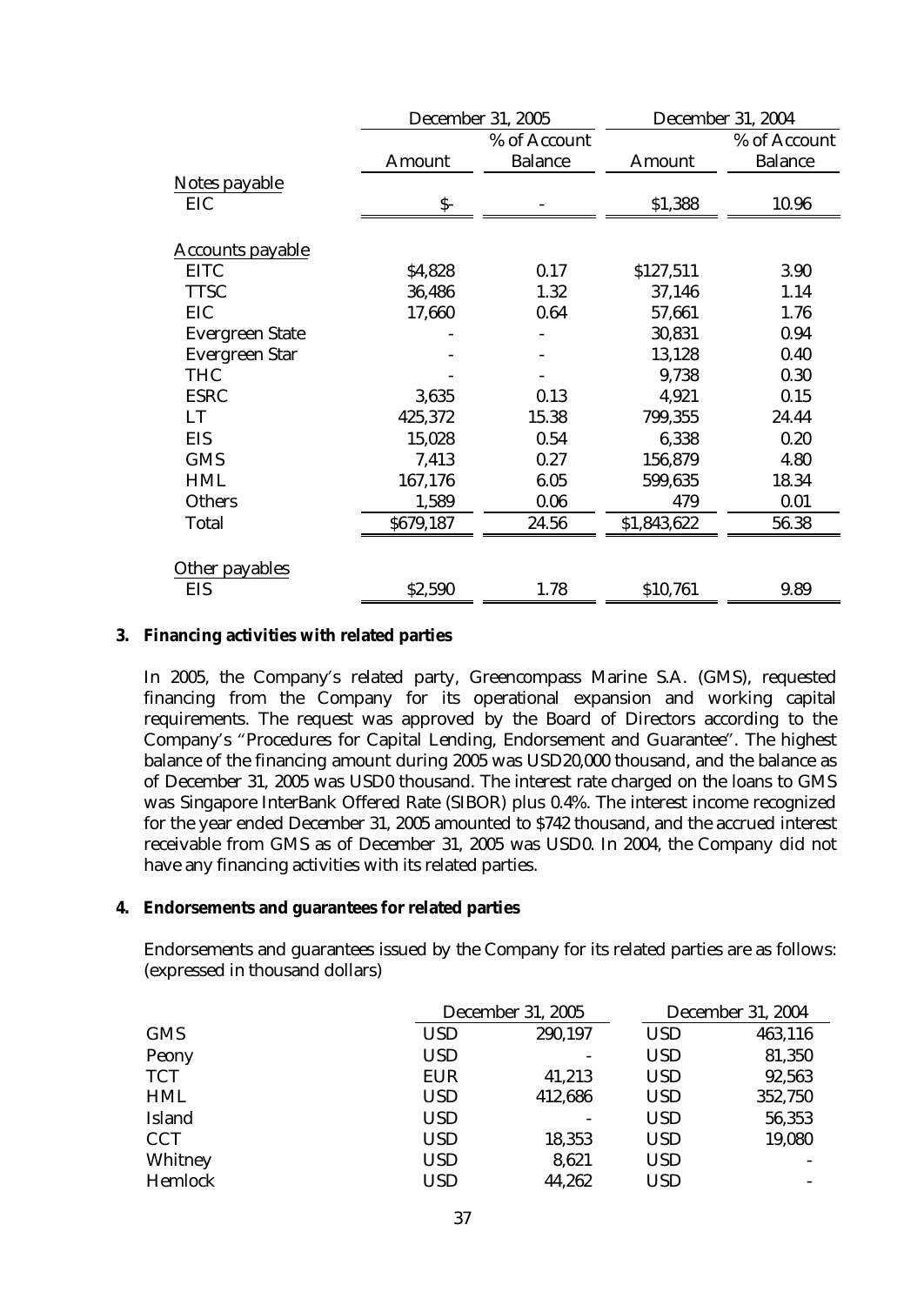| | December 31, 2005 | | December 31, 2004 | |
|---|---|---|---|---|
| | Amount | % of Account Balance | Amount | % of Account Balance |
| Notes payable | | | | |
| EIC | $- | - | $1,388 | 10.96 |
| Accounts payable | | | | |
| EITC | $4,828 | 0.17 | $127,511 | 3.90 |
| TTSC | 36,486 | 1.32 | 37,146 | 1.14 |
| EIC | 17,660 | 0.64 | 57,661 | 1.76 |
| Evergreen State | - | - | 30,831 | 0.94 |
| Evergreen Star | - | - | 13,128 | 0.40 |
| THC | - | - | 9,738 | 0.30 |
| ESRC | 3,635 | 0.13 | 4,921 | 0.15 |
| LT | 425,372 | 15.38 | 799,355 | 24.44 |
| EIS | 15,028 | 0.54 | 6,338 | 0.20 |
| GMS | 7,413 | 0.27 | 156,879 | 4.80 |
| HML | 167,176 | 6.05 | 599,635 | 18.34 |
| Others | 1,589 | 0.06 | 479 | 0.01 |
| Total | $679,187 | 24.56 | $1,843,622 | 56.38 |
| Other payables | | | | |
| EIS | $2,590 | 1.78 | $10,761 | 9.89 |

**3. Financing activities with related parties**

In 2005, the Company's related party, Greencompass Marine S.A. (GMS), requested financing from the Company for its operational expansion and working capital requirements. The request was approved by the Board of Directors according to the Company's "Procedures for Capital Lending, Endorsement and Guarantee". The highest balance of the financing amount during 2005 was USD20,000 thousand, and the balance as of December 31, 2005 was USD0 thousand. The interest rate charged on the loans to GMS was Singapore InterBank Offered Rate (SIBOR) plus 0.4%. The interest income recognized for the year ended December 31, 2005 amounted to $742 thousand, and the accrued interest receivable from GMS as of December 31, 2005 was USD0. In 2004, the Company did not have any financing activities with its related parties.

**4. Endorsements and guarantees for related parties**

Endorsements and guarantees issued by the Company for its related parties are as follows: (expressed in thousand dollars)

| | December 31, 2005 | | December 31, 2004 | |
|---|---|---|---|---|
| GMS | USD | 290,197 | USD | 463,116 |
| Peony | USD | - | USD | 81,350 |
| TCT | EUR | 41,213 | USD | 92,563 |
| HML | USD | 412,686 | USD | 352,750 |
| Island | USD | - | USD | 56,353 |
| CCT | USD | 18,353 | USD | 19,080 |
| Whitney | USD | 8,621 | USD | - |
| Hemlock | USD | 44,262 | USD | - |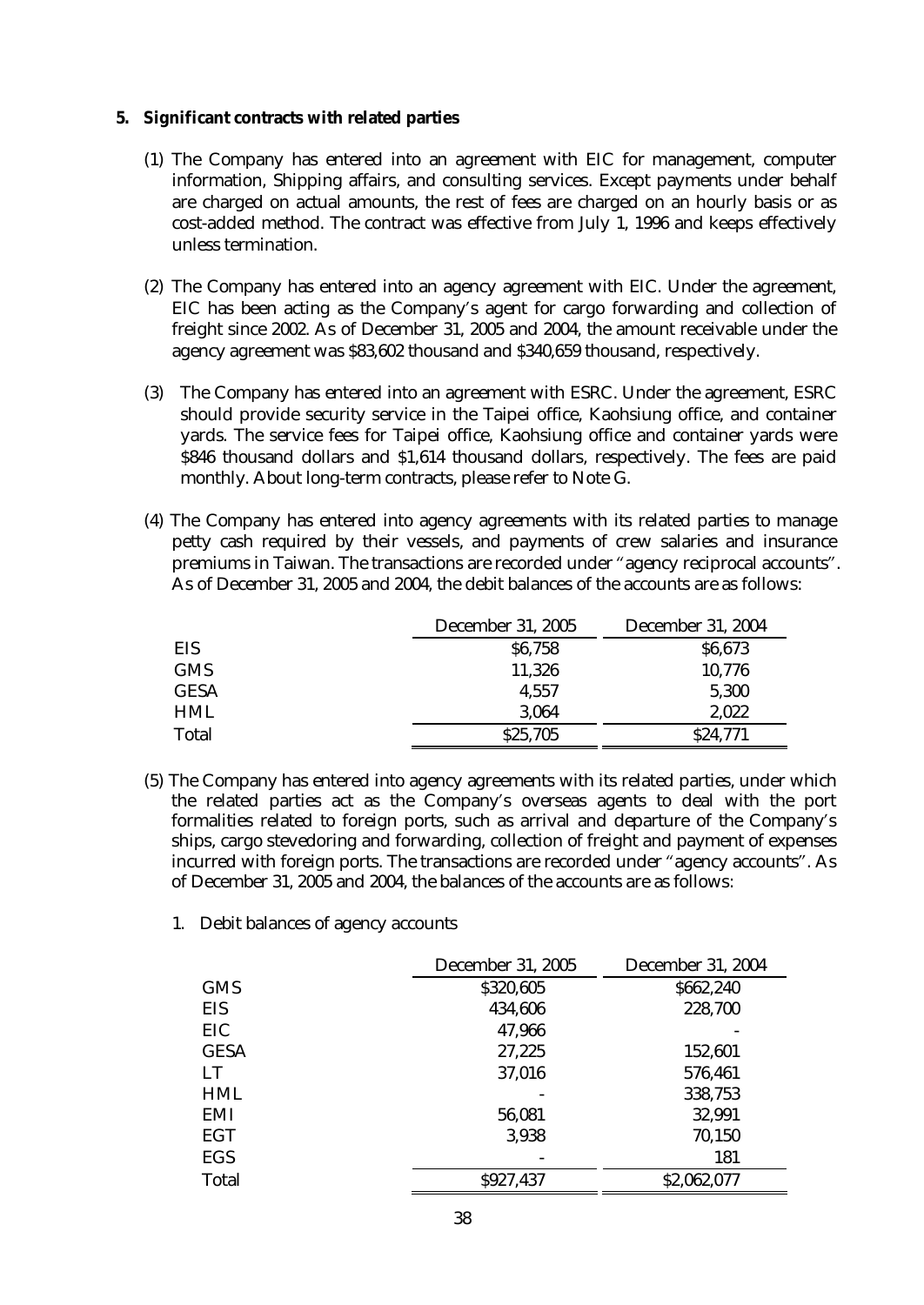**5. Significant contracts with related parties**

(1) The Company has entered into an agreement with EIC for management, computer information, Shipping affairs, and consulting services. Except payments under behalf are charged on actual amounts, the rest of fees are charged on an hourly basis or as cost-added method. The contract was effective from July 1, 1996 and keeps effectively unless termination.

(2) The Company has entered into an agency agreement with EIC. Under the agreement, EIC has been acting as the Company's agent for cargo forwarding and collection of freight since 2002. As of December 31, 2005 and 2004, the amount receivable under the agency agreement was $83,602 thousand and $340,659 thousand, respectively.

(3) The Company has entered into an agreement with ESRC. Under the agreement, ESRC should provide security service in the Taipei office, Kaohsiung office, and container yards. The service fees for Taipei office, Kaohsiung office and container yards were $846 thousand dollars and $1,614 thousand dollars, respectively. The fees are paid monthly. About long-term contracts, please refer to Note G.

(4) The Company has entered into agency agreements with its related parties to manage petty cash required by their vessels, and payments of crew salaries and insurance premiums in Taiwan. The transactions are recorded under "agency reciprocal accounts". As of December 31, 2005 and 2004, the debit balances of the accounts are as follows:

| | December 31, 2005 | December 31, 2004 |
|---|---|---|
| EIS | $6,758 | $6,673 |
| GMS | 11,326 | 10,776 |
| GESA | 4,557 | 5,300 |
| HML | 3,064 | 2,022 |
| Total | $25,705 | $24,771 |

(5) The Company has entered into agency agreements with its related parties, under which the related parties act as the Company's overseas agents to deal with the port formalities related to foreign ports, such as arrival and departure of the Company's ships, cargo stevedoring and forwarding, collection of freight and payment of expenses incurred with foreign ports. The transactions are recorded under "agency accounts". As of December 31, 2005 and 2004, the balances of the accounts are as follows:

1. Debit balances of agency accounts

| | December 31, 2005 | December 31, 2004 |
|---|---|---|
| GMS | $320,605 | $662,240 |
| EIS | 434,606 | 228,700 |
| EIC | 47,966 | - |
| GESA | 27,225 | 152,601 |
| LT | 37,016 | 576,461 |
| HML | - | 338,753 |
| EMI | 56,081 | 32,991 |
| EGT | 3,938 | 70,150 |
| EGS | - | 181 |
| Total | $927,437 | $2,062,077 |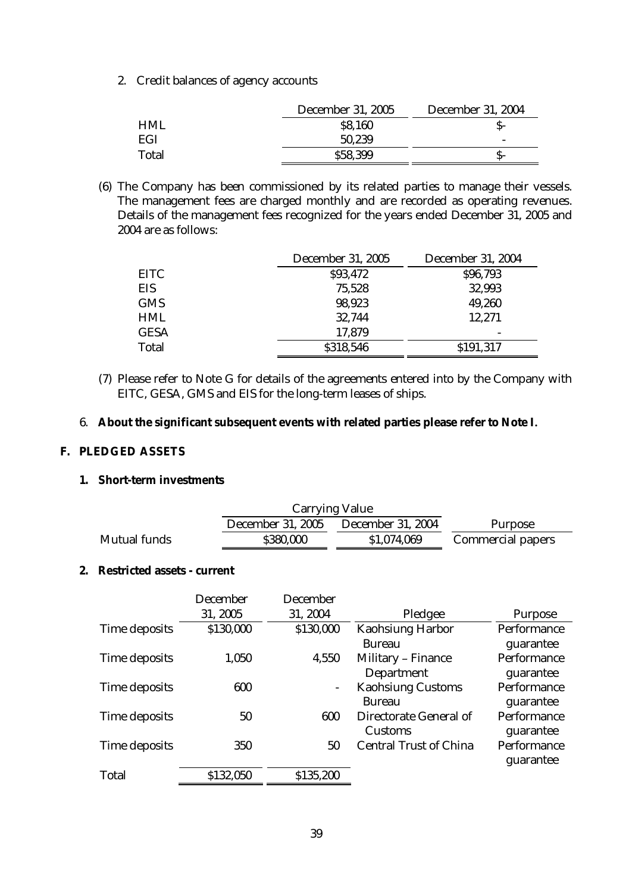2. Credit balances of agency accounts

| | December 31, 2005 | December 31, 2004 |
|---|---|---|
| HML | $8,160 | $- |
| EGI | 50,239 | - |
| Total | $58,399 | $- |

(6) The Company has been commissioned by its related parties to manage their vessels. The management fees are charged monthly and are recorded as operating revenues. Details of the management fees recognized for the years ended December 31, 2005 and 2004 are as follows:

| | December 31, 2005 | December 31, 2004 |
|---|---|---|
| EITC | $93,472 | $96,793 |
| EIS | 75,528 | 32,993 |
| GMS | 98,923 | 49,260 |
| HML | 32,744 | 12,271 |
| GESA | 17,879 | - |
| Total | $318,546 | $191,317 |

(7) Please refer to Note G for details of the agreements entered into by the Company with EITC, GESA, GMS and EIS for the long-term leases of ships.

6. **About the significant subsequent events with related parties please refer to Note I.**

## F. PLEDGED ASSETS

**1. Short-term investments**

| | Carrying Value | | |
|---|---|---|---|
| | December 31, 2005 | December 31, 2004 | Purpose |
| Mutual funds | $380,000 | $1,074,069 | Commercial papers |

**2. Restricted assets - current**

| | December 31, 2005 | December 31, 2004 | Pledgee | Purpose |
|---|---|---|---|---|
| Time deposits | $130,000 | $130,000 | Kaohsiung Harbor Bureau | Performance guarantee |
| Time deposits | 1,050 | 4,550 | Military – Finance Department | Performance guarantee |
| Time deposits | 600 | - | Kaohsiung Customs Bureau | Performance guarantee |
| Time deposits | 50 | 600 | Directorate General of Customs | Performance guarantee |
| Time deposits | 350 | 50 | Central Trust of China | Performance guarantee |
| Total | $132,050 | $135,200 | | |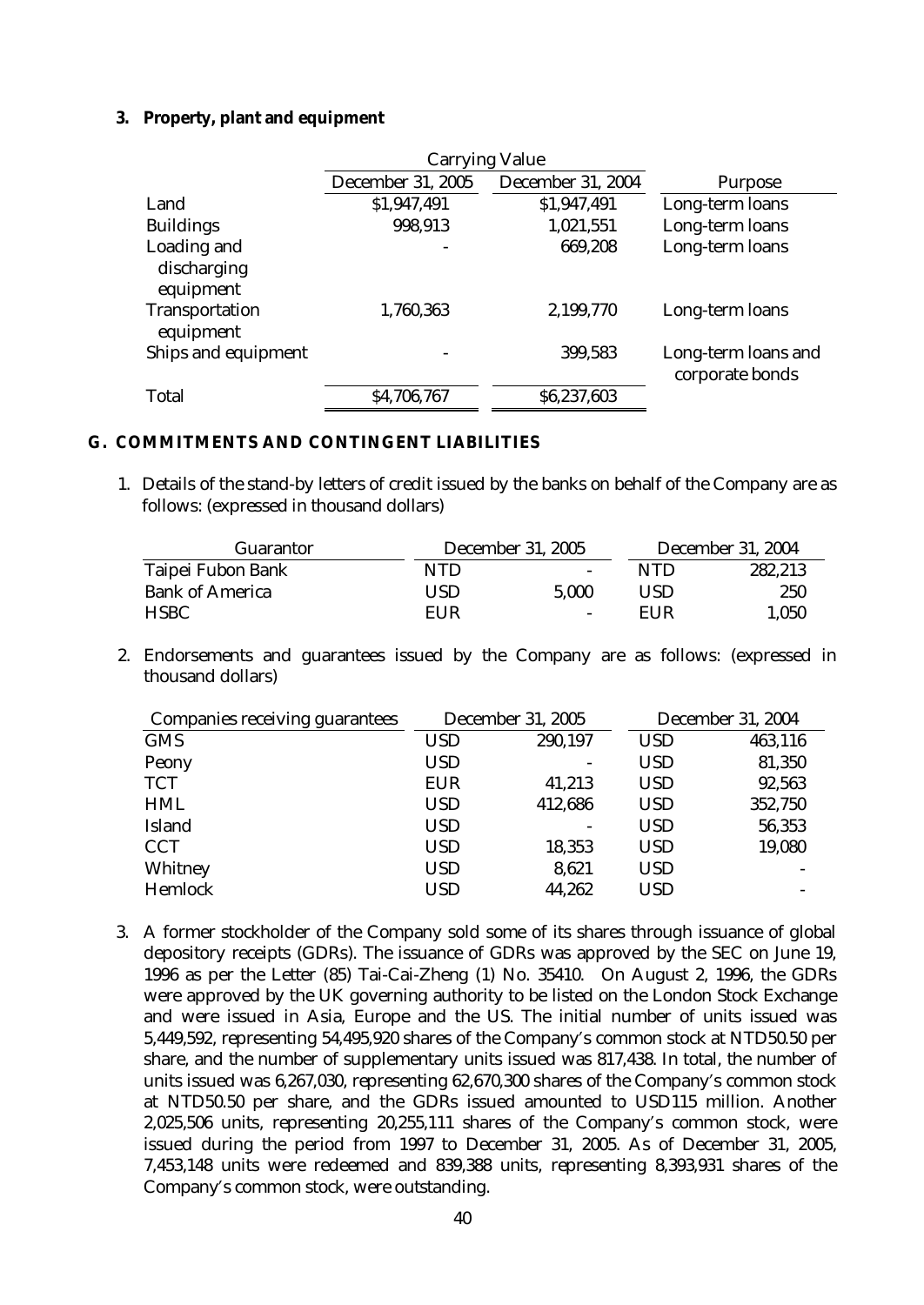**3. Property, plant and equipment**

| | Carrying Value | | |
|---|---|---|---|
| | December 31, 2005 | December 31, 2004 | Purpose |
| Land | $1,947,491 | $1,947,491 | Long-term loans |
| Buildings | 998,913 | 1,021,551 | Long-term loans |
| Loading and discharging equipment | - | 669,208 | Long-term loans |
| Transportation equipment | 1,760,363 | 2,199,770 | Long-term loans |
| Ships and equipment | - | 399,583 | Long-term loans and corporate bonds |
| Total | $4,706,767 | $6,237,603 | |

## G. COMMITMENTS AND CONTINGENT LIABILITIES

1. Details of the stand-by letters of credit issued by the banks on behalf of the Company are as follows: (expressed in thousand dollars)

| Guarantor | December 31, 2005 | | December 31, 2004 | |
|---|---|---|---|---|
| Taipei Fubon Bank | NTD | - | NTD | 282,213 |
| Bank of America | USD | 5,000 | USD | 250 |
| HSBC | EUR | - | EUR | 1,050 |

2. Endorsements and guarantees issued by the Company are as follows: (expressed in thousand dollars)

| Companies receiving guarantees | December 31, 2005 | | December 31, 2004 | |
|---|---|---|---|---|
| GMS | USD | 290,197 | USD | 463,116 |
| Peony | USD | - | USD | 81,350 |
| TCT | EUR | 41,213 | USD | 92,563 |
| HML | USD | 412,686 | USD | 352,750 |
| Island | USD | - | USD | 56,353 |
| CCT | USD | 18,353 | USD | 19,080 |
| Whitney | USD | 8,621 | USD | - |
| Hemlock | USD | 44,262 | USD | - |

3. A former stockholder of the Company sold some of its shares through issuance of global depository receipts (GDRs). The issuance of GDRs was approved by the SEC on June 19, 1996 as per the Letter (85) Tai-Cai-Zheng (1) No. 35410. On August 2, 1996, the GDRs were approved by the UK governing authority to be listed on the London Stock Exchange and were issued in Asia, Europe and the US. The initial number of units issued was 5,449,592, representing 54,495,920 shares of the Company's common stock at NTD50.50 per share, and the number of supplementary units issued was 817,438. In total, the number of units issued was 6,267,030, representing 62,670,300 shares of the Company's common stock at NTD50.50 per share, and the GDRs issued amounted to USD115 million. Another 2,025,506 units, representing 20,255,111 shares of the Company's common stock, were issued during the period from 1997 to December 31, 2005. As of December 31, 2005, 7,453,148 units were redeemed and 839,388 units, representing 8,393,931 shares of the Company's common stock, were outstanding.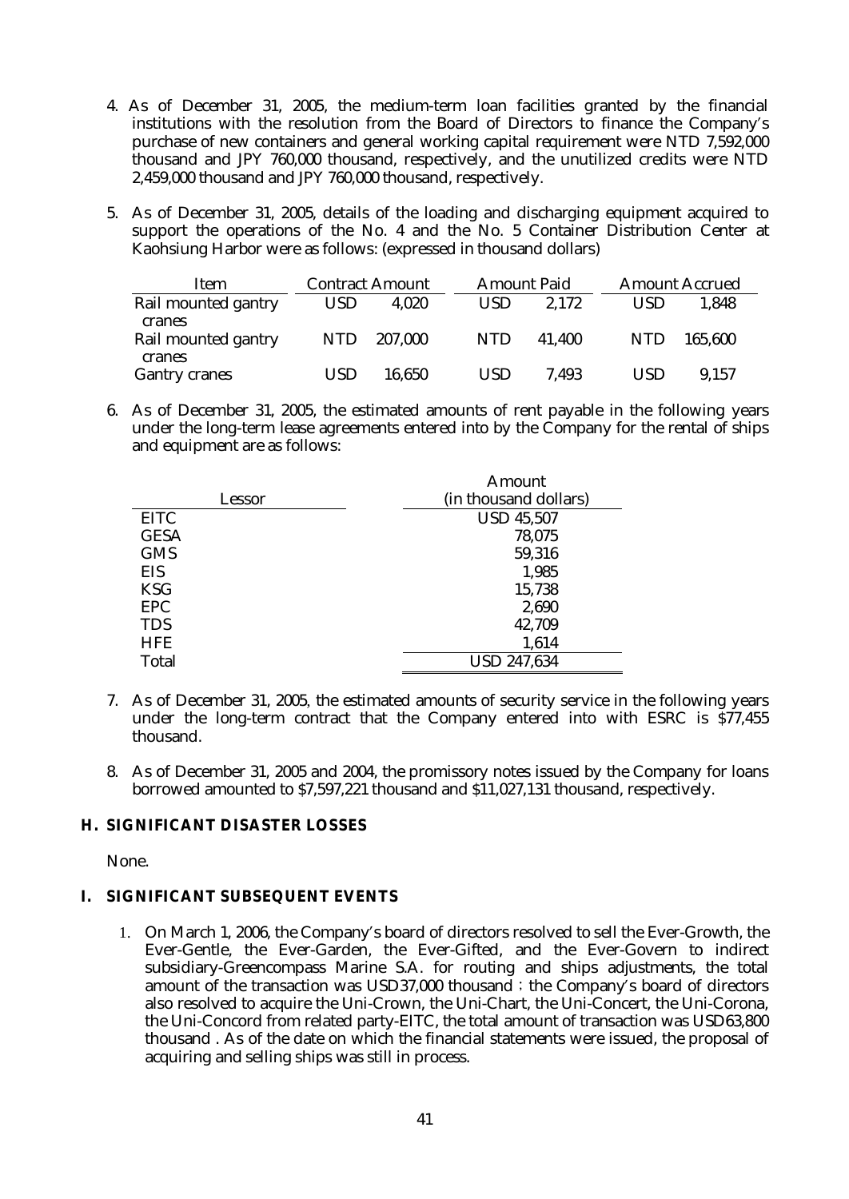4. As of December 31, 2005, the medium-term loan facilities granted by the financial institutions with the resolution from the Board of Directors to finance the Company's purchase of new containers and general working capital requirement were NTD 7,592,000 thousand and JPY 760,000 thousand, respectively, and the unutilized credits were NTD 2,459,000 thousand and JPY 760,000 thousand, respectively.

5. As of December 31, 2005, details of the loading and discharging equipment acquired to support the operations of the No. 4 and the No. 5 Container Distribution Center at Kaohsiung Harbor were as follows: (expressed in thousand dollars)

| Item | Contract Amount | | Amount Paid | | Amount Accrued | |
|---|---|---|---|---|---|---|
| Rail mounted gantry cranes | USD | 4,020 | USD | 2,172 | USD | 1,848 |
| Rail mounted gantry cranes | NTD | 207,000 | NTD | 41,400 | NTD | 165,600 |
| Gantry cranes | USD | 16,650 | USD | 7,493 | USD | 9,157 |

6. As of December 31, 2005, the estimated amounts of rent payable in the following years under the long-term lease agreements entered into by the Company for the rental of ships and equipment are as follows:

| Lessor | Amount (in thousand dollars) |
|---|---|
| EITC | USD 45,507 |
| GESA | 78,075 |
| GMS | 59,316 |
| EIS | 1,985 |
| KSG | 15,738 |
| EPC | 2,690 |
| TDS | 42,709 |
| HFE | 1,614 |
| Total | USD 247,634 |

7. As of December 31, 2005, the estimated amounts of security service in the following years under the long-term contract that the Company entered into with ESRC is $77,455 thousand.

8. As of December 31, 2005 and 2004, the promissory notes issued by the Company for loans borrowed amounted to $7,597,221 thousand and $11,027,131 thousand, respectively.

## H. SIGNIFICANT DISASTER LOSSES

None.

## I. SIGNIFICANT SUBSEQUENT EVENTS

1. On March 1, 2006, the Company's board of directors resolved to sell the Ever-Growth, the Ever-Gentle, the Ever-Garden, the Ever-Gifted, and the Ever-Govern to indirect subsidiary-Greencompass Marine S.A. for routing and ships adjustments, the total amount of the transaction was USD37,000 thousand；the Company's board of directors also resolved to acquire the Uni-Crown, the Uni-Chart, the Uni-Concert, the Uni-Corona, the Uni-Concord from related party-EITC, the total amount of transaction was USD63,800 thousand . As of the date on which the financial statements were issued, the proposal of acquiring and selling ships was still in process.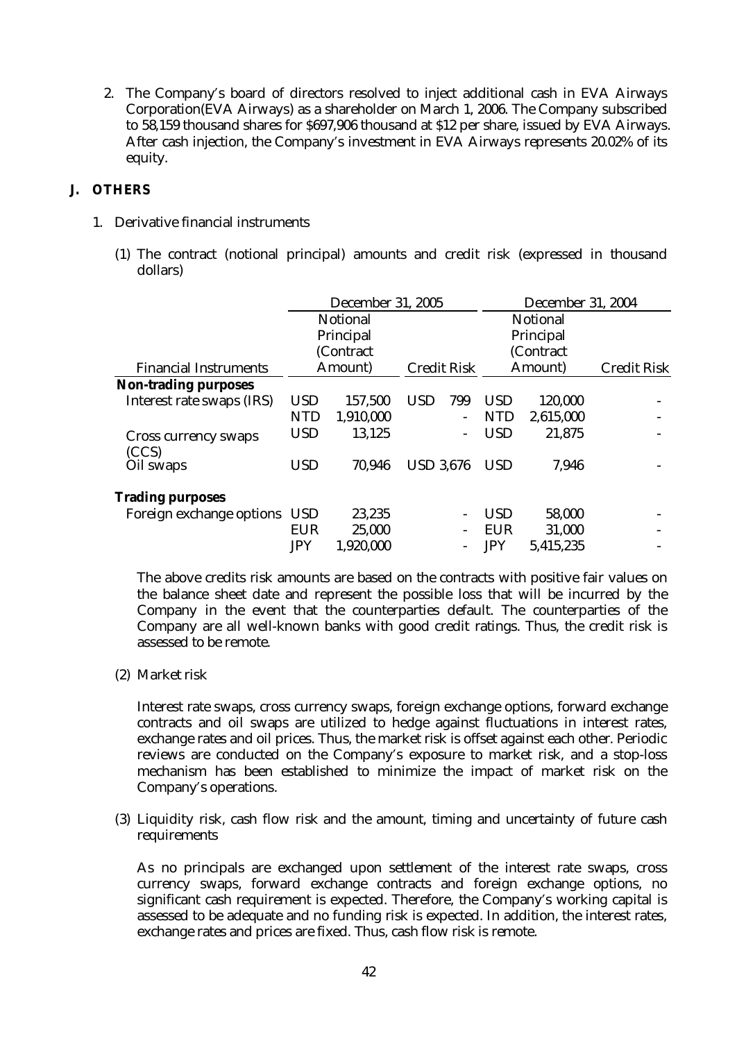2. The Company's board of directors resolved to inject additional cash in EVA Airways Corporation(EVA Airways) as a shareholder on March 1, 2006. The Company subscribed to 58,159 thousand shares for $697,906 thousand at $12 per share, issued by EVA Airways. After cash injection, the Company's investment in EVA Airways represents 20.02% of its equity.

## J. OTHERS

1. Derivative financial instruments

(1) The contract (notional principal) amounts and credit risk (expressed in thousand dollars)

| Financial Instruments | December 31, 2005 Notional Principal (Contract Amount) | | Credit Risk | | December 31, 2004 Notional Principal (Contract Amount) | | Credit Risk |
|---|---|---|---|---|---|---|---|
| **Non-trading purposes** | | | | | | | |
| Interest rate swaps (IRS) | USD | 157,500 | USD | 799 | USD | 120,000 | - |
| | NTD | 1,910,000 | | - | NTD | 2,615,000 | - |
| Cross currency swaps (CCS) | USD | 13,125 | | - | USD | 21,875 | - |
| Oil swaps | USD | 70,946 | USD | 3,676 | USD | 7,946 | - |
| **Trading purposes** | | | | | | | |
| Foreign exchange options | USD | 23,235 | | - | USD | 58,000 | - |
| | EUR | 25,000 | | - | EUR | 31,000 | - |
| | JPY | 1,920,000 | | - | JPY | 5,415,235 | - |

The above credits risk amounts are based on the contracts with positive fair values on the balance sheet date and represent the possible loss that will be incurred by the Company in the event that the counterparties default. The counterparties of the Company are all well-known banks with good credit ratings. Thus, the credit risk is assessed to be remote.

(2) Market risk

Interest rate swaps, cross currency swaps, foreign exchange options, forward exchange contracts and oil swaps are utilized to hedge against fluctuations in interest rates, exchange rates and oil prices. Thus, the market risk is offset against each other. Periodic reviews are conducted on the Company's exposure to market risk, and a stop-loss mechanism has been established to minimize the impact of market risk on the Company's operations.

(3) Liquidity risk, cash flow risk and the amount, timing and uncertainty of future cash requirements

As no principals are exchanged upon settlement of the interest rate swaps, cross currency swaps, forward exchange contracts and foreign exchange options, no significant cash requirement is expected. Therefore, the Company's working capital is assessed to be adequate and no funding risk is expected. In addition, the interest rates, exchange rates and prices are fixed. Thus, cash flow risk is remote.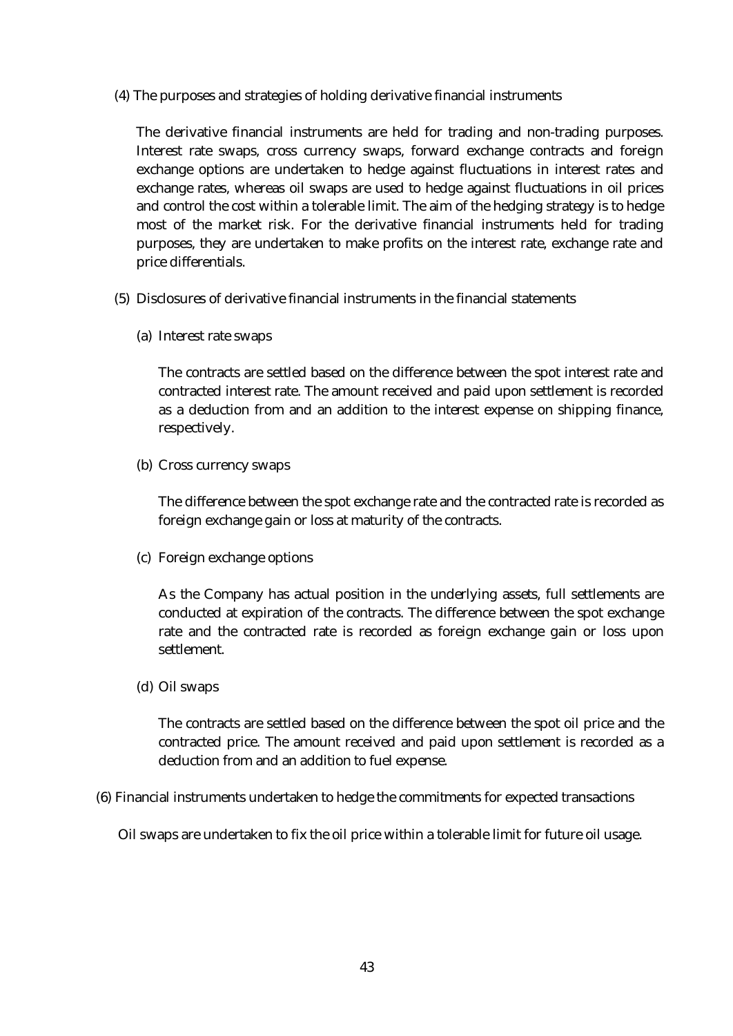(4) The purposes and strategies of holding derivative financial instruments

The derivative financial instruments are held for trading and non-trading purposes. Interest rate swaps, cross currency swaps, forward exchange contracts and foreign exchange options are undertaken to hedge against fluctuations in interest rates and exchange rates, whereas oil swaps are used to hedge against fluctuations in oil prices and control the cost within a tolerable limit. The aim of the hedging strategy is to hedge most of the market risk. For the derivative financial instruments held for trading purposes, they are undertaken to make profits on the interest rate, exchange rate and price differentials.

(5) Disclosures of derivative financial instruments in the financial statements

(a) Interest rate swaps

The contracts are settled based on the difference between the spot interest rate and contracted interest rate. The amount received and paid upon settlement is recorded as a deduction from and an addition to the interest expense on shipping finance, respectively.

(b) Cross currency swaps

The difference between the spot exchange rate and the contracted rate is recorded as foreign exchange gain or loss at maturity of the contracts.

(c) Foreign exchange options

As the Company has actual position in the underlying assets, full settlements are conducted at expiration of the contracts. The difference between the spot exchange rate and the contracted rate is recorded as foreign exchange gain or loss upon settlement.

(d) Oil swaps

The contracts are settled based on the difference between the spot oil price and the contracted price. The amount received and paid upon settlement is recorded as a deduction from and an addition to fuel expense.

(6) Financial instruments undertaken to hedge the commitments for expected transactions

Oil swaps are undertaken to fix the oil price within a tolerable limit for future oil usage.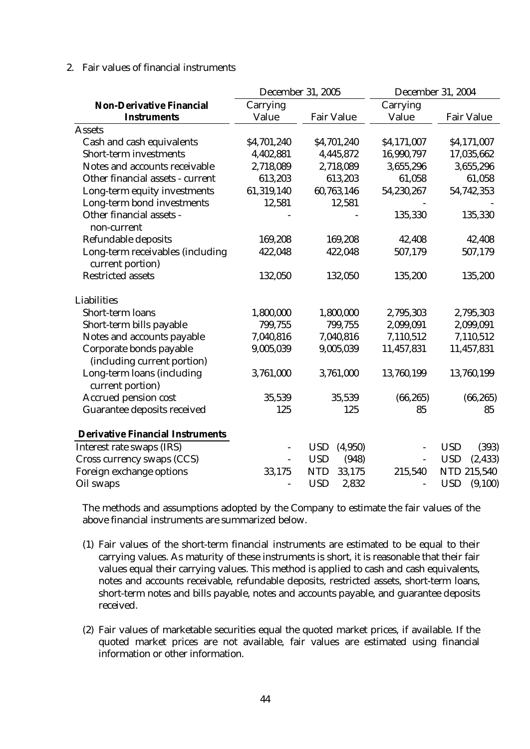2. Fair values of financial instruments

| Non-Derivative Financial Instruments | December 31, 2005 | | December 31, 2004 | |
|---|---|---|---|---|
| | Carrying Value | Fair Value | Carrying Value | Fair Value |
| Assets | | | | |
| Cash and cash equivalents | $4,701,240 | $4,701,240 | $4,171,007 | $4,171,007 |
| Short-term investments | 4,402,881 | 4,445,872 | 16,990,797 | 17,035,662 |
| Notes and accounts receivable | 2,718,089 | 2,718,089 | 3,655,296 | 3,655,296 |
| Other financial assets - current | 613,203 | 613,203 | 61,058 | 61,058 |
| Long-term equity investments | 61,319,140 | 60,763,146 | 54,230,267 | 54,742,353 |
| Long-term bond investments | 12,581 | 12,581 | - | - |
| Other financial assets - non-current | - | - | 135,330 | 135,330 |
| Refundable deposits | 169,208 | 169,208 | 42,408 | 42,408 |
| Long-term receivables (including current portion) | 422,048 | 422,048 | 507,179 | 507,179 |
| Restricted assets | 132,050 | 132,050 | 135,200 | 135,200 |
| Liabilities | | | | |
| Short-term loans | 1,800,000 | 1,800,000 | 2,795,303 | 2,795,303 |
| Short-term bills payable | 799,755 | 799,755 | 2,099,091 | 2,099,091 |
| Notes and accounts payable | 7,040,816 | 7,040,816 | 7,110,512 | 7,110,512 |
| Corporate bonds payable (including current portion) | 9,005,039 | 9,005,039 | 11,457,831 | 11,457,831 |
| Long-term loans (including current portion) | 3,761,000 | 3,761,000 | 13,760,199 | 13,760,199 |
| Accrued pension cost | 35,539 | 35,539 | (66,265) | (66,265) |
| Guarantee deposits received | 125 | 125 | 85 | 85 |
| **Derivative Financial Instruments** | | | | |
| Interest rate swaps (IRS) | - | USD (4,950) | - | USD (393) |
| Cross currency swaps (CCS) | - | USD (948) | - | USD (2,433) |
| Foreign exchange options | 33,175 | NTD 33,175 | 215,540 | NTD 215,540 |
| Oil swaps | - | USD 2,832 | - | USD (9,100) |

The methods and assumptions adopted by the Company to estimate the fair values of the above financial instruments are summarized below.

(1) Fair values of the short-term financial instruments are estimated to be equal to their carrying values. As maturity of these instruments is short, it is reasonable that their fair values equal their carrying values. This method is applied to cash and cash equivalents, notes and accounts receivable, refundable deposits, restricted assets, short-term loans, short-term notes and bills payable, notes and accounts payable, and guarantee deposits received.

(2) Fair values of marketable securities equal the quoted market prices, if available. If the quoted market prices are not available, fair values are estimated using financial information or other information.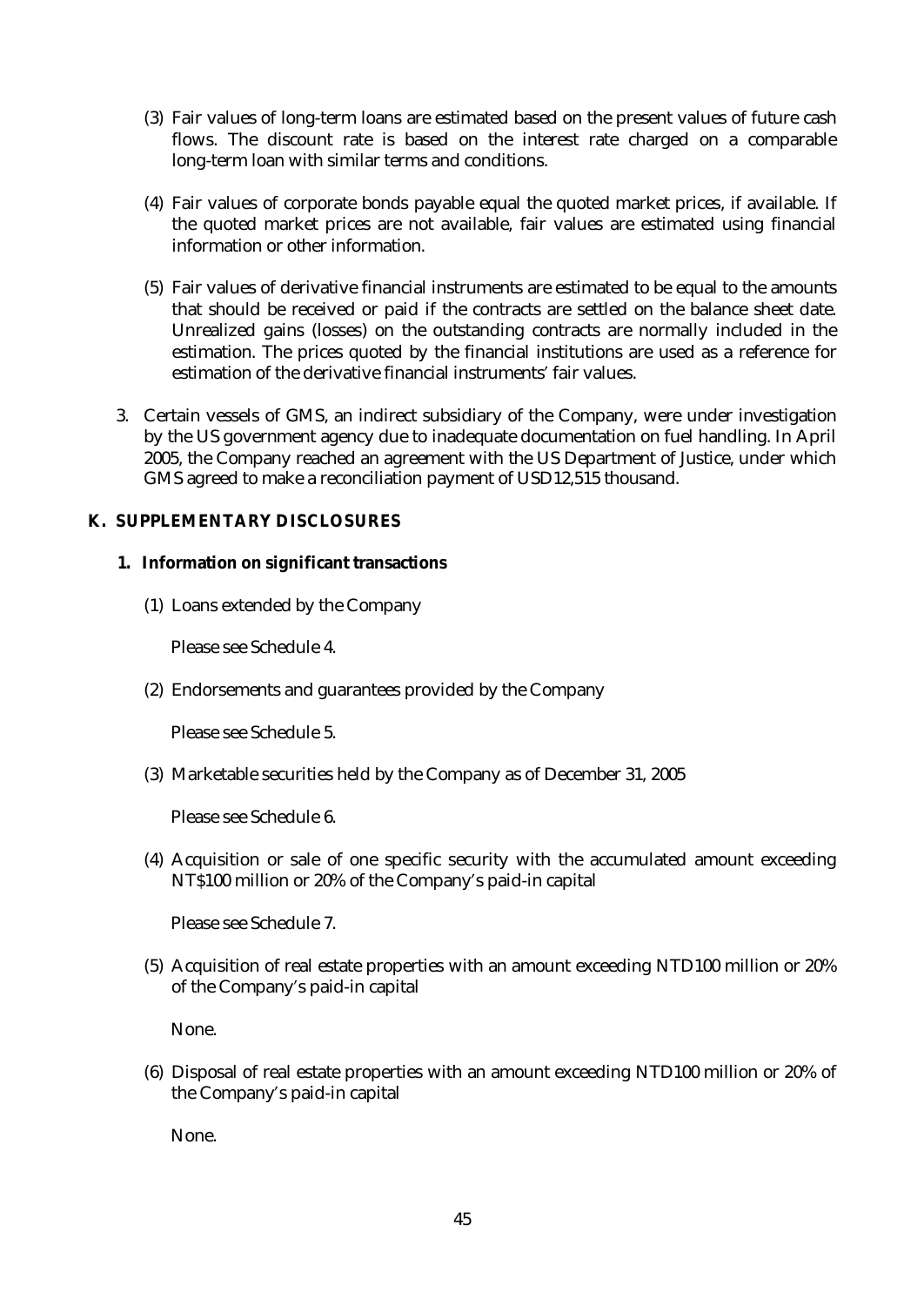(3) Fair values of long-term loans are estimated based on the present values of future cash flows. The discount rate is based on the interest rate charged on a comparable long-term loan with similar terms and conditions.

(4) Fair values of corporate bonds payable equal the quoted market prices, if available. If the quoted market prices are not available, fair values are estimated using financial information or other information.

(5) Fair values of derivative financial instruments are estimated to be equal to the amounts that should be received or paid if the contracts are settled on the balance sheet date. Unrealized gains (losses) on the outstanding contracts are normally included in the estimation. The prices quoted by the financial institutions are used as a reference for estimation of the derivative financial instruments' fair values.

3. Certain vessels of GMS, an indirect subsidiary of the Company, were under investigation by the US government agency due to inadequate documentation on fuel handling. In April 2005, the Company reached an agreement with the US Department of Justice, under which GMS agreed to make a reconciliation payment of USD12,515 thousand.

## K. SUPPLEMENTARY DISCLOSURES

### 1. Information on significant transactions

(1) Loans extended by the Company

Please see Schedule 4.

(2) Endorsements and guarantees provided by the Company

Please see Schedule 5.

(3) Marketable securities held by the Company as of December 31, 2005

Please see Schedule 6.

(4) Acquisition or sale of one specific security with the accumulated amount exceeding NT$100 million or 20% of the Company's paid-in capital

Please see Schedule 7.

(5) Acquisition of real estate properties with an amount exceeding NTD100 million or 20% of the Company's paid-in capital

None.

(6) Disposal of real estate properties with an amount exceeding NTD100 million or 20% of the Company's paid-in capital

None.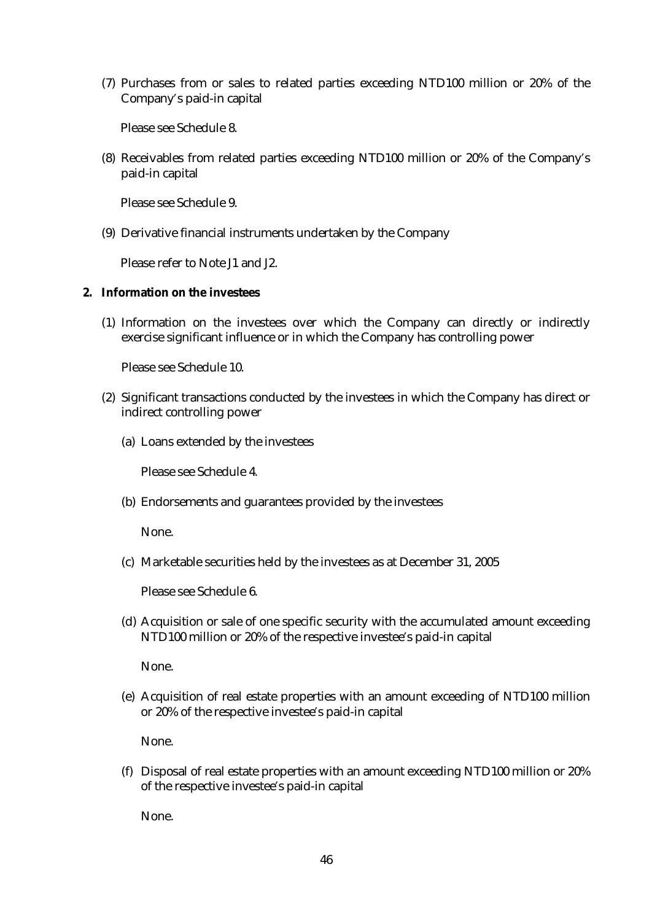(7) Purchases from or sales to related parties exceeding NTD100 million or 20% of the Company's paid-in capital

Please see Schedule 8.

(8) Receivables from related parties exceeding NTD100 million or 20% of the Company's paid-in capital

Please see Schedule 9.

(9) Derivative financial instruments undertaken by the Company

Please refer to Note J1 and J2.

**2. Information on the investees**

(1) Information on the investees over which the Company can directly or indirectly exercise significant influence or in which the Company has controlling power

Please see Schedule 10.

(2) Significant transactions conducted by the investees in which the Company has direct or indirect controlling power

(a) Loans extended by the investees

Please see Schedule 4.

(b) Endorsements and guarantees provided by the investees

None.

(c) Marketable securities held by the investees as at December 31, 2005

Please see Schedule 6.

(d) Acquisition or sale of one specific security with the accumulated amount exceeding NTD100 million or 20% of the respective investee's paid-in capital

None.

(e) Acquisition of real estate properties with an amount exceeding of NTD100 million or 20% of the respective investee's paid-in capital

None.

(f) Disposal of real estate properties with an amount exceeding NTD100 million or 20% of the respective investee's paid-in capital

None.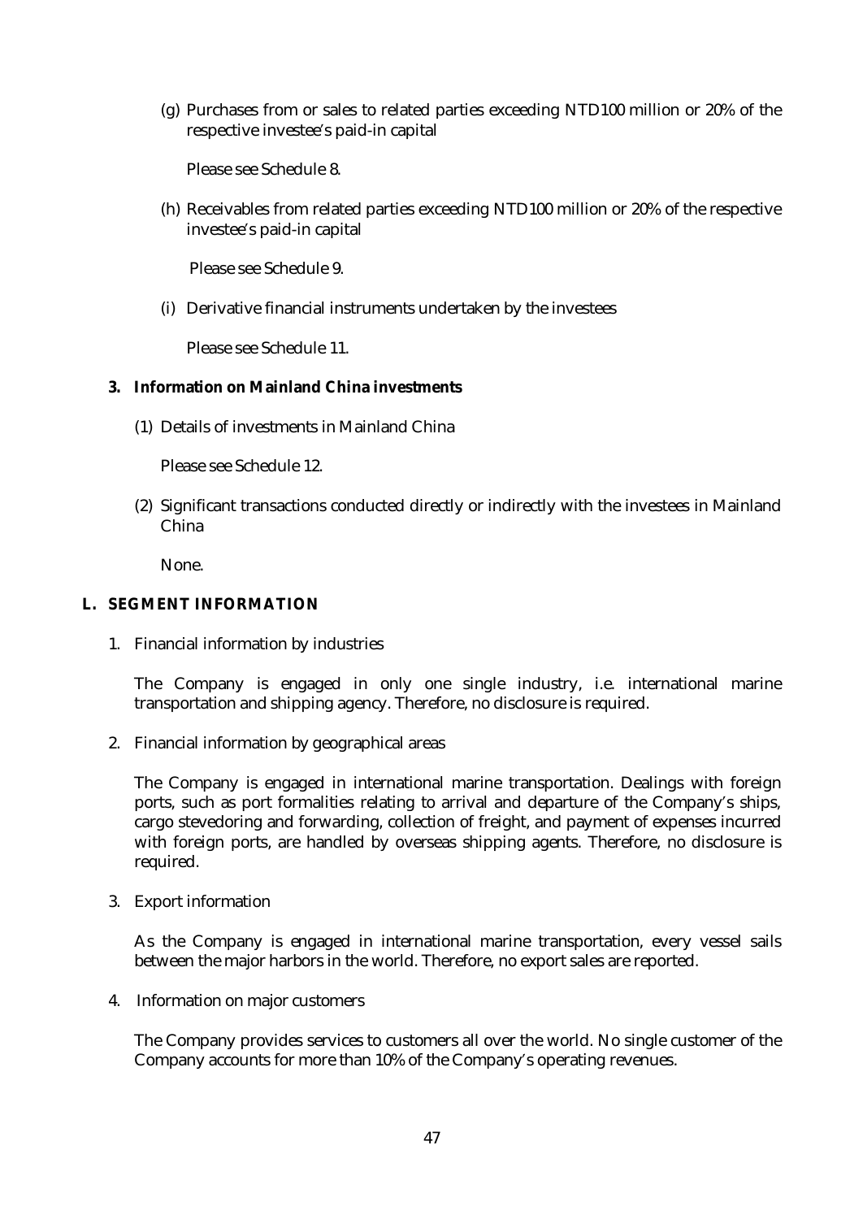(g) Purchases from or sales to related parties exceeding NTD100 million or 20% of the respective investee's paid-in capital

Please see Schedule 8.

(h) Receivables from related parties exceeding NTD100 million or 20% of the respective investee's paid-in capital

Please see Schedule 9.

(i) Derivative financial instruments undertaken by the investees

Please see Schedule 11.

**3. Information on Mainland China investments**

(1) Details of investments in Mainland China

Please see Schedule 12.

(2) Significant transactions conducted directly or indirectly with the investees in Mainland China

None.

## L. SEGMENT INFORMATION

1. Financial information by industries

   The Company is engaged in only one single industry, i.e. international marine transportation and shipping agency. Therefore, no disclosure is required.

2. Financial information by geographical areas

   The Company is engaged in international marine transportation. Dealings with foreign ports, such as port formalities relating to arrival and departure of the Company's ships, cargo stevedoring and forwarding, collection of freight, and payment of expenses incurred with foreign ports, are handled by overseas shipping agents. Therefore, no disclosure is required.

3. Export information

   As the Company is engaged in international marine transportation, every vessel sails between the major harbors in the world. Therefore, no export sales are reported.

4. Information on major customers

   The Company provides services to customers all over the world. No single customer of the Company accounts for more than 10% of the Company's operating revenues.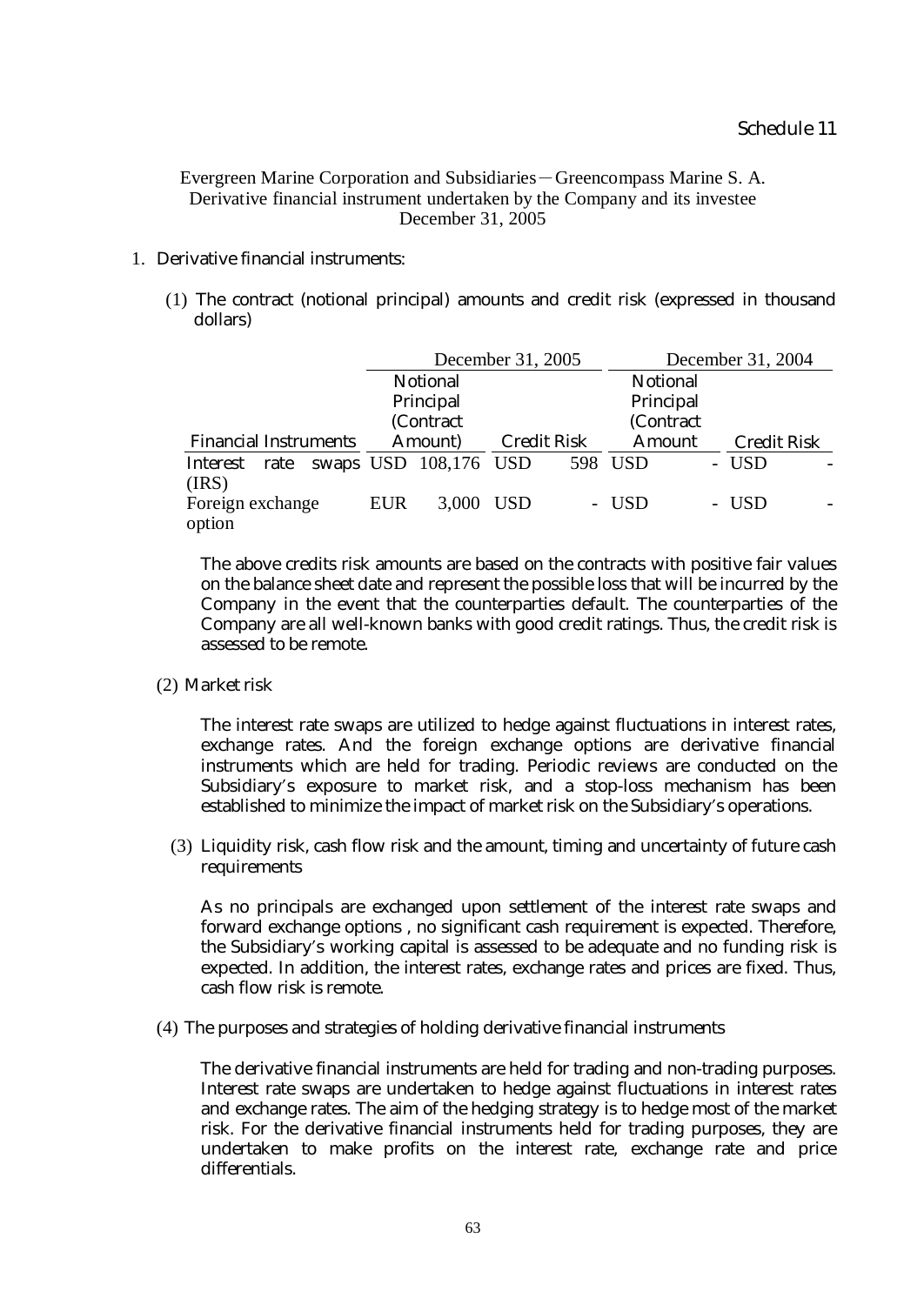Schedule 11

Evergreen Marine Corporation and Subsidiaries－Greencompass Marine S. A.
Derivative financial instrument undertaken by the Company and its investee
December 31, 2005

1. Derivative financial instruments:

(1) The contract (notional principal) amounts and credit risk (expressed in thousand dollars)

| | December 31, 2005 | | December 31, 2004 | |
|---|---|---|---|---|
| Financial Instruments | Notional Principal (Contract Amount) | Credit Risk | Notional Principal (Contract Amount | Credit Risk |
| Interest rate swaps (IRS) | USD 108,176 | USD 598 | USD - | USD - |
| Foreign exchange option | EUR 3,000 | USD - | USD - | USD - |

The above credits risk amounts are based on the contracts with positive fair values on the balance sheet date and represent the possible loss that will be incurred by the Company in the event that the counterparties default. The counterparties of the Company are all well-known banks with good credit ratings. Thus, the credit risk is assessed to be remote.

(2) Market risk

The interest rate swaps are utilized to hedge against fluctuations in interest rates, exchange rates. And the foreign exchange options are derivative financial instruments which are held for trading. Periodic reviews are conducted on the Subsidiary's exposure to market risk, and a stop-loss mechanism has been established to minimize the impact of market risk on the Subsidiary's operations.

(3) Liquidity risk, cash flow risk and the amount, timing and uncertainty of future cash requirements

As no principals are exchanged upon settlement of the interest rate swaps and forward exchange options , no significant cash requirement is expected. Therefore, the Subsidiary's working capital is assessed to be adequate and no funding risk is expected. In addition, the interest rates, exchange rates and prices are fixed. Thus, cash flow risk is remote.

(4) The purposes and strategies of holding derivative financial instruments

The derivative financial instruments are held for trading and non-trading purposes. Interest rate swaps are undertaken to hedge against fluctuations in interest rates and exchange rates. The aim of the hedging strategy is to hedge most of the market risk. For the derivative financial instruments held for trading purposes, they are undertaken to make profits on the interest rate, exchange rate and price differentials.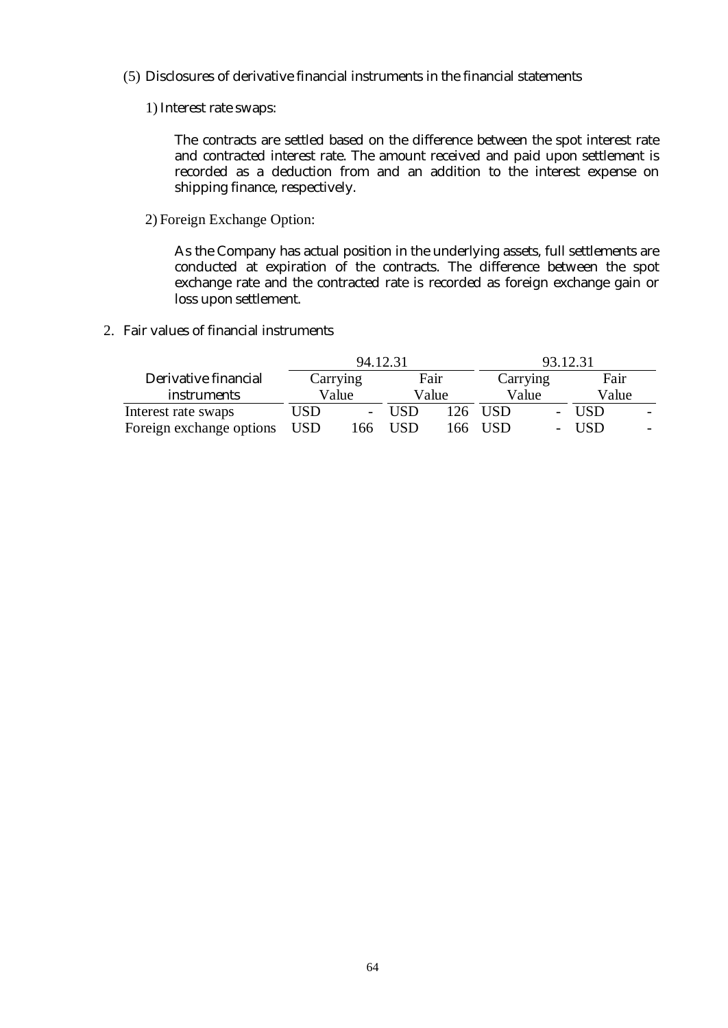(5) Disclosures of derivative financial instruments in the financial statements

1) Interest rate swaps:

The contracts are settled based on the difference between the spot interest rate and contracted interest rate. The amount received and paid upon settlement is recorded as a deduction from and an addition to the interest expense on shipping finance, respectively.

2) Foreign Exchange Option:

As the Company has actual position in the underlying assets, full settlements are conducted at expiration of the contracts. The difference between the spot exchange rate and the contracted rate is recorded as foreign exchange gain or loss upon settlement.

2. Fair values of financial instruments

| Derivative financial instruments | 94.12.31 Carrying Value | | 94.12.31 Fair Value | | 93.12.31 Carrying Value | | 93.12.31 Fair Value | |
|---|---|---|---|---|---|---|---|---|
| Interest rate swaps | USD | - | USD | 126 | USD | - | USD | - |
| Foreign exchange options | USD | 166 | USD | 166 | USD | - | USD | - |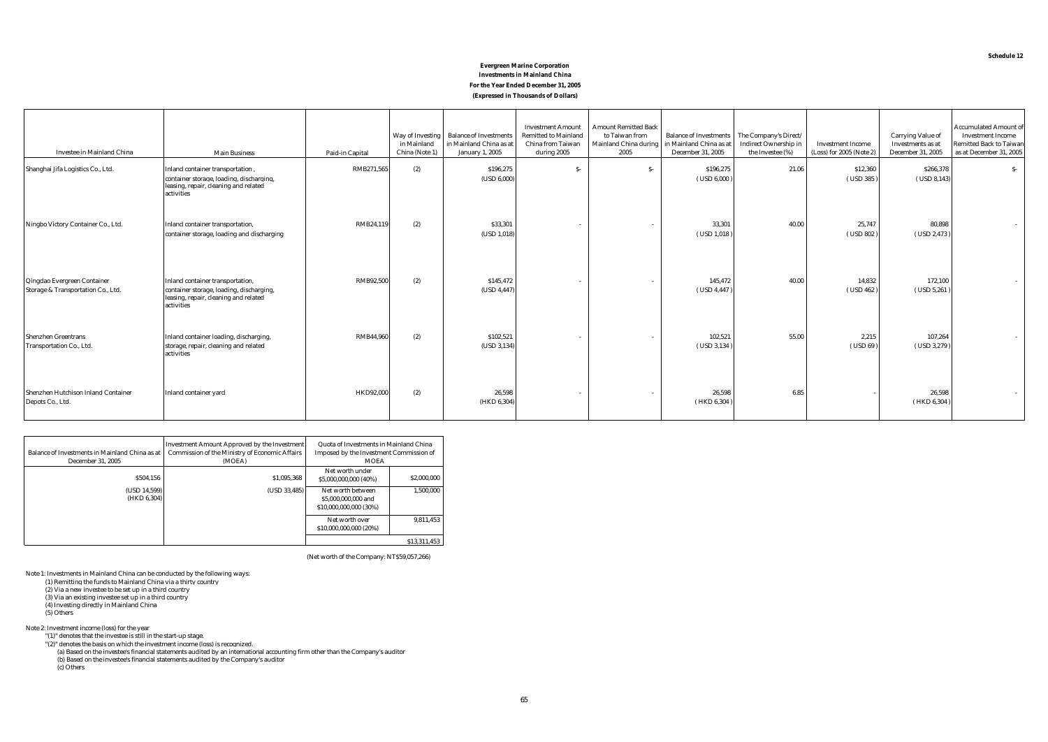Schedule 12

**Evergreen Marine Corporation**
**Investments in Mainland China**
**For the Year Ended December 31, 2005**
**(Expressed in Thousands of Dollars)**

| Investee in Mainland China | Main Business | Paid-in Capital | Way of Investing in Mainland China (Note 1) | Balance of Investments in Mainland China as at January 1, 2005 | Investment Amount Remitted to Mainland China from Taiwan during 2005 | Amount Remitted Back to Taiwan from Mainland China during 2005 | Balance of Investments in Mainland China as at December 31, 2005 | The Company's Direct/ Indirect Ownership in the Investee (%) | Investment Income (Loss) for 2005 (Note 2) | Carrying Value of Investments as at December 31, 2005 | Accumulated Amount of Investment Income Remitted Back to Taiwan as at December 31, 2005 |
|---|---|---|---|---|---|---|---|---|---|---|---|
| Shanghai Jifa Logistics Co., Ltd. | Inland container transportation , container storage, loading, discharging, leasing, repair, cleaning and related activities | RMB271,565 | (2) | $196,275 (USD 6,000) | $- | $- | $196,275 ( USD 6,000 ) | 21.06 | $12,360 ( USD 385 ) | $266,378 ( USD 8,143) | $- |
| Ningbo Victory Container Co., Ltd. | Inland container transportation, container storage, loading and discharging | RMB24,119 | (2) | $33,301 (USD 1,018) | - | - | 33,301 ( USD 1,018 ) | 40.00 | 25,747 ( USD 802 ) | 80,898 ( USD 2,473 ) | - |
| Qingdao Evergreen Container Storage & Transportation Co., Ltd. | Inland container transportation, container storage, loading, discharging, leasing, repair, cleaning and related activities | RMB92,500 | (2) | $145,472 (USD 4,447) | - | - | 145,472 ( USD 4,447 ) | 40.00 | 14,832 ( USD 462 ) | 172,100 ( USD 5,261 ) | - |
| Shenzhen Greentrans Transportation Co., Ltd. | Inland container loading, discharging, storage, repair, cleaning and related activities | RMB44,960 | (2) | $102,521 (USD 3,134) | - | - | 102,521 ( USD 3,134 ) | 55.00 | 2,215 ( USD 69 ) | 107,264 ( USD 3,279 ) | - |
| Shenzhen Hutchison Inland Container Depots Co., Ltd. | Inland container yard | HKD92,000 | (2) | 26,598 (HKD 6,304) | - | - | 26,598 ( HKD 6,304 ) | 6.85 | - | 26,598 ( HKD 6,304 ) | - |

| Balance of Investments in Mainland China as at December 31, 2005 | Investment Amount Approved by the Investment Commission of the Ministry of Economic Affairs (MOEA) | Quota of Investments in Mainland China Imposed by the Investment Commission of MOEA | |
|---|---|---|---|
| $504,156 | $1,095,368 | Net worth under $5,000,000,000 (40%) | $2,000,000 |
| (USD 14,599) (HKD 6,304) | (USD 33,485) | Net worth between $5,000,000,000 and $10,000,000,000 (30%) | 1,500,000 |
| | | Net worth over $10,000,000,000 (20%) | 9,811,453 |
| | | | $13,311,453 |

(Net worth of the Company: NT$59,057,266)

Note 1: Investments in Mainland China can be conducted by the following ways:
- (1) Remitting the funds to Mainland China via a thirty country
- (2) Via a new investee to be set up in a third country
- (3) Via an existing investee set up in a third country
- (4) Investing directly in Mainland China
- (5) Others

Note 2: Investment income (loss) for the year
- "(1)" denotes that the investee is still in the start-up stage.
- "(2)" denotes the basis on which the investment income (loss) is recognized.
  - (a) Based on the investee's financial statements audited by an international accounting firm other than the Company's auditor
  - (b) Based on the investee's financial statements audited by the Company's auditor
  - (c) Others